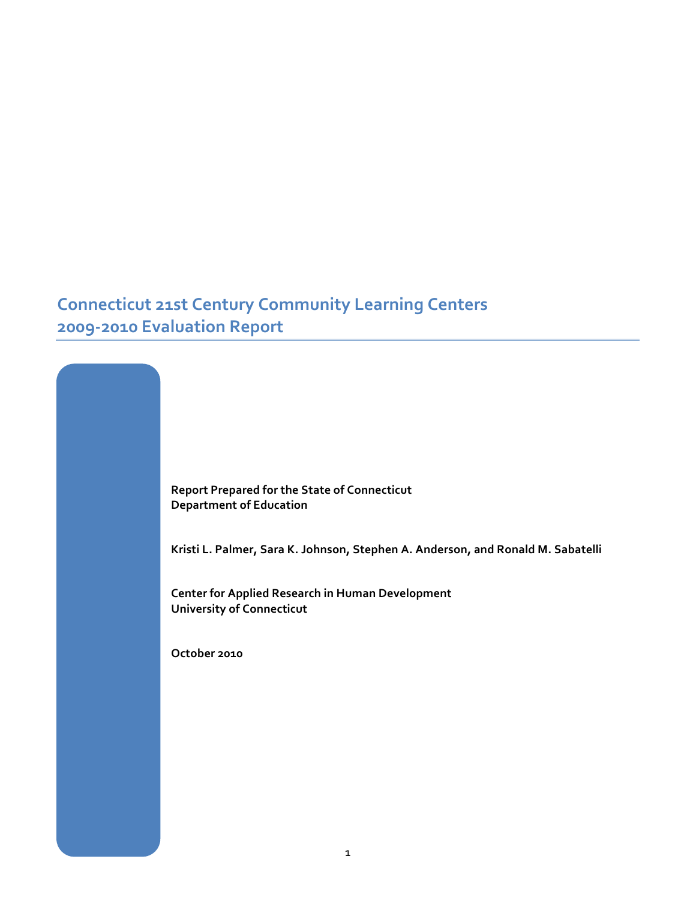# Connecticut 21st Century Community Learning Centers
# 2009-2010 Evaluation Report

**Report Prepared for the State of Connecticut Department of Education**

**Kristi L. Palmer, Sara K. Johnson, Stephen A. Anderson, and Ronald M. Sabatelli**

**Center for Applied Research in Human Development**
**University of Connecticut**

**October 2010**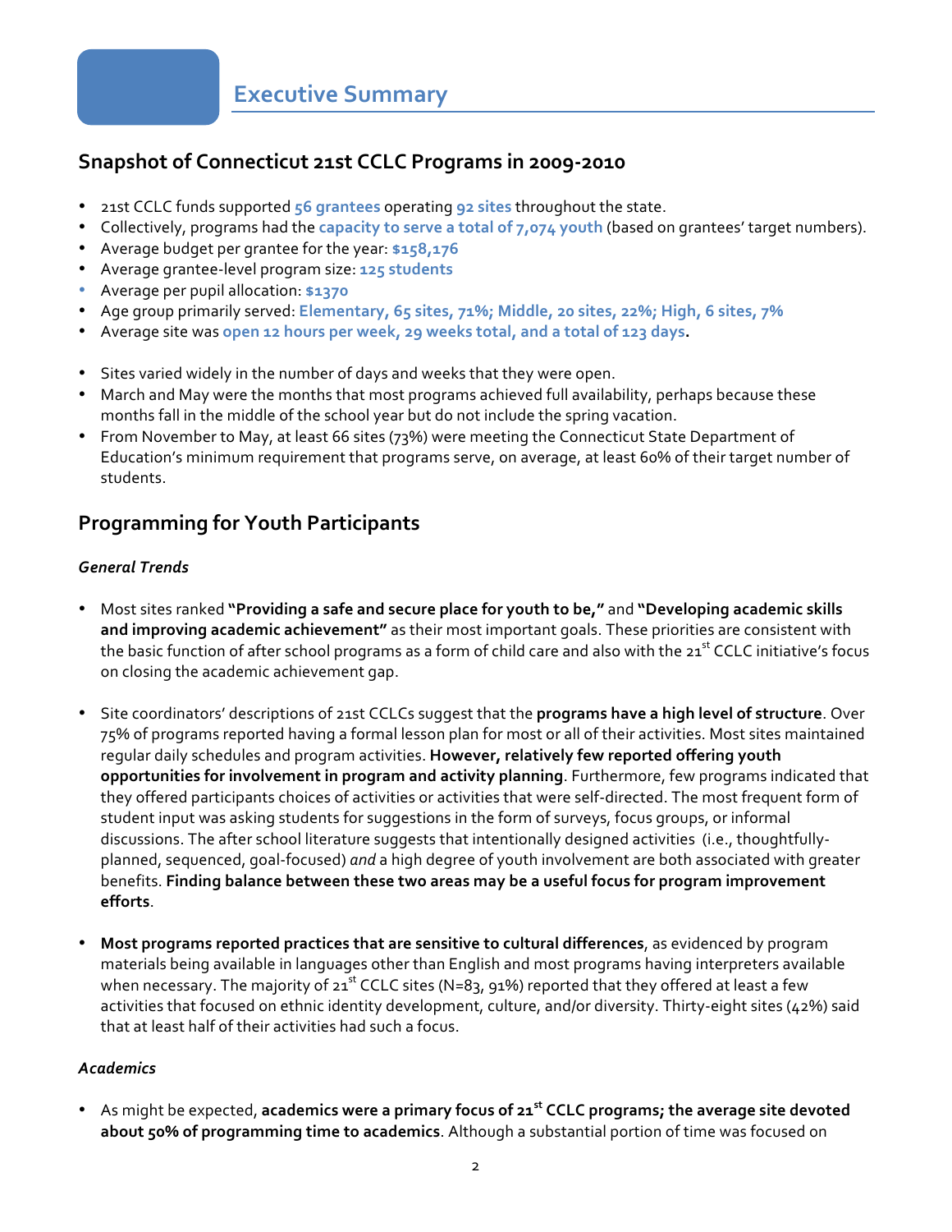# Executive Summary

## Snapshot of Connecticut 21st CCLC Programs in 2009-2010

- 21st CCLC funds supported **56 grantees** operating **92 sites** throughout the state.
- Collectively, programs had the **capacity to serve a total of 7,074 youth** (based on grantees' target numbers).
- Average budget per grantee for the year: **$158,176**
- Average grantee-level program size: **125 students**
- Average per pupil allocation: **$1370**
- Age group primarily served: **Elementary, 65 sites, 71%; Middle, 20 sites, 22%; High, 6 sites, 7%**
- Average site was **open 12 hours per week, 29 weeks total, and a total of 123 days.**

- Sites varied widely in the number of days and weeks that they were open.
- March and May were the months that most programs achieved full availability, perhaps because these months fall in the middle of the school year but do not include the spring vacation.
- From November to May, at least 66 sites (73%) were meeting the Connecticut State Department of Education's minimum requirement that programs serve, on average, at least 60% of their target number of students.

## Programming for Youth Participants

### *General Trends*

- Most sites ranked **"Providing a safe and secure place for youth to be,"** and **"Developing academic skills and improving academic achievement"** as their most important goals. These priorities are consistent with the basic function of after school programs as a form of child care and also with the 21st CCLC initiative's focus on closing the academic achievement gap.

- Site coordinators' descriptions of 21st CCLCs suggest that the **programs have a high level of structure**. Over 75% of programs reported having a formal lesson plan for most or all of their activities. Most sites maintained regular daily schedules and program activities. **However, relatively few reported offering youth opportunities for involvement in program and activity planning**. Furthermore, few programs indicated that they offered participants choices of activities or activities that were self-directed. The most frequent form of student input was asking students for suggestions in the form of surveys, focus groups, or informal discussions. The after school literature suggests that intentionally designed activities (i.e., thoughtfully-planned, sequenced, goal-focused) *and* a high degree of youth involvement are both associated with greater benefits. **Finding balance between these two areas may be a useful focus for program improvement efforts**.

- **Most programs reported practices that are sensitive to cultural differences**, as evidenced by program materials being available in languages other than English and most programs having interpreters available when necessary. The majority of 21st CCLC sites (N=83, 91%) reported that they offered at least a few activities that focused on ethnic identity development, culture, and/or diversity. Thirty-eight sites (42%) said that at least half of their activities had such a focus.

### *Academics*

- As might be expected, **academics were a primary focus of 21st CCLC programs; the average site devoted about 50% of programming time to academics**. Although a substantial portion of time was focused on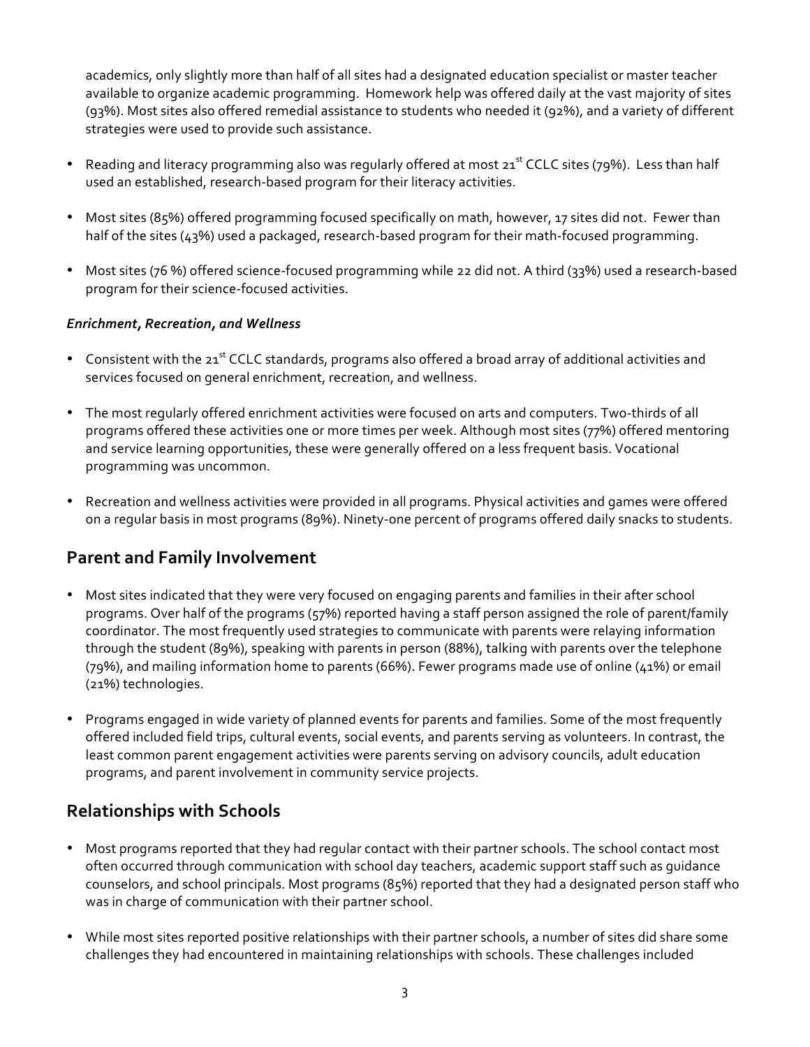academics, only slightly more than half of all sites had a designated education specialist or master teacher available to organize academic programming. Homework help was offered daily at the vast majority of sites (93%). Most sites also offered remedial assistance to students who needed it (92%), and a variety of different strategies were used to provide such assistance.

- Reading and literacy programming also was regularly offered at most 21st CCLC sites (79%). Less than half used an established, research-based program for their literacy activities.
- Most sites (85%) offered programming focused specifically on math, however, 17 sites did not. Fewer than half of the sites (43%) used a packaged, research-based program for their math-focused programming.
- Most sites (76 %) offered science-focused programming while 22 did not. A third (33%) used a research-based program for their science-focused activities.

***Enrichment, Recreation, and Wellness***

- Consistent with the 21st CCLC standards, programs also offered a broad array of additional activities and services focused on general enrichment, recreation, and wellness.
- The most regularly offered enrichment activities were focused on arts and computers. Two-thirds of all programs offered these activities one or more times per week. Although most sites (77%) offered mentoring and service learning opportunities, these were generally offered on a less frequent basis. Vocational programming was uncommon.
- Recreation and wellness activities were provided in all programs. Physical activities and games were offered on a regular basis in most programs (89%). Ninety-one percent of programs offered daily snacks to students.

## Parent and Family Involvement

- Most sites indicated that they were very focused on engaging parents and families in their after school programs. Over half of the programs (57%) reported having a staff person assigned the role of parent/family coordinator. The most frequently used strategies to communicate with parents were relaying information through the student (89%), speaking with parents in person (88%), talking with parents over the telephone (79%), and mailing information home to parents (66%). Fewer programs made use of online (41%) or email (21%) technologies.
- Programs engaged in wide variety of planned events for parents and families. Some of the most frequently offered included field trips, cultural events, social events, and parents serving as volunteers. In contrast, the least common parent engagement activities were parents serving on advisory councils, adult education programs, and parent involvement in community service projects.

## Relationships with Schools

- Most programs reported that they had regular contact with their partner schools. The school contact most often occurred through communication with school day teachers, academic support staff such as guidance counselors, and school principals. Most programs (85%) reported that they had a designated person staff who was in charge of communication with their partner school.
- While most sites reported positive relationships with their partner schools, a number of sites did share some challenges they had encountered in maintaining relationships with schools. These challenges included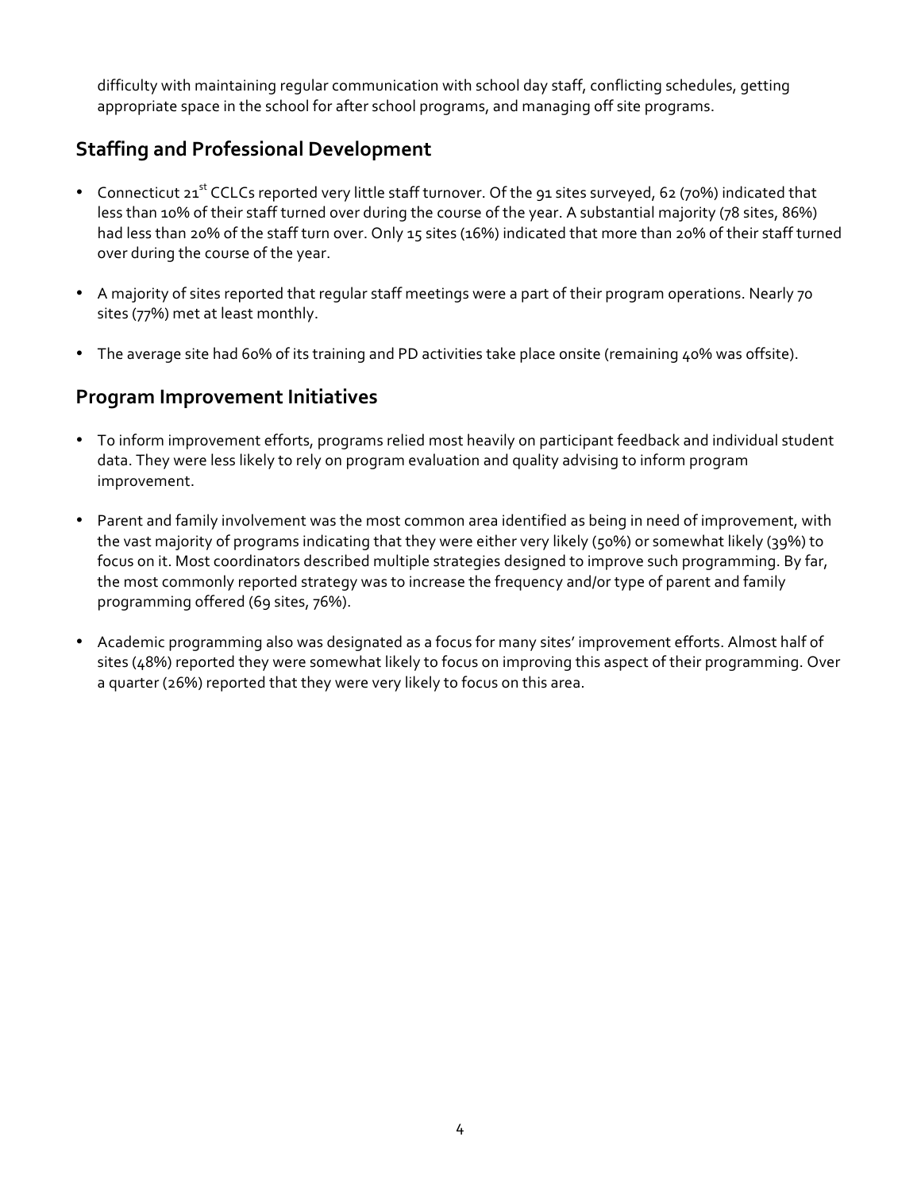difficulty with maintaining regular communication with school day staff, conflicting schedules, getting appropriate space in the school for after school programs, and managing off site programs.

## Staffing and Professional Development

- Connecticut 21st CCLCs reported very little staff turnover. Of the 91 sites surveyed, 62 (70%) indicated that less than 10% of their staff turned over during the course of the year. A substantial majority (78 sites, 86%) had less than 20% of the staff turn over. Only 15 sites (16%) indicated that more than 20% of their staff turned over during the course of the year.

- A majority of sites reported that regular staff meetings were a part of their program operations. Nearly 70 sites (77%) met at least monthly.

- The average site had 60% of its training and PD activities take place onsite (remaining 40% was offsite).

## Program Improvement Initiatives

- To inform improvement efforts, programs relied most heavily on participant feedback and individual student data. They were less likely to rely on program evaluation and quality advising to inform program improvement.

- Parent and family involvement was the most common area identified as being in need of improvement, with the vast majority of programs indicating that they were either very likely (50%) or somewhat likely (39%) to focus on it. Most coordinators described multiple strategies designed to improve such programming. By far, the most commonly reported strategy was to increase the frequency and/or type of parent and family programming offered (69 sites, 76%).

- Academic programming also was designated as a focus for many sites' improvement efforts. Almost half of sites (48%) reported they were somewhat likely to focus on improving this aspect of their programming. Over a quarter (26%) reported that they were very likely to focus on this area.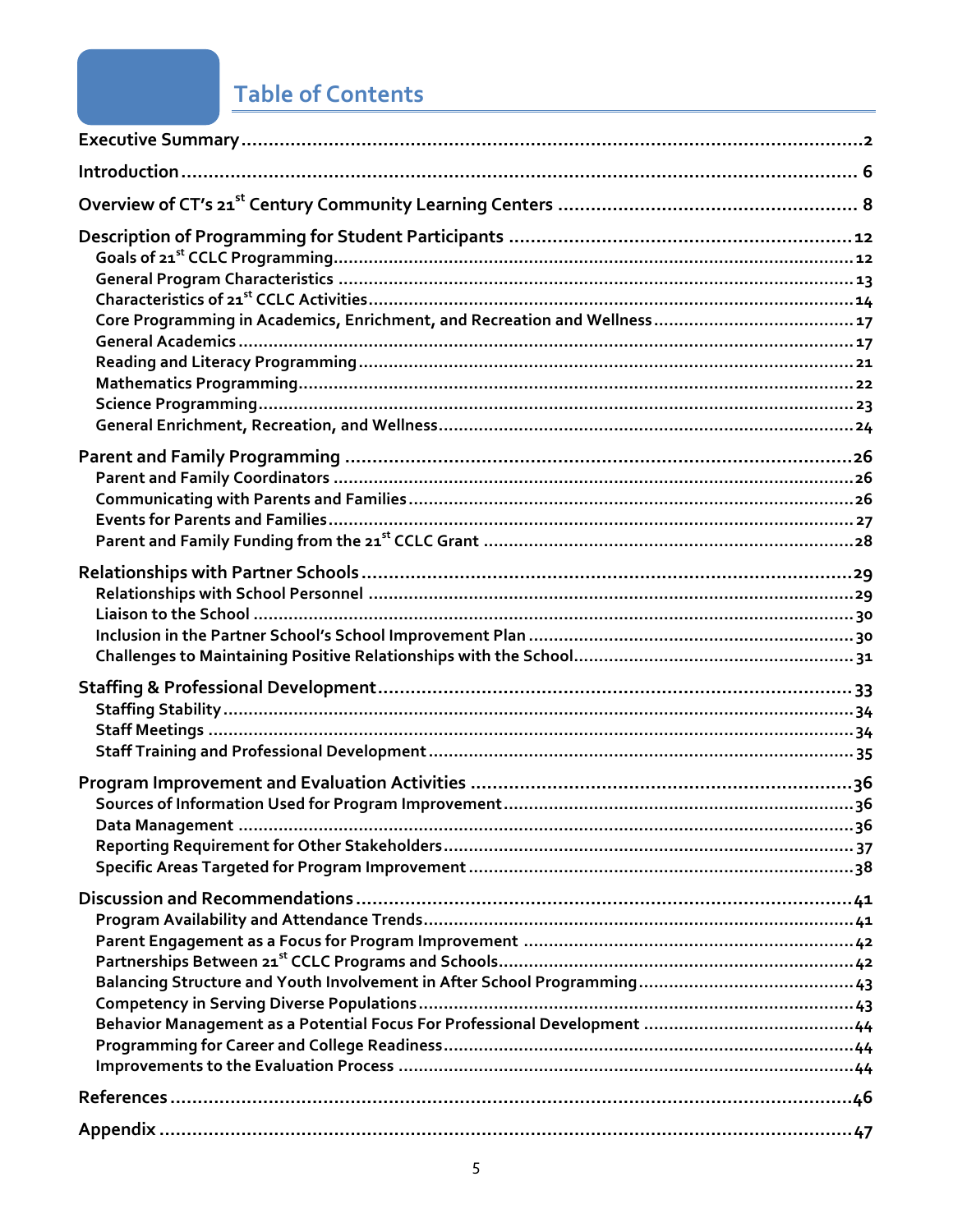# Table of Contents

- **Executive Summary** .......... 2
- **Introduction** .......... 6
- **Overview of CT's 21st Century Community Learning Centers** .......... 8
- **Description of Programming for Student Participants** .......... 12
  - Goals of 21st CCLC Programming .......... 12
  - General Program Characteristics .......... 13
  - Characteristics of 21st CCLC Activities .......... 14
  - Core Programming in Academics, Enrichment, and Recreation and Wellness .......... 17
  - General Academics .......... 17
  - Reading and Literacy Programming .......... 21
  - Mathematics Programming .......... 22
  - Science Programming .......... 23
  - General Enrichment, Recreation, and Wellness .......... 24
- **Parent and Family Programming** .......... 26
  - Parent and Family Coordinators .......... 26
  - Communicating with Parents and Families .......... 26
  - Events for Parents and Families .......... 27
  - Parent and Family Funding from the 21st CCLC Grant .......... 28
- **Relationships with Partner Schools** .......... 29
  - Relationships with School Personnel .......... 29
  - Liaison to the School .......... 30
  - Inclusion in the Partner School's School Improvement Plan .......... 30
  - Challenges to Maintaining Positive Relationships with the School .......... 31
- **Staffing & Professional Development** .......... 33
  - Staffing Stability .......... 34
  - Staff Meetings .......... 34
  - Staff Training and Professional Development .......... 35
- **Program Improvement and Evaluation Activities** .......... 36
  - Sources of Information Used for Program Improvement .......... 36
  - Data Management .......... 36
  - Reporting Requirement for Other Stakeholders .......... 37
  - Specific Areas Targeted for Program Improvement .......... 38
- **Discussion and Recommendations** .......... 41
  - Program Availability and Attendance Trends .......... 41
  - Parent Engagement as a Focus for Program Improvement .......... 42
  - Partnerships Between 21st CCLC Programs and Schools .......... 42
  - Balancing Structure and Youth Involvement in After School Programming .......... 43
  - Competency in Serving Diverse Populations .......... 43
  - Behavior Management as a Potential Focus For Professional Development .......... 44
  - Programming for Career and College Readiness .......... 44
  - Improvements to the Evaluation Process .......... 44
- **References** .......... 46
- **Appendix** .......... 47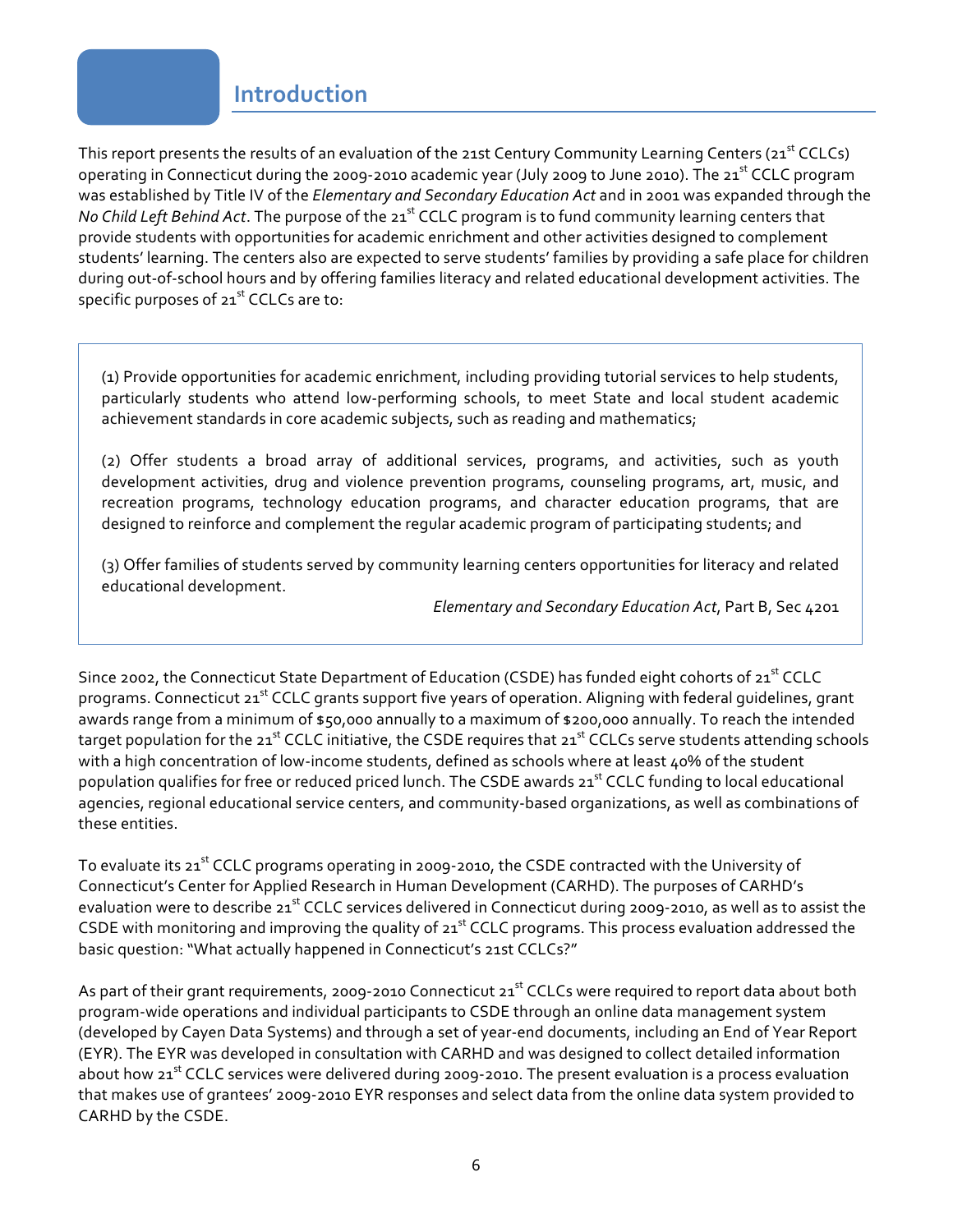## Introduction

This report presents the results of an evaluation of the 21st Century Community Learning Centers (21st CCLCs) operating in Connecticut during the 2009-2010 academic year (July 2009 to June 2010). The 21st CCLC program was established by Title IV of the *Elementary and Secondary Education Act* and in 2001 was expanded through the *No Child Left Behind Act*. The purpose of the 21st CCLC program is to fund community learning centers that provide students with opportunities for academic enrichment and other activities designed to complement students' learning. The centers also are expected to serve students' families by providing a safe place for children during out-of-school hours and by offering families literacy and related educational development activities. The specific purposes of 21st CCLCs are to:

> (1) Provide opportunities for academic enrichment, including providing tutorial services to help students, particularly students who attend low-performing schools, to meet State and local student academic achievement standards in core academic subjects, such as reading and mathematics;
>
> (2) Offer students a broad array of additional services, programs, and activities, such as youth development activities, drug and violence prevention programs, counseling programs, art, music, and recreation programs, technology education programs, and character education programs, that are designed to reinforce and complement the regular academic program of participating students; and
>
> (3) Offer families of students served by community learning centers opportunities for literacy and related educational development.
>
> *Elementary and Secondary Education Act*, Part B, Sec 4201

Since 2002, the Connecticut State Department of Education (CSDE) has funded eight cohorts of 21st CCLC programs. Connecticut 21st CCLC grants support five years of operation. Aligning with federal guidelines, grant awards range from a minimum of $50,000 annually to a maximum of $200,000 annually. To reach the intended target population for the 21st CCLC initiative, the CSDE requires that 21st CCLCs serve students attending schools with a high concentration of low-income students, defined as schools where at least 40% of the student population qualifies for free or reduced priced lunch. The CSDE awards 21st CCLC funding to local educational agencies, regional educational service centers, and community-based organizations, as well as combinations of these entities.

To evaluate its 21st CCLC programs operating in 2009-2010, the CSDE contracted with the University of Connecticut's Center for Applied Research in Human Development (CARHD). The purposes of CARHD's evaluation were to describe 21st CCLC services delivered in Connecticut during 2009-2010, as well as to assist the CSDE with monitoring and improving the quality of 21st CCLC programs. This process evaluation addressed the basic question: "What actually happened in Connecticut's 21st CCLCs?"

As part of their grant requirements, 2009-2010 Connecticut 21st CCLCs were required to report data about both program-wide operations and individual participants to CSDE through an online data management system (developed by Cayen Data Systems) and through a set of year-end documents, including an End of Year Report (EYR). The EYR was developed in consultation with CARHD and was designed to collect detailed information about how 21st CCLC services were delivered during 2009-2010. The present evaluation is a process evaluation that makes use of grantees' 2009-2010 EYR responses and select data from the online data system provided to CARHD by the CSDE.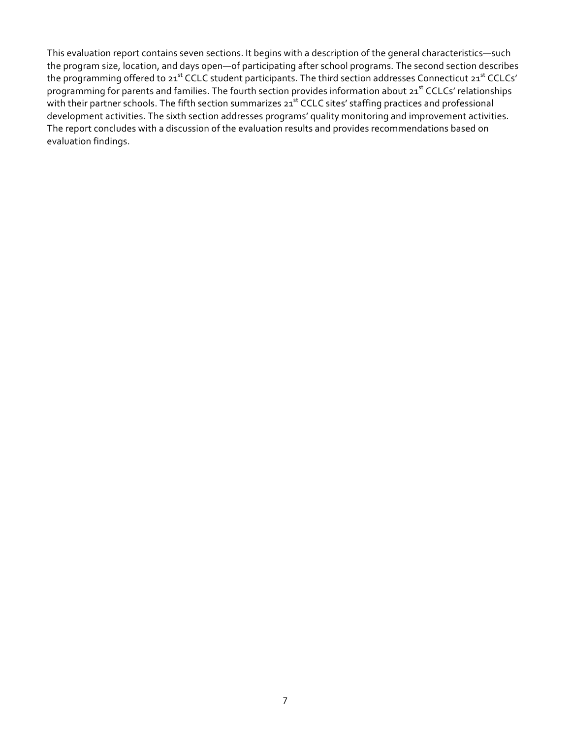This evaluation report contains seven sections. It begins with a description of the general characteristics—such the program size, location, and days open—of participating after school programs. The second section describes the programming offered to $21^{st}$ CCLC student participants. The third section addresses Connecticut $21^{st}$ CCLCs' programming for parents and families. The fourth section provides information about $21^{st}$ CCLCs' relationships with their partner schools. The fifth section summarizes $21^{st}$ CCLC sites' staffing practices and professional development activities. The sixth section addresses programs' quality monitoring and improvement activities. The report concludes with a discussion of the evaluation results and provides recommendations based on evaluation findings.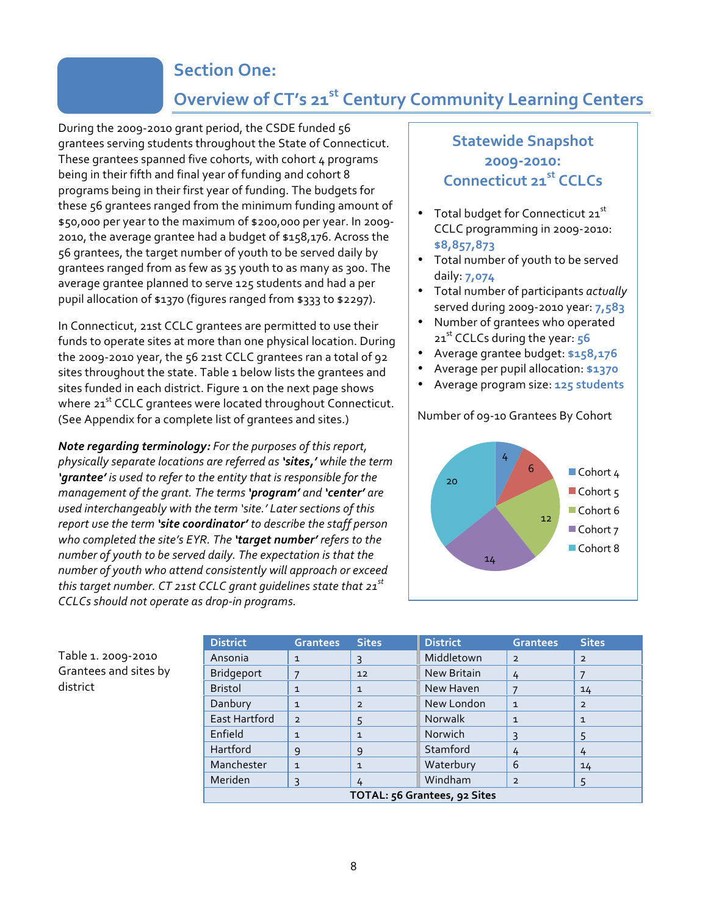# Section One:
## Overview of CT's 21st Century Community Learning Centers

During the 2009-2010 grant period, the CSDE funded 56 grantees serving students throughout the State of Connecticut. These grantees spanned five cohorts, with cohort 4 programs being in their fifth and final year of funding and cohort 8 programs being in their first year of funding. The budgets for these 56 grantees ranged from the minimum funding amount of $50,000 per year to the maximum of $200,000 per year. In 2009-2010, the average grantee had a budget of $158,176. Across the 56 grantees, the target number of youth to be served daily by grantees ranged from as few as 35 youth to as many as 300. The average grantee planned to serve 125 students and had a per pupil allocation of $1370 (figures ranged from $333 to $2297).

In Connecticut, 21st CCLC grantees are permitted to use their funds to operate sites at more than one physical location. During the 2009-2010 year, the 56 21st CCLC grantees ran a total of 92 sites throughout the state. Table 1 below lists the grantees and sites funded in each district. Figure 1 on the next page shows where 21st CCLC grantees were located throughout Connecticut. (See Appendix for a complete list of grantees and sites.)

***Note regarding terminology:*** *For the purposes of this report, physically separate locations are referred as* ***'sites,'*** *while the term* ***'grantee'*** *is used to refer to the entity that is responsible for the management of the grant. The terms* ***'program'*** *and* ***'center'*** *are used interchangeably with the term 'site.' Later sections of this report use the term* ***'site coordinator'*** *to describe the staff person who completed the site's EYR. The* ***'target number'*** *refers to the number of youth to be served daily. The expectation is that the number of youth who attend consistently will approach or exceed this target number. CT 21st CCLC grant guidelines state that 21st CCLCs should not operate as drop-in programs.*

### Statewide Snapshot 2009-2010: Connecticut 21st CCLCs

- Total budget for Connecticut 21st CCLC programming in 2009-2010: **$8,857,873**
- Total number of youth to be served daily: **7,074**
- Total number of participants *actually* served during 2009-2010 year: **7,583**
- Number of grantees who operated 21st CCLCs during the year: **56**
- Average grantee budget: **$158,176**
- Average per pupil allocation: **$1370**
- Average program size: **125 students**

Number of 09-10 Grantees By Cohort

| Cohort | Grantees |
|---|---|
| Cohort 4 | 4 |
| Cohort 5 | 6 |
| Cohort 6 | 12 |
| Cohort 7 | 14 |
| Cohort 8 | 20 |

Table 1. 2009-2010 Grantees and sites by district

| District | Grantees | Sites | District | Grantees | Sites |
|---|---|---|---|---|---|
| Ansonia | 1 | 3 | Middletown | 2 | 2 |
| Bridgeport | 7 | 12 | New Britain | 4 | 7 |
| Bristol | 1 | 1 | New Haven | 7 | 14 |
| Danbury | 1 | 2 | New London | 1 | 2 |
| East Hartford | 2 | 5 | Norwalk | 1 | 1 |
| Enfield | 1 | 1 | Norwich | 3 | 5 |
| Hartford | 9 | 9 | Stamford | 4 | 4 |
| Manchester | 1 | 1 | Waterbury | 6 | 14 |
| Meriden | 3 | 4 | Windham | 2 | 5 |
| **TOTAL: 56 Grantees, 92 Sites** | | | | | |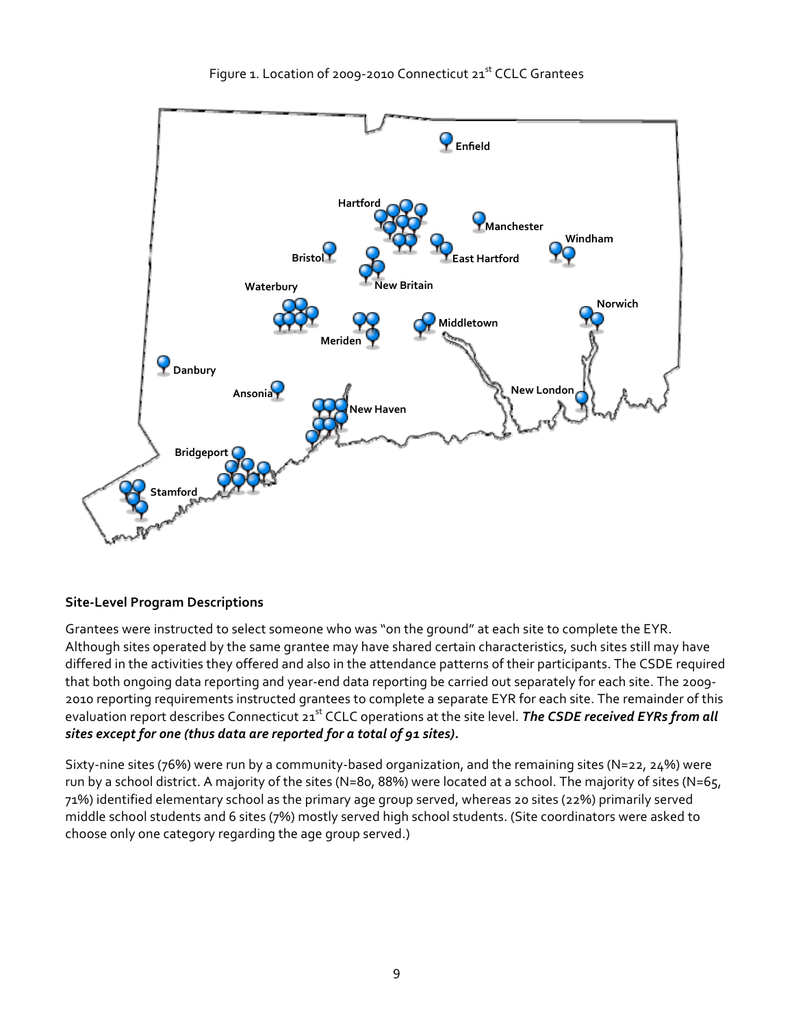Figure 1. Location of 2009-2010 Connecticut 21st CCLC Grantees

### Site-Level Program Descriptions

Grantees were instructed to select someone who was "on the ground" at each site to complete the EYR. Although sites operated by the same grantee may have shared certain characteristics, such sites still may have differed in the activities they offered and also in the attendance patterns of their participants. The CSDE required that both ongoing data reporting and year-end data reporting be carried out separately for each site. The 2009-2010 reporting requirements instructed grantees to complete a separate EYR for each site. The remainder of this evaluation report describes Connecticut 21st CCLC operations at the site level. ***The CSDE received EYRs from all sites except for one (thus data are reported for a total of 91 sites).***

Sixty-nine sites (76%) were run by a community-based organization, and the remaining sites (N=22, 24%) were run by a school district. A majority of the sites (N=80, 88%) were located at a school. The majority of sites (N=65, 71%) identified elementary school as the primary age group served, whereas 20 sites (22%) primarily served middle school students and 6 sites (7%) mostly served high school students. (Site coordinators were asked to choose only one category regarding the age group served.)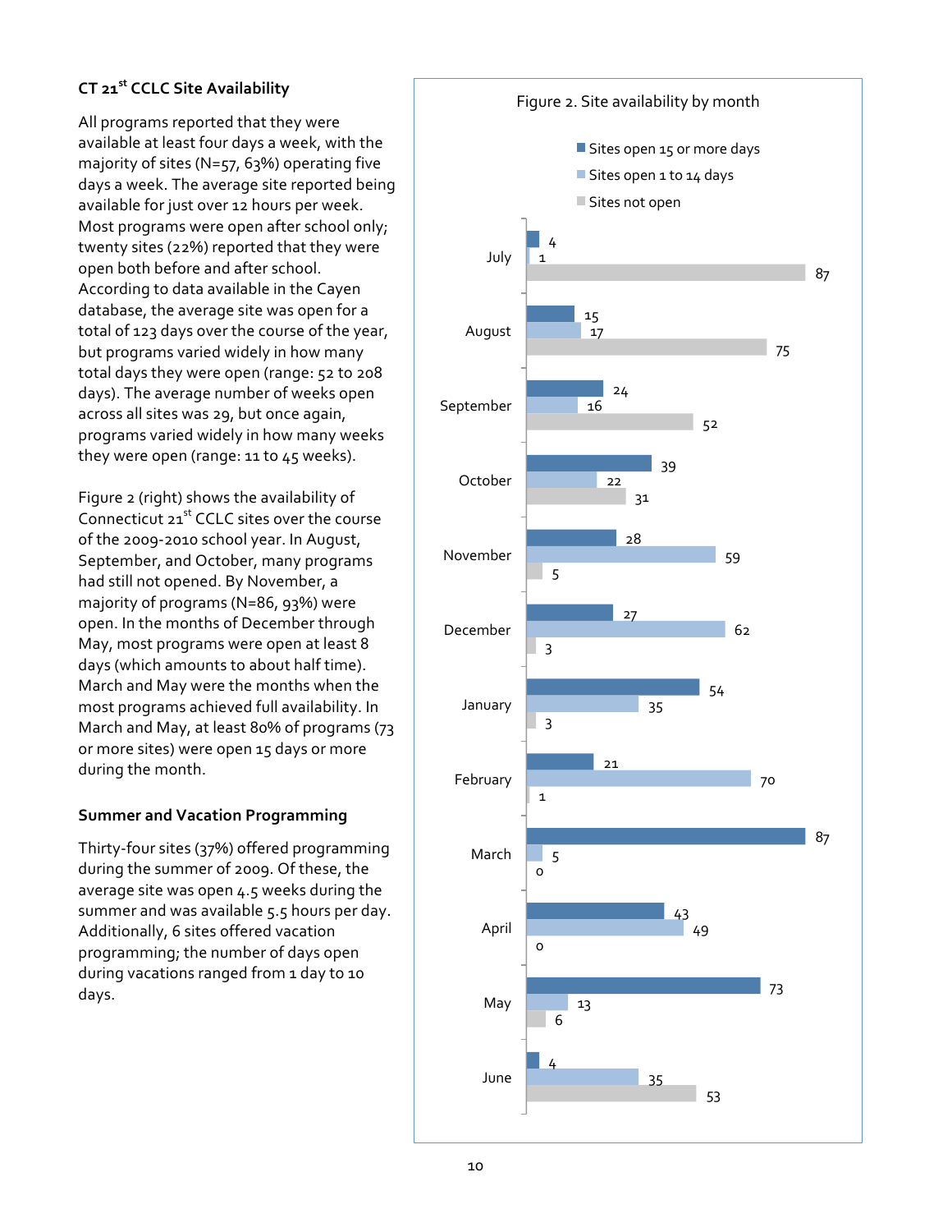### CT 21st CCLC Site Availability

All programs reported that they were available at least four days a week, with the majority of sites (N=57, 63%) operating five days a week. The average site reported being available for just over 12 hours per week. Most programs were open after school only; twenty sites (22%) reported that they were open both before and after school. According to data available in the Cayen database, the average site was open for a total of 123 days over the course of the year, but programs varied widely in how many total days they were open (range: 52 to 208 days). The average number of weeks open across all sites was 29, but once again, programs varied widely in how many weeks they were open (range: 11 to 45 weeks).

Figure 2 (right) shows the availability of Connecticut 21st CCLC sites over the course of the 2009-2010 school year. In August, September, and October, many programs had still not opened. By November, a majority of programs (N=86, 93%) were open. In the months of December through May, most programs were open at least 8 days (which amounts to about half time). March and May were the months when the most programs achieved full availability. In March and May, at least 80% of programs (73 or more sites) were open 15 days or more during the month.

### Summer and Vacation Programming

Thirty-four sites (37%) offered programming during the summer of 2009. Of these, the average site was open 4.5 weeks during the summer and was available 5.5 hours per day. Additionally, 6 sites offered vacation programming; the number of days open during vacations ranged from 1 day to 10 days.

Figure 2. Site availability by month

| Month | Sites open 15 or more days | Sites open 1 to 14 days | Sites not open |
|---|---|---|---|
| July | 4 | 1 | 87 |
| August | 15 | 17 | 75 |
| September | 24 | 16 | 52 |
| October | 39 | 22 | 31 |
| November | 28 | 59 | 5 |
| December | 27 | 62 | 3 |
| January | 54 | 35 | 3 |
| February | 21 | 70 | 1 |
| March | 87 | 5 | 0 |
| April | 43 | 49 | 0 |
| May | 73 | 13 | 6 |
| June | 4 | 35 | 53 |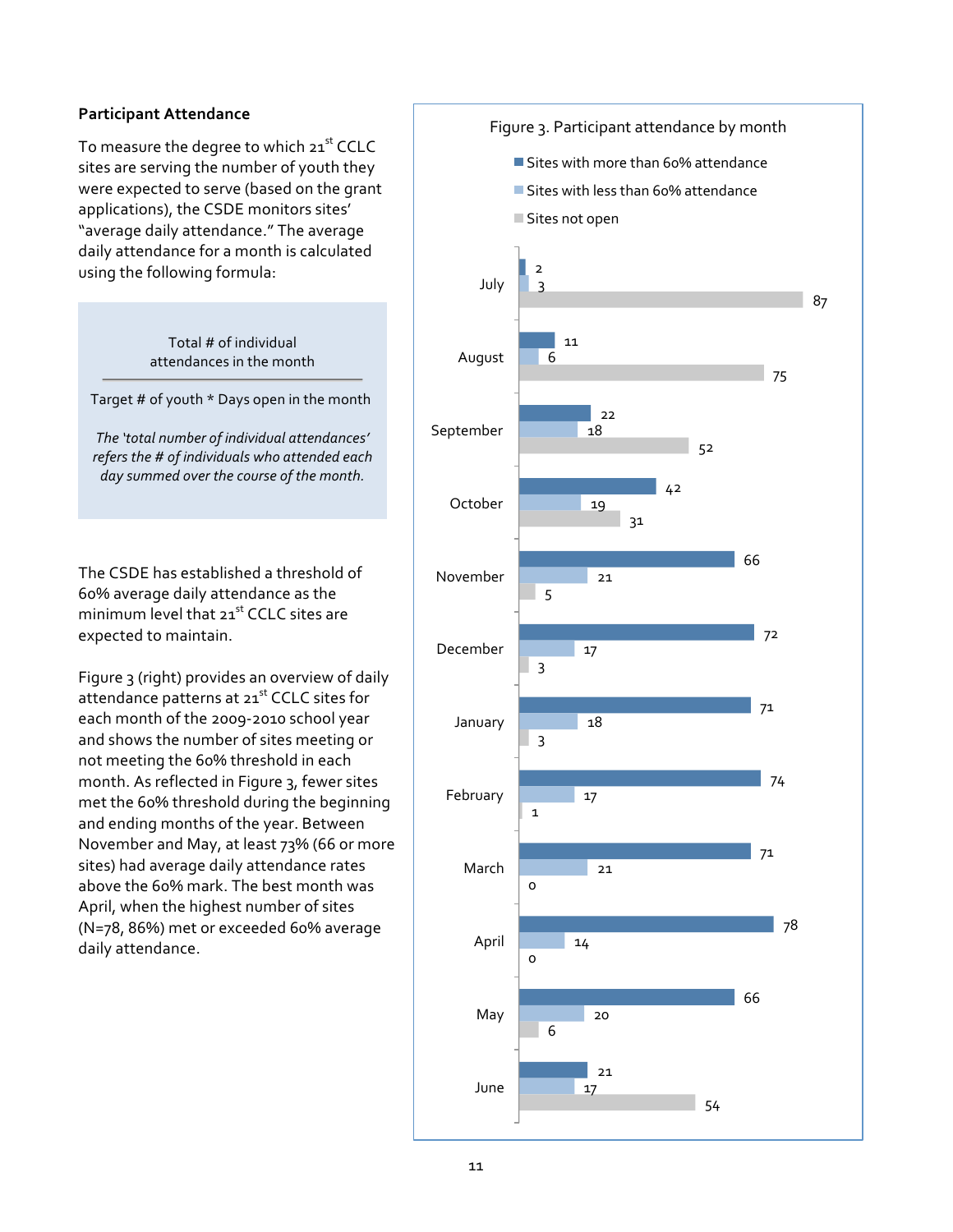## Participant Attendance

To measure the degree to which 21st CCLC sites are serving the number of youth they were expected to serve (based on the grant applications), the CSDE monitors sites' "average daily attendance." The average daily attendance for a month is calculated using the following formula:

$$\frac{\text{Total \# of individual attendances in the month}}{\text{Target \# of youth} * \text{Days open in the month}}$$

*The 'total number of individual attendances' refers the # of individuals who attended each day summed over the course of the month.*

The CSDE has established a threshold of 60% average daily attendance as the minimum level that 21st CCLC sites are expected to maintain.

Figure 3 (right) provides an overview of daily attendance patterns at 21st CCLC sites for each month of the 2009-2010 school year and shows the number of sites meeting or not meeting the 60% threshold in each month. As reflected in Figure 3, fewer sites met the 60% threshold during the beginning and ending months of the year. Between November and May, at least 73% (66 or more sites) had average daily attendance rates above the 60% mark. The best month was April, when the highest number of sites (N=78, 86%) met or exceeded 60% average daily attendance.

Figure 3. Participant attendance by month

| Month | Sites with more than 60% attendance | Sites with less than 60% attendance | Sites not open |
|---|---|---|---|
| July | 2 | 3 | 87 |
| August | 11 | 6 | 75 |
| September | 22 | 18 | 52 |
| October | 42 | 19 | 31 |
| November | 66 | 21 | 5 |
| December | 72 | 17 | 3 |
| January | 71 | 18 | 3 |
| February | 74 | 17 | 1 |
| March | 71 | 21 | 0 |
| April | 78 | 14 | 0 |
| May | 66 | 20 | 6 |
| June | 21 | 17 | 54 |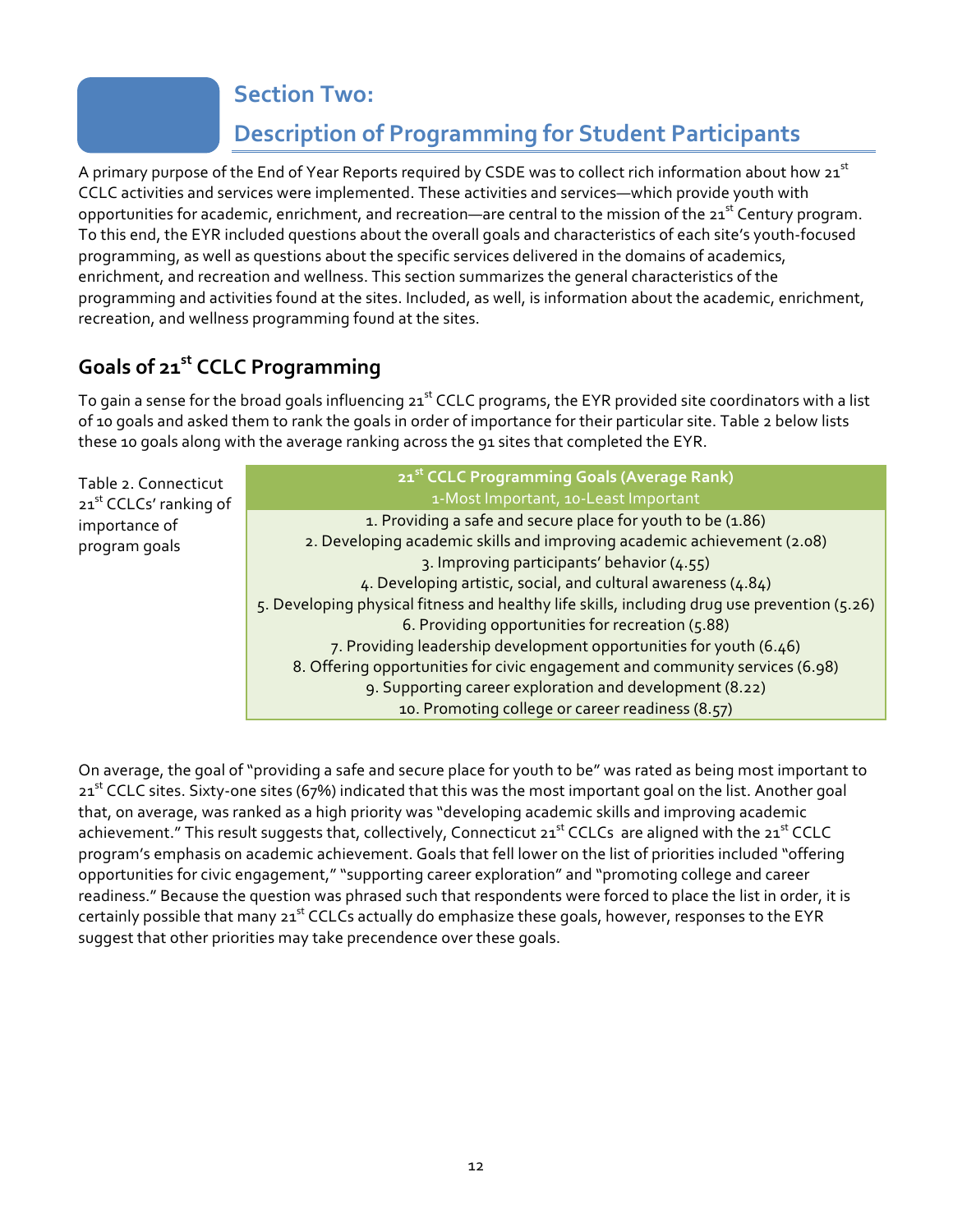# Section Two: Description of Programming for Student Participants

A primary purpose of the End of Year Reports required by CSDE was to collect rich information about how 21st CCLC activities and services were implemented. These activities and services—which provide youth with opportunities for academic, enrichment, and recreation—are central to the mission of the 21st Century program. To this end, the EYR included questions about the overall goals and characteristics of each site's youth-focused programming, as well as questions about the specific services delivered in the domains of academics, enrichment, and recreation and wellness. This section summarizes the general characteristics of the programming and activities found at the sites. Included, as well, is information about the academic, enrichment, recreation, and wellness programming found at the sites.

## Goals of 21st CCLC Programming

To gain a sense for the broad goals influencing 21st CCLC programs, the EYR provided site coordinators with a list of 10 goals and asked them to rank the goals in order of importance for their particular site. Table 2 below lists these 10 goals along with the average ranking across the 91 sites that completed the EYR.

Table 2. Connecticut 21st CCLCs' ranking of importance of program goals

| 21st CCLC Programming Goals (Average Rank) 1-Most Important, 10-Least Important |
|---|
| 1. Providing a safe and secure place for youth to be (1.86) |
| 2. Developing academic skills and improving academic achievement (2.08) |
| 3. Improving participants' behavior (4.55) |
| 4. Developing artistic, social, and cultural awareness (4.84) |
| 5. Developing physical fitness and healthy life skills, including drug use prevention (5.26) |
| 6. Providing opportunities for recreation (5.88) |
| 7. Providing leadership development opportunities for youth (6.46) |
| 8. Offering opportunities for civic engagement and community services (6.98) |
| 9. Supporting career exploration and development (8.22) |
| 10. Promoting college or career readiness (8.57) |

On average, the goal of "providing a safe and secure place for youth to be" was rated as being most important to 21st CCLC sites. Sixty-one sites (67%) indicated that this was the most important goal on the list. Another goal that, on average, was ranked as a high priority was "developing academic skills and improving academic achievement." This result suggests that, collectively, Connecticut 21st CCLCs are aligned with the 21st CCLC program's emphasis on academic achievement. Goals that fell lower on the list of priorities included "offering opportunities for civic engagement," "supporting career exploration" and "promoting college and career readiness." Because the question was phrased such that respondents were forced to place the list in order, it is certainly possible that many 21st CCLCs actually do emphasize these goals, however, responses to the EYR suggest that other priorities may take precendence over these goals.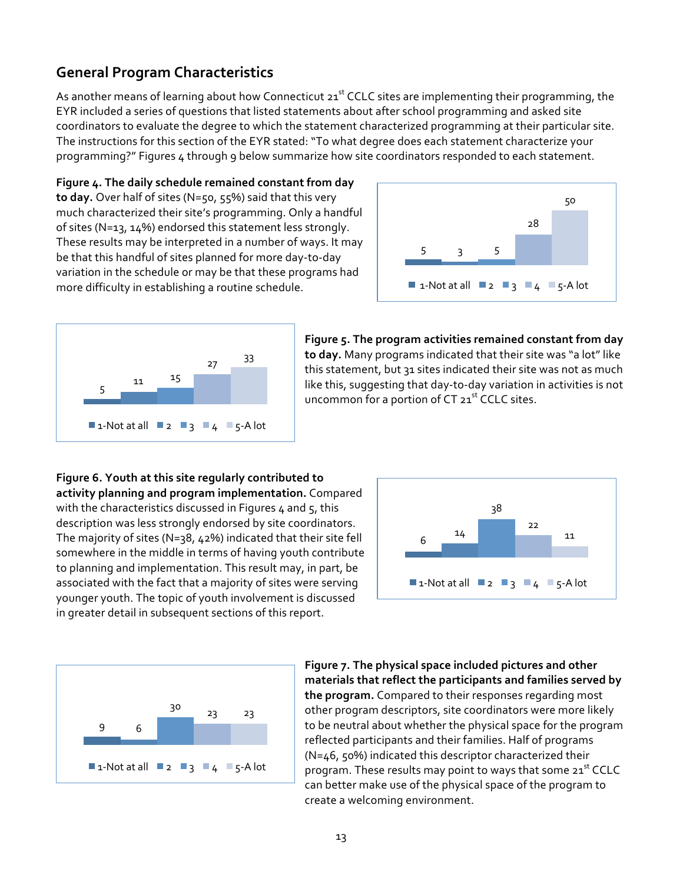## General Program Characteristics

As another means of learning about how Connecticut 21st CCLC sites are implementing their programming, the EYR included a series of questions that listed statements about after school programming and asked site coordinators to evaluate the degree to which the statement characterized programming at their particular site. The instructions for this section of the EYR stated: "To what degree does each statement characterize your programming?" Figures 4 through 9 below summarize how site coordinators responded to each statement.

**Figure 4. The daily schedule remained constant from day to day.** Over half of sites (N=50, 55%) said that this very much characterized their site's programming. Only a handful of sites (N=13, 14%) endorsed this statement less strongly. These results may be interpreted in a number of ways. It may be that this handful of sites planned for more day-to-day variation in the schedule or may be that these programs had more difficulty in establishing a routine schedule.

| 1-Not at all | 2 | 3 | 4 | 5-A lot |
|---|---|---|---|---|
| 5 | 3 | 5 | 28 | 50 |

**Figure 5. The program activities remained constant from day to day.** Many programs indicated that their site was "a lot" like this statement, but 31 sites indicated their site was not as much like this, suggesting that day-to-day variation in activities is not uncommon for a portion of CT 21st CCLC sites.

| 1-Not at all | 2 | 3 | 4 | 5-A lot |
|---|---|---|---|---|
| 5 | 11 | 15 | 27 | 33 |

**Figure 6. Youth at this site regularly contributed to activity planning and program implementation.** Compared with the characteristics discussed in Figures 4 and 5, this description was less strongly endorsed by site coordinators. The majority of sites (N=38, 42%) indicated that their site fell somewhere in the middle in terms of having youth contribute to planning and implementation. This result may, in part, be associated with the fact that a majority of sites were serving younger youth. The topic of youth involvement is discussed in greater detail in subsequent sections of this report.

| 1-Not at all | 2 | 3 | 4 | 5-A lot |
|---|---|---|---|---|
| 6 | 14 | 38 | 22 | 11 |

**Figure 7. The physical space included pictures and other materials that reflect the participants and families served by the program.** Compared to their responses regarding most other program descriptors, site coordinators were more likely to be neutral about whether the physical space for the program reflected participants and their families. Half of programs (N=46, 50%) indicated this descriptor characterized their program. These results may point to ways that some 21st CCLC can better make use of the physical space of the program to create a welcoming environment.

| 1-Not at all | 2 | 3 | 4 | 5-A lot |
|---|---|---|---|---|
| 9 | 6 | 30 | 23 | 23 |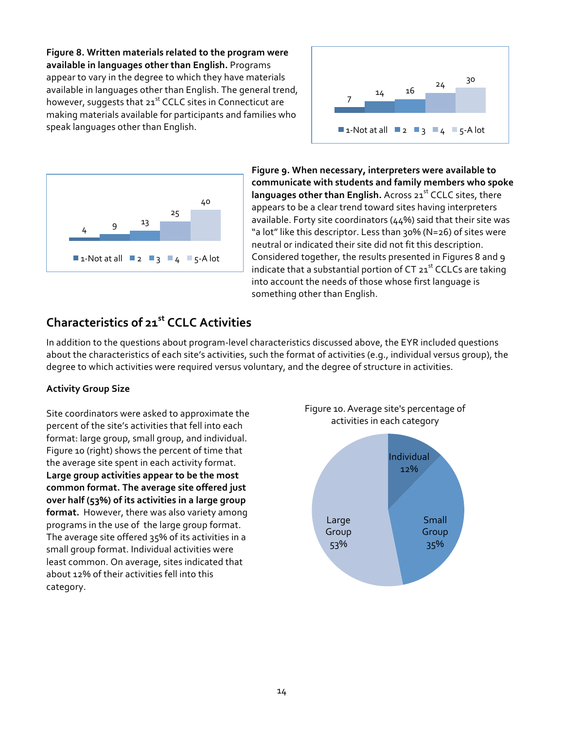**Figure 8. Written materials related to the program were available in languages other than English.** Programs appear to vary in the degree to which they have materials available in languages other than English. The general trend, however, suggests that 21st CCLC sites in Connecticut are making materials available for participants and families who speak languages other than English.

| 1-Not at all | 2 | 3 | 4 | 5-A lot |
|---|---|---|---|---|
| 7 | 14 | 16 | 24 | 30 |

| 1-Not at all | 2 | 3 | 4 | 5-A lot |
|---|---|---|---|---|
| 4 | 9 | 13 | 25 | 40 |

**Figure 9. When necessary, interpreters were available to communicate with students and family members who spoke languages other than English.** Across 21st CCLC sites, there appears to be a clear trend toward sites having interpreters available. Forty site coordinators (44%) said that their site was "a lot" like this descriptor. Less than 30% (N=26) of sites were neutral or indicated their site did not fit this description. Considered together, the results presented in Figures 8 and 9 indicate that a substantial portion of CT 21st CCLCs are taking into account the needs of those whose first language is something other than English.

## Characteristics of 21st CCLC Activities

In addition to the questions about program-level characteristics discussed above, the EYR included questions about the characteristics of each site's activities, such the format of activities (e.g., individual versus group), the degree to which activities were required versus voluntary, and the degree of structure in activities.

### Activity Group Size

Site coordinators were asked to approximate the percent of the site's activities that fell into each format: large group, small group, and individual. Figure 10 (right) shows the percent of time that the average site spent in each activity format. **Large group activities appear to be the most common format. The average site offered just over half (53%) of its activities in a large group format.** However, there was also variety among programs in the use of the large group format. The average site offered 35% of its activities in a small group format. Individual activities were least common. On average, sites indicated that about 12% of their activities fell into this category.

Figure 10. Average site's percentage of activities in each category

| Category | Percentage |
|---|---|
| Individual | 12% |
| Small Group | 35% |
| Large Group | 53% |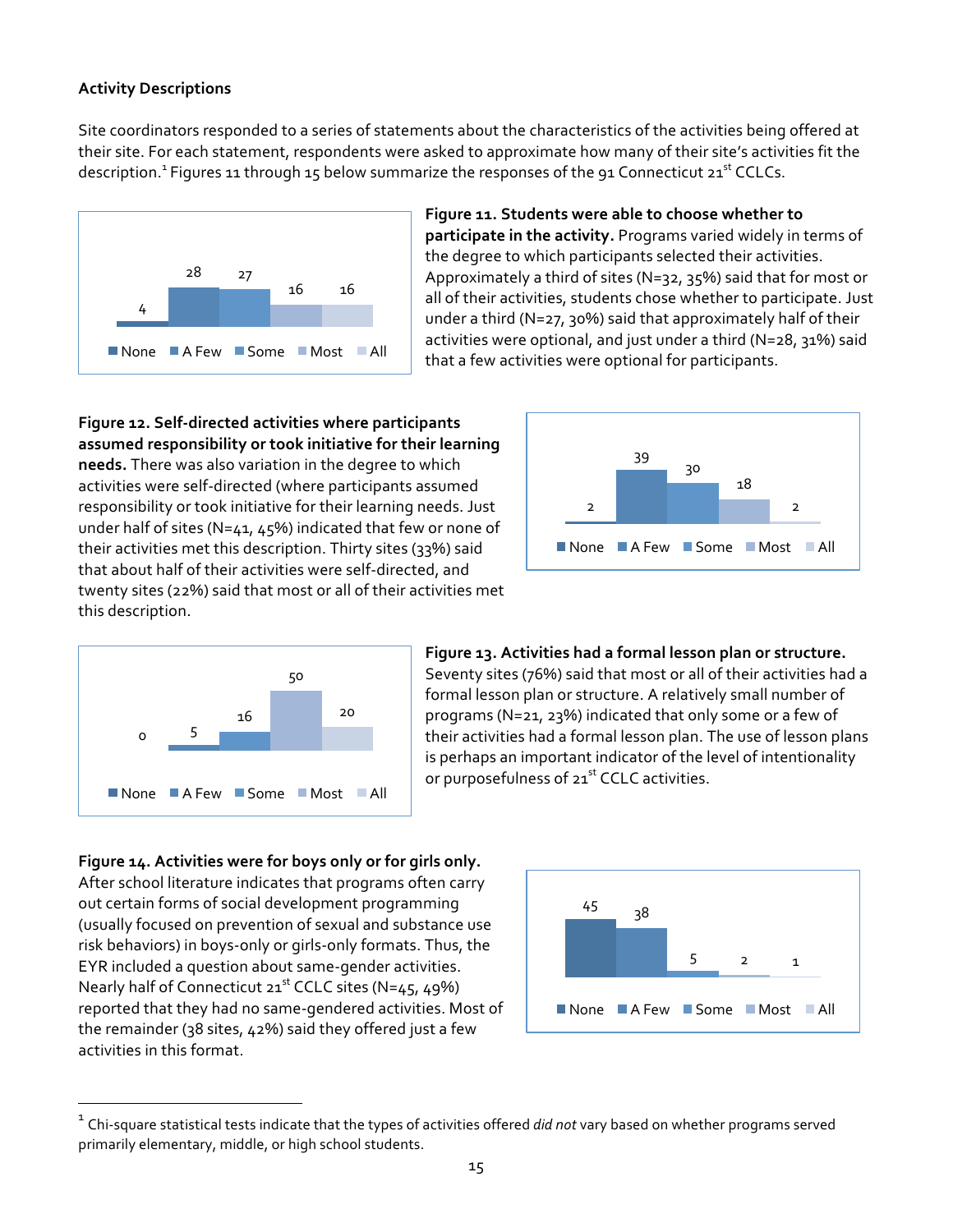### Activity Descriptions

Site coordinators responded to a series of statements about the characteristics of the activities being offered at their site. For each statement, respondents were asked to approximate how many of their site's activities fit the description.[1] Figures 11 through 15 below summarize the responses of the 91 Connecticut 21st CCLCs.

| None | A Few | Some | Most | All |
|---|---|---|---|---|
| 4 | 28 | 27 | 16 | 16 |

**Figure 11. Students were able to choose whether to participate in the activity.** Programs varied widely in terms of the degree to which participants selected their activities. Approximately a third of sites (N=32, 35%) said that for most or all of their activities, students chose whether to participate. Just under a third (N=27, 30%) said that approximately half of their activities were optional, and just under a third (N=28, 31%) said that a few activities were optional for participants.

| None | A Few | Some | Most | All |
|---|---|---|---|---|
| 2 | 39 | 30 | 18 | 2 |

**Figure 12. Self-directed activities where participants assumed responsibility or took initiative for their learning needs.** There was also variation in the degree to which activities were self-directed (where participants assumed responsibility or took initiative for their learning needs. Just under half of sites (N=41, 45%) indicated that few or none of their activities met this description. Thirty sites (33%) said that about half of their activities were self-directed, and twenty sites (22%) said that most or all of their activities met this description.

| None | A Few | Some | Most | All |
|---|---|---|---|---|
| 0 | 5 | 16 | 50 | 20 |

**Figure 13. Activities had a formal lesson plan or structure.** Seventy sites (76%) said that most or all of their activities had a formal lesson plan or structure. A relatively small number of programs (N=21, 23%) indicated that only some or a few of their activities had a formal lesson plan. The use of lesson plans is perhaps an important indicator of the level of intentionality or purposefulness of 21st CCLC activities.

| None | A Few | Some | Most | All |
|---|---|---|---|---|
| 45 | 38 | 5 | 2 | 1 |

**Figure 14. Activities were for boys only or for girls only.** After school literature indicates that programs often carry out certain forms of social development programming (usually focused on prevention of sexual and substance use risk behaviors) in boys-only or girls-only formats. Thus, the EYR included a question about same-gender activities. Nearly half of Connecticut 21st CCLC sites (N=45, 49%) reported that they had no same-gendered activities. Most of the remainder (38 sites, 42%) said they offered just a few activities in this format.

---

[1] Chi-square statistical tests indicate that the types of activities offered *did not* vary based on whether programs served primarily elementary, middle, or high school students.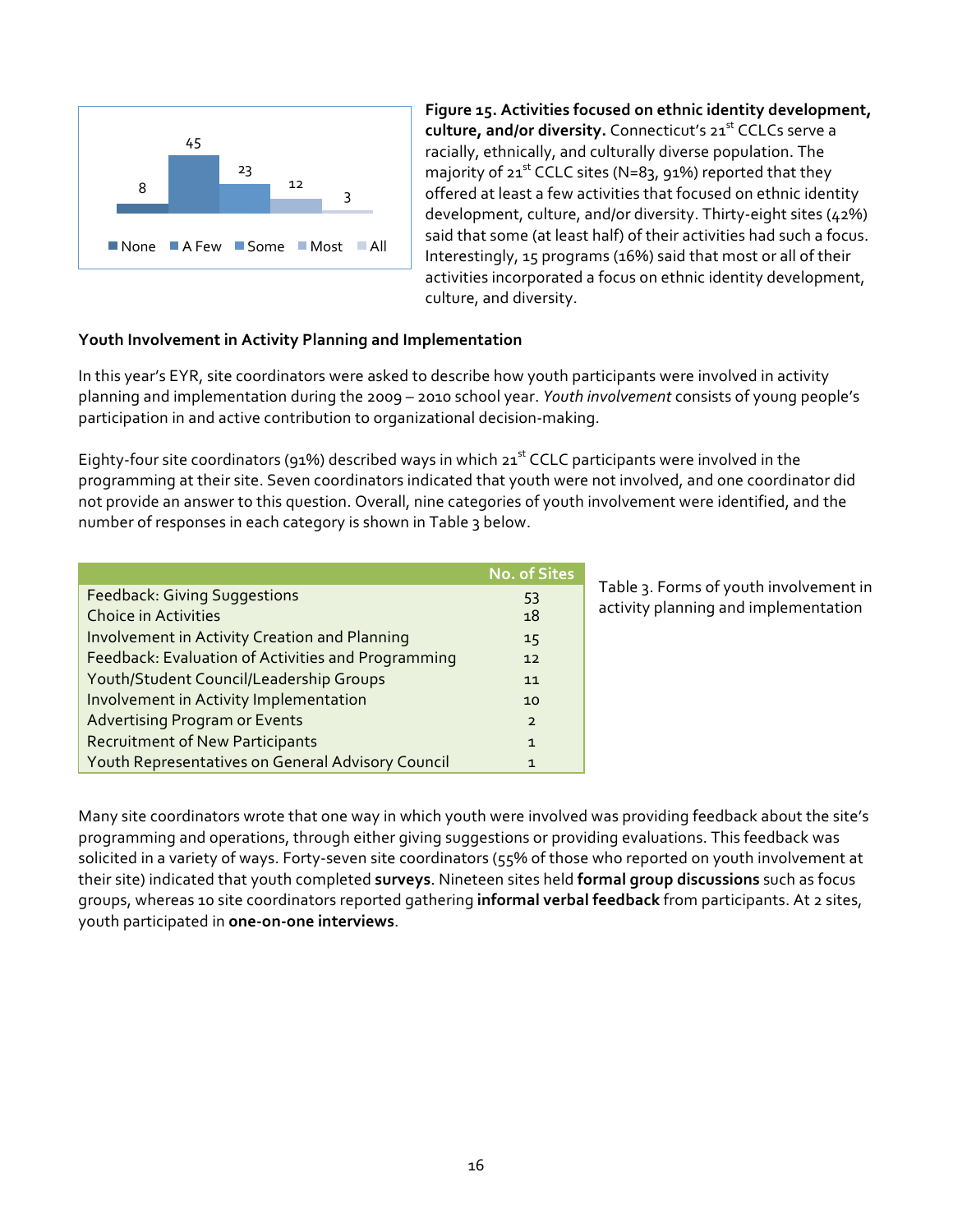**Figure 15. Activities focused on ethnic identity development, culture, and/or diversity.** Connecticut's 21st CCLCs serve a racially, ethnically, and culturally diverse population. The majority of 21st CCLC sites (N=83, 91%) reported that they offered at least a few activities that focused on ethnic identity development, culture, and/or diversity. Thirty-eight sites (42%) said that some (at least half) of their activities had such a focus. Interestingly, 15 programs (16%) said that most or all of their activities incorporated a focus on ethnic identity development, culture, and diversity.

| None | A Few | Some | Most | All |
|---|---|---|---|---|
| 8 | 45 | 23 | 12 | 3 |

### Youth Involvement in Activity Planning and Implementation

In this year's EYR, site coordinators were asked to describe how youth participants were involved in activity planning and implementation during the 2009 – 2010 school year. *Youth involvement* consists of young people's participation in and active contribution to organizational decision-making.

Eighty-four site coordinators (91%) described ways in which 21st CCLC participants were involved in the programming at their site. Seven coordinators indicated that youth were not involved, and one coordinator did not provide an answer to this question. Overall, nine categories of youth involvement were identified, and the number of responses in each category is shown in Table 3 below.

| | No. of Sites |
|---|---|
| Feedback: Giving Suggestions | 53 |
| Choice in Activities | 18 |
| Involvement in Activity Creation and Planning | 15 |
| Feedback: Evaluation of Activities and Programming | 12 |
| Youth/Student Council/Leadership Groups | 11 |
| Involvement in Activity Implementation | 10 |
| Advertising Program or Events | 2 |
| Recruitment of New Participants | 1 |
| Youth Representatives on General Advisory Council | 1 |

Table 3. Forms of youth involvement in activity planning and implementation

Many site coordinators wrote that one way in which youth were involved was providing feedback about the site's programming and operations, through either giving suggestions or providing evaluations. This feedback was solicited in a variety of ways. Forty-seven site coordinators (55% of those who reported on youth involvement at their site) indicated that youth completed **surveys**. Nineteen sites held **formal group discussions** such as focus groups, whereas 10 site coordinators reported gathering **informal verbal feedback** from participants. At 2 sites, youth participated in **one-on-one interviews**.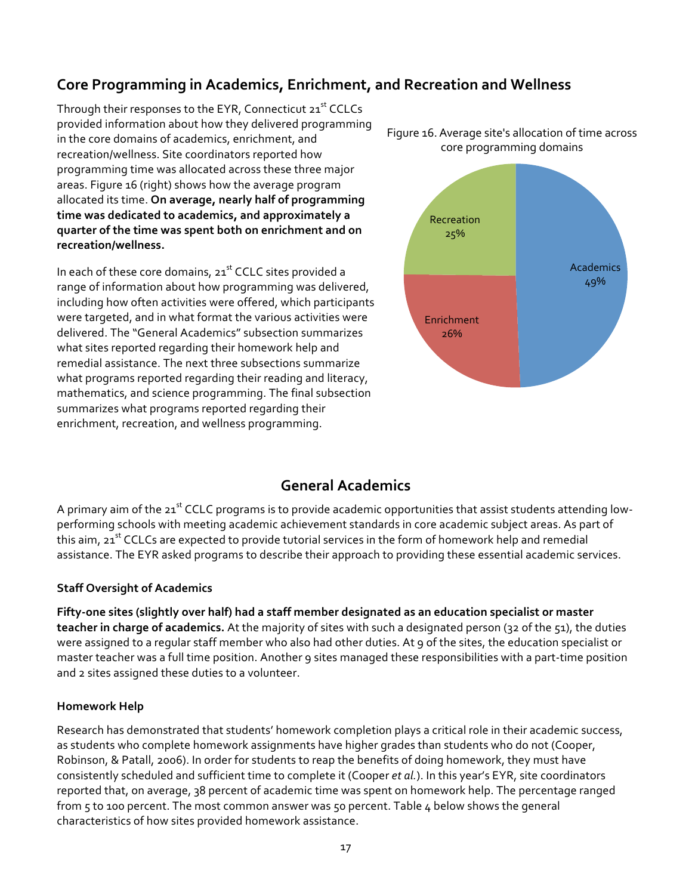## Core Programming in Academics, Enrichment, and Recreation and Wellness

Through their responses to the EYR, Connecticut 21st CCLCs provided information about how they delivered programming in the core domains of academics, enrichment, and recreation/wellness. Site coordinators reported how programming time was allocated across these three major areas. Figure 16 (right) shows how the average program allocated its time. **On average, nearly half of programming time was dedicated to academics, and approximately a quarter of the time was spent both on enrichment and on recreation/wellness.**

Figure 16. Average site's allocation of time across core programming domains

| Domain | Percent |
|---|---|
| Academics | 49% |
| Enrichment | 26% |
| Recreation | 25% |

In each of these core domains, 21st CCLC sites provided a range of information about how programming was delivered, including how often activities were offered, which participants were targeted, and in what format the various activities were delivered. The "General Academics" subsection summarizes what sites reported regarding their homework help and remedial assistance. The next three subsections summarize what programs reported regarding their reading and literacy, mathematics, and science programming. The final subsection summarizes what programs reported regarding their enrichment, recreation, and wellness programming.

## General Academics

A primary aim of the 21st CCLC programs is to provide academic opportunities that assist students attending low-performing schools with meeting academic achievement standards in core academic subject areas. As part of this aim, 21st CCLCs are expected to provide tutorial services in the form of homework help and remedial assistance. The EYR asked programs to describe their approach to providing these essential academic services.

### Staff Oversight of Academics

**Fifty-one sites (slightly over half) had a staff member designated as an education specialist or master teacher in charge of academics.** At the majority of sites with such a designated person (32 of the 51), the duties were assigned to a regular staff member who also had other duties. At 9 of the sites, the education specialist or master teacher was a full time position. Another 9 sites managed these responsibilities with a part-time position and 2 sites assigned these duties to a volunteer.

### Homework Help

Research has demonstrated that students' homework completion plays a critical role in their academic success, as students who complete homework assignments have higher grades than students who do not (Cooper, Robinson, & Patall, 2006). In order for students to reap the benefits of doing homework, they must have consistently scheduled and sufficient time to complete it (Cooper *et al.*). In this year's EYR, site coordinators reported that, on average, 38 percent of academic time was spent on homework help. The percentage ranged from 5 to 100 percent. The most common answer was 50 percent. Table 4 below shows the general characteristics of how sites provided homework assistance.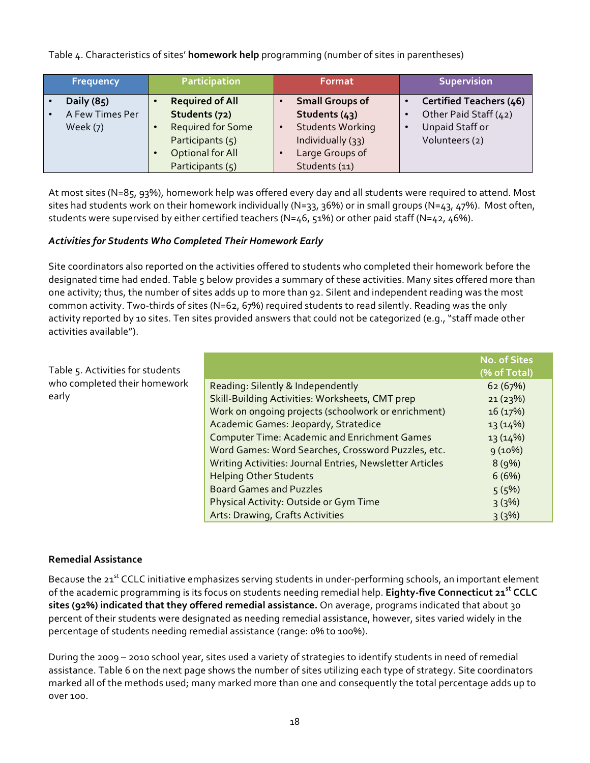Table 4. Characteristics of sites' **homework help** programming (number of sites in parentheses)

| Frequency | Participation | Format | Supervision |
|---|---|---|---|
| • **Daily (85)**<br>• A Few Times Per Week (7) | • **Required of All Students (72)**<br>• Required for Some Participants (5)<br>• Optional for All Participants (5) | • **Small Groups of Students (43)**<br>• Students Working Individually (33)<br>• Large Groups of Students (11) | • **Certified Teachers (46)**<br>• Other Paid Staff (42)<br>• Unpaid Staff or Volunteers (2) |

At most sites (N=85, 93%), homework help was offered every day and all students were required to attend. Most sites had students work on their homework individually (N=33, 36%) or in small groups (N=43, 47%). Most often, students were supervised by either certified teachers (N=46, 51%) or other paid staff (N=42, 46%).

### *Activities for Students Who Completed Their Homework Early*

Site coordinators also reported on the activities offered to students who completed their homework before the designated time had ended. Table 5 below provides a summary of these activities. Many sites offered more than one activity; thus, the number of sites adds up to more than 92. Silent and independent reading was the most common activity. Two-thirds of sites (N=62, 67%) required students to read silently. Reading was the only activity reported by 10 sites. Ten sites provided answers that could not be categorized (e.g., "staff made other activities available").

Table 5. Activities for students who completed their homework early

| | No. of Sites (% of Total) |
|---|---|
| Reading: Silently & Independently | 62 (67%) |
| Skill-Building Activities: Worksheets, CMT prep | 21 (23%) |
| Work on ongoing projects (schoolwork or enrichment) | 16 (17%) |
| Academic Games: Jeopardy, Stratedice | 13 (14%) |
| Computer Time: Academic and Enrichment Games | 13 (14%) |
| Word Games: Word Searches, Crossword Puzzles, etc. | 9 (10%) |
| Writing Activities: Journal Entries, Newsletter Articles | 8 (9%) |
| Helping Other Students | 6 (6%) |
| Board Games and Puzzles | 5 (5%) |
| Physical Activity: Outside or Gym Time | 3 (3%) |
| Arts: Drawing, Crafts Activities | 3 (3%) |

### Remedial Assistance

Because the 21st CCLC initiative emphasizes serving students in under-performing schools, an important element of the academic programming is its focus on students needing remedial help. **Eighty-five Connecticut 21st CCLC sites (92%) indicated that they offered remedial assistance.** On average, programs indicated that about 30 percent of their students were designated as needing remedial assistance, however, sites varied widely in the percentage of students needing remedial assistance (range: 0% to 100%).

During the 2009 – 2010 school year, sites used a variety of strategies to identify students in need of remedial assistance. Table 6 on the next page shows the number of sites utilizing each type of strategy. Site coordinators marked all of the methods used; many marked more than one and consequently the total percentage adds up to over 100.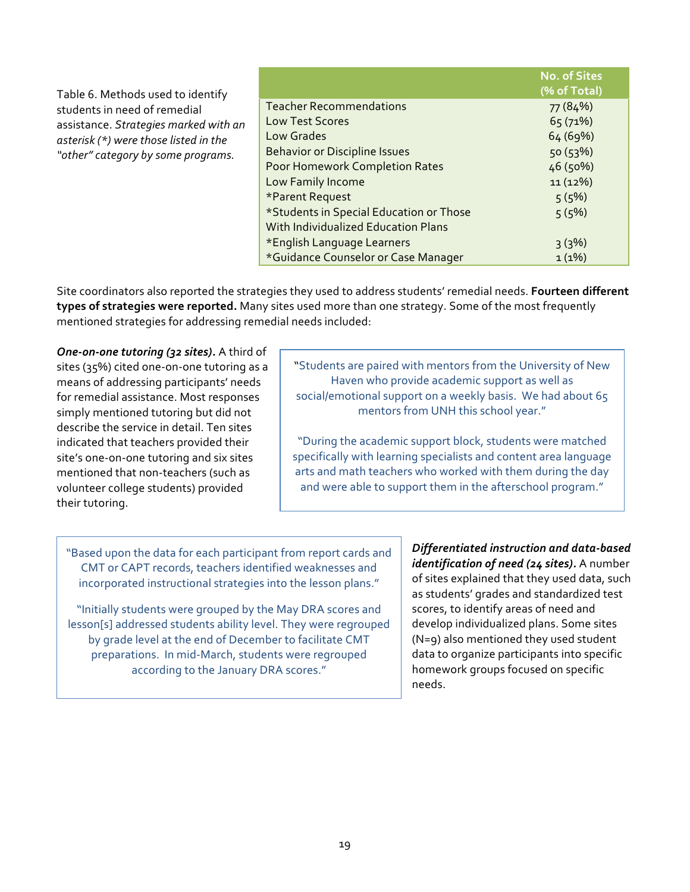Table 6. Methods used to identify students in need of remedial assistance. *Strategies marked with an asterisk (*) were those listed in the "other" category by some programs.*

| | No. of Sites (% of Total) |
|---|---|
| Teacher Recommendations | 77 (84%) |
| Low Test Scores | 65 (71%) |
| Low Grades | 64 (69%) |
| Behavior or Discipline Issues | 50 (53%) |
| Poor Homework Completion Rates | 46 (50%) |
| Low Family Income | 11 (12%) |
| *Parent Request | 5 (5%) |
| *Students in Special Education or Those With Individualized Education Plans | 5 (5%) |
| *English Language Learners | 3 (3%) |
| *Guidance Counselor or Case Manager | 1 (1%) |

Site coordinators also reported the strategies they used to address students' remedial needs. **Fourteen different types of strategies were reported.** Many sites used more than one strategy. Some of the most frequently mentioned strategies for addressing remedial needs included:

***One-on-one tutoring (32 sites).*** A third of sites (35%) cited one-on-one tutoring as a means of addressing participants' needs for remedial assistance. Most responses simply mentioned tutoring but did not describe the service in detail. Ten sites indicated that teachers provided their site's one-on-one tutoring and six sites mentioned that non-teachers (such as volunteer college students) provided their tutoring.

> "Students are paired with mentors from the University of New Haven who provide academic support as well as social/emotional support on a weekly basis. We had about 65 mentors from UNH this school year."
>
> "During the academic support block, students were matched specifically with learning specialists and content area language arts and math teachers who worked with them during the day and were able to support them in the afterschool program."

***Differentiated instruction and data-based identification of need (24 sites).*** A number of sites explained that they used data, such as students' grades and standardized test scores, to identify areas of need and develop individualized plans. Some sites (N=9) also mentioned they used student data to organize participants into specific homework groups focused on specific needs.

> "Based upon the data for each participant from report cards and CMT or CAPT records, teachers identified weaknesses and incorporated instructional strategies into the lesson plans."
>
> "Initially students were grouped by the May DRA scores and lesson[s] addressed students ability level. They were regrouped by grade level at the end of December to facilitate CMT preparations. In mid-March, students were regrouped according to the January DRA scores."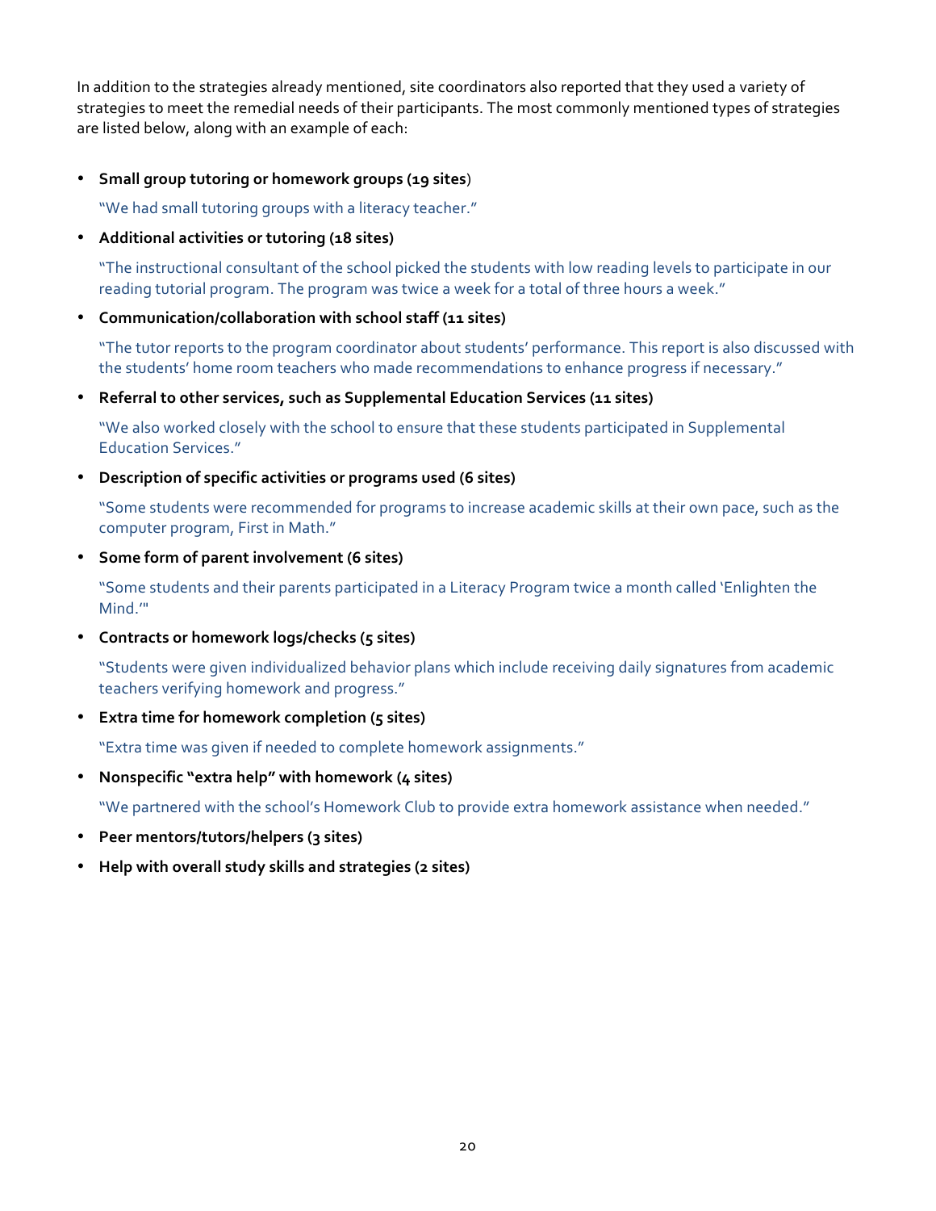In addition to the strategies already mentioned, site coordinators also reported that they used a variety of strategies to meet the remedial needs of their participants. The most commonly mentioned types of strategies are listed below, along with an example of each:

- **Small group tutoring or homework groups (19 sites**)

  "We had small tutoring groups with a literacy teacher."

- **Additional activities or tutoring (18 sites)**

  "The instructional consultant of the school picked the students with low reading levels to participate in our reading tutorial program. The program was twice a week for a total of three hours a week."

- **Communication/collaboration with school staff (11 sites)**

  "The tutor reports to the program coordinator about students' performance. This report is also discussed with the students' home room teachers who made recommendations to enhance progress if necessary."

- **Referral to other services, such as Supplemental Education Services (11 sites)**

  "We also worked closely with the school to ensure that these students participated in Supplemental Education Services."

- **Description of specific activities or programs used (6 sites)**

  "Some students were recommended for programs to increase academic skills at their own pace, such as the computer program, First in Math."

- **Some form of parent involvement (6 sites)**

  "Some students and their parents participated in a Literacy Program twice a month called 'Enlighten the Mind.'"

- **Contracts or homework logs/checks (5 sites)**

  "Students were given individualized behavior plans which include receiving daily signatures from academic teachers verifying homework and progress."

- **Extra time for homework completion (5 sites)**

  "Extra time was given if needed to complete homework assignments."

- **Nonspecific "extra help" with homework (4 sites)**

  "We partnered with the school's Homework Club to provide extra homework assistance when needed."

- **Peer mentors/tutors/helpers (3 sites)**
- **Help with overall study skills and strategies (2 sites)**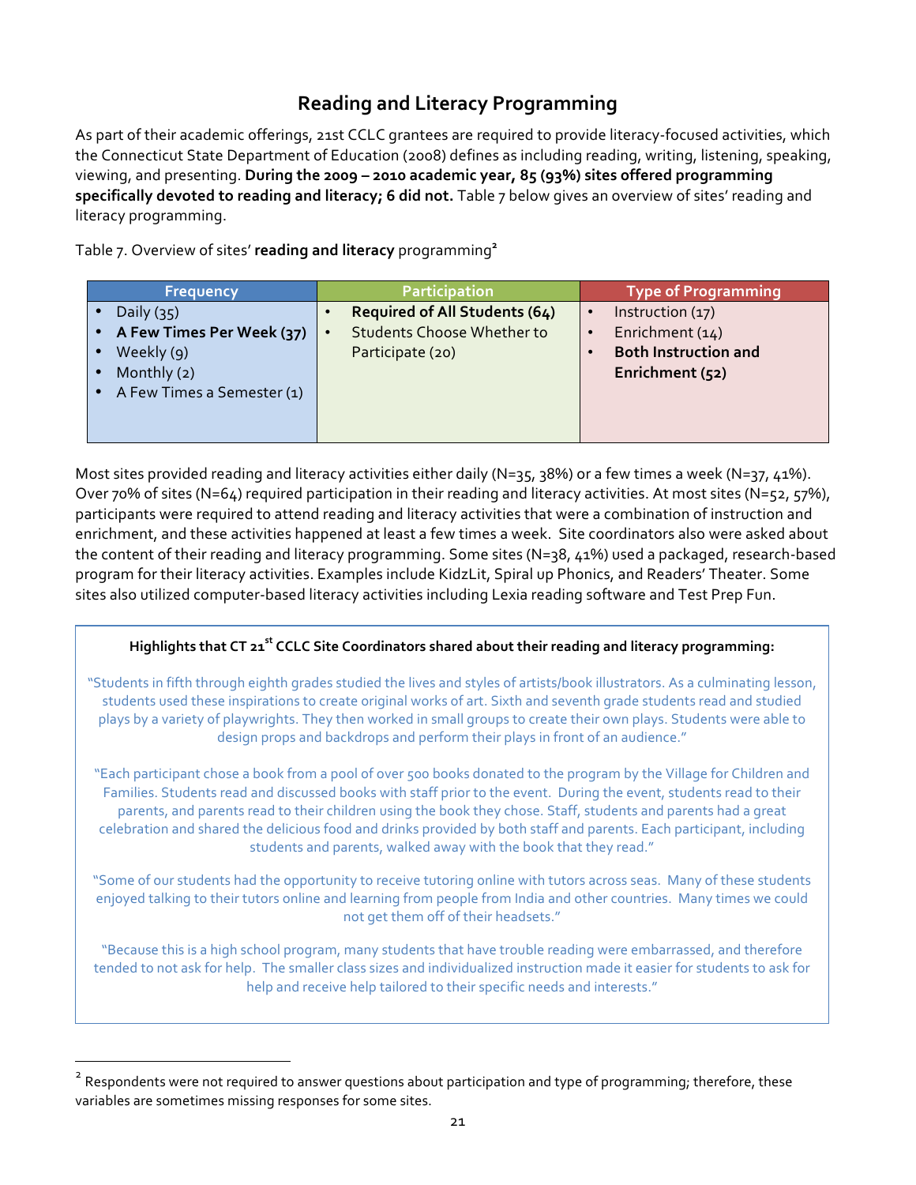## Reading and Literacy Programming

As part of their academic offerings, 21st CCLC grantees are required to provide literacy-focused activities, which the Connecticut State Department of Education (2008) defines as including reading, writing, listening, speaking, viewing, and presenting. **During the 2009 – 2010 academic year, 85 (93%) sites offered programming specifically devoted to reading and literacy; 6 did not.** Table 7 below gives an overview of sites' reading and literacy programming.

Table 7. Overview of sites' **reading and literacy** programming[2]

| Frequency | Participation | Type of Programming |
|---|---|---|
| • Daily (35)<br>• **A Few Times Per Week (37)**<br>• Weekly (9)<br>• Monthly (2)<br>• A Few Times a Semester (1) | • **Required of All Students (64)**<br>• Students Choose Whether to Participate (20) | • Instruction (17)<br>• Enrichment (14)<br>• **Both Instruction and Enrichment (52)** |

Most sites provided reading and literacy activities either daily (N=35, 38%) or a few times a week (N=37, 41%). Over 70% of sites (N=64) required participation in their reading and literacy activities. At most sites (N=52, 57%), participants were required to attend reading and literacy activities that were a combination of instruction and enrichment, and these activities happened at least a few times a week. Site coordinators also were asked about the content of their reading and literacy programming. Some sites (N=38, 41%) used a packaged, research-based program for their literacy activities. Examples include KidzLit, Spiral up Phonics, and Readers' Theater. Some sites also utilized computer-based literacy activities including Lexia reading software and Test Prep Fun.

**Highlights that CT 21st CCLC Site Coordinators shared about their reading and literacy programming:**

"Students in fifth through eighth grades studied the lives and styles of artists/book illustrators. As a culminating lesson, students used these inspirations to create original works of art. Sixth and seventh grade students read and studied plays by a variety of playwrights. They then worked in small groups to create their own plays. Students were able to design props and backdrops and perform their plays in front of an audience."

"Each participant chose a book from a pool of over 500 books donated to the program by the Village for Children and Families. Students read and discussed books with staff prior to the event. During the event, students read to their parents, and parents read to their children using the book they chose. Staff, students and parents had a great celebration and shared the delicious food and drinks provided by both staff and parents. Each participant, including students and parents, walked away with the book that they read."

"Some of our students had the opportunity to receive tutoring online with tutors across seas. Many of these students enjoyed talking to their tutors online and learning from people from India and other countries. Many times we could not get them off of their headsets."

"Because this is a high school program, many students that have trouble reading were embarrassed, and therefore tended to not ask for help. The smaller class sizes and individualized instruction made it easier for students to ask for help and receive help tailored to their specific needs and interests."

[2] Respondents were not required to answer questions about participation and type of programming; therefore, these variables are sometimes missing responses for some sites.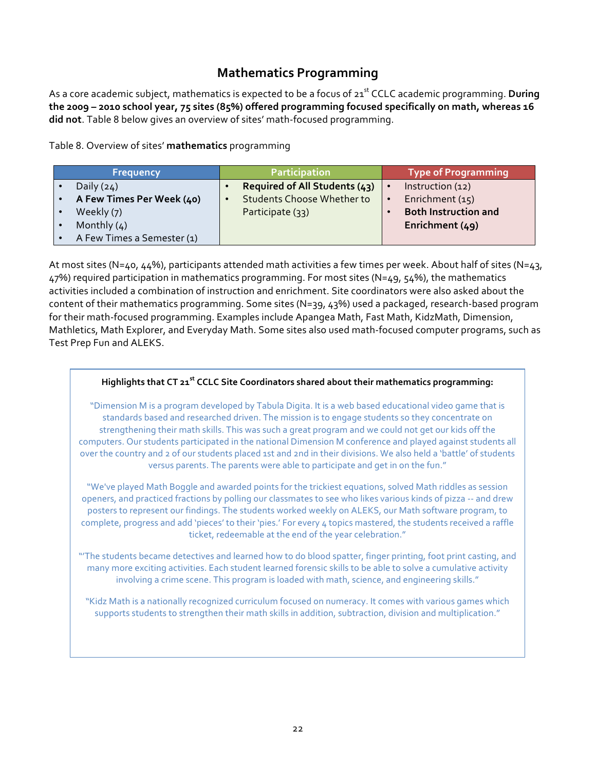## Mathematics Programming

As a core academic subject, mathematics is expected to be a focus of 21st CCLC academic programming. **During the 2009 – 2010 school year, 75 sites (85%) offered programming focused specifically on math, whereas 16 did not**. Table 8 below gives an overview of sites' math-focused programming.

Table 8. Overview of sites' **mathematics** programming

| Frequency | Participation | Type of Programming |
|---|---|---|
| • Daily (24)<br>• **A Few Times Per Week (40)**<br>• Weekly (7)<br>• Monthly (4)<br>• A Few Times a Semester (1) | • **Required of All Students (43)**<br>• Students Choose Whether to Participate (33) | • Instruction (12)<br>• Enrichment (15)<br>• **Both Instruction and Enrichment (49)** |

At most sites (N=40, 44%), participants attended math activities a few times per week. About half of sites (N=43, 47%) required participation in mathematics programming. For most sites (N=49, 54%), the mathematics activities included a combination of instruction and enrichment. Site coordinators were also asked about the content of their mathematics programming. Some sites (N=39, 43%) used a packaged, research-based program for their math-focused programming. Examples include Apangea Math, Fast Math, KidzMath, Dimension, Mathletics, Math Explorer, and Everyday Math. Some sites also used math-focused computer programs, such as Test Prep Fun and ALEKS.

**Highlights that CT 21st CCLC Site Coordinators shared about their mathematics programming:**

"Dimension M is a program developed by Tabula Digita. It is a web based educational video game that is standards based and researched driven. The mission is to engage students so they concentrate on strengthening their math skills. This was such a great program and we could not get our kids off the computers. Our students participated in the national Dimension M conference and played against students all over the country and 2 of our students placed 1st and 2nd in their divisions. We also held a 'battle' of students versus parents. The parents were able to participate and get in on the fun."

"We've played Math Boggle and awarded points for the trickiest equations, solved Math riddles as session openers, and practiced fractions by polling our classmates to see who likes various kinds of pizza -- and drew posters to represent our findings. The students worked weekly on ALEKS, our Math software program, to complete, progress and add 'pieces' to their 'pies.' For every 4 topics mastered, the students received a raffle ticket, redeemable at the end of the year celebration."

"'The students became detectives and learned how to do blood spatter, finger printing, foot print casting, and many more exciting activities. Each student learned forensic skills to be able to solve a cumulative activity involving a crime scene. This program is loaded with math, science, and engineering skills."

"Kidz Math is a nationally recognized curriculum focused on numeracy. It comes with various games which supports students to strengthen their math skills in addition, subtraction, division and multiplication."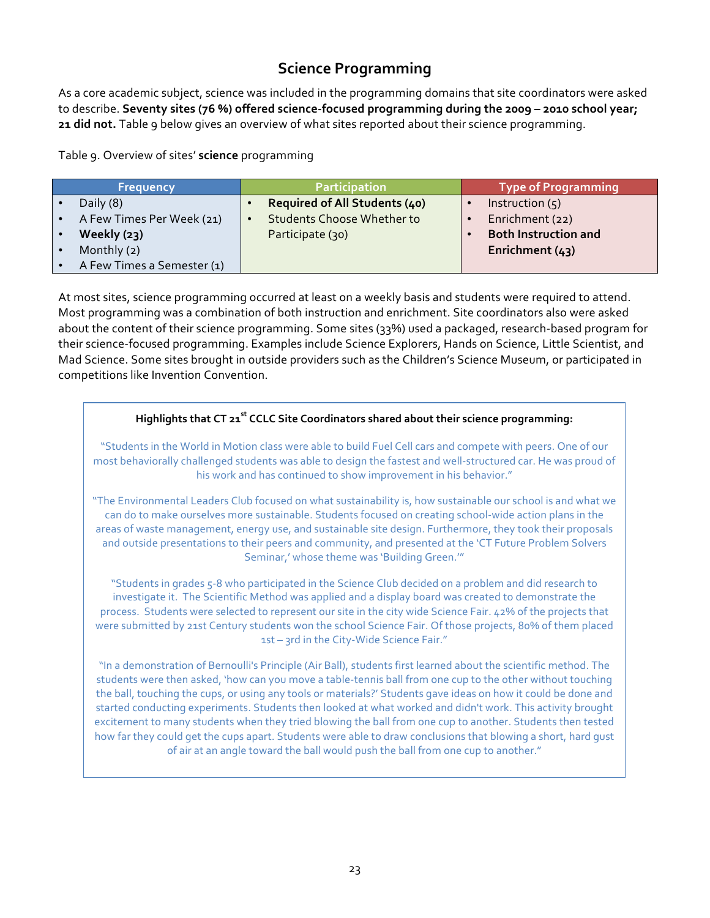## Science Programming

As a core academic subject, science was included in the programming domains that site coordinators were asked to describe. **Seventy sites (76 %) offered science-focused programming during the 2009 – 2010 school year; 21 did not.** Table 9 below gives an overview of what sites reported about their science programming.

Table 9. Overview of sites' **science** programming

| Frequency | Participation | Type of Programming |
| --- | --- | --- |
| • Daily (8)<br>• A Few Times Per Week (21)<br>• **Weekly (23)**<br>• Monthly (2)<br>• A Few Times a Semester (1) | • **Required of All Students (40)**<br>• Students Choose Whether to Participate (30) | • Instruction (5)<br>• Enrichment (22)<br>• **Both Instruction and Enrichment (43)** |

At most sites, science programming occurred at least on a weekly basis and students were required to attend. Most programming was a combination of both instruction and enrichment. Site coordinators also were asked about the content of their science programming. Some sites (33%) used a packaged, research-based program for their science-focused programming. Examples include Science Explorers, Hands on Science, Little Scientist, and Mad Science. Some sites brought in outside providers such as the Children's Science Museum, or participated in competitions like Invention Convention.

**Highlights that CT 21st CCLC Site Coordinators shared about their science programming:**

"Students in the World in Motion class were able to build Fuel Cell cars and compete with peers. One of our most behaviorally challenged students was able to design the fastest and well-structured car. He was proud of his work and has continued to show improvement in his behavior."

"The Environmental Leaders Club focused on what sustainability is, how sustainable our school is and what we can do to make ourselves more sustainable. Students focused on creating school-wide action plans in the areas of waste management, energy use, and sustainable site design. Furthermore, they took their proposals and outside presentations to their peers and community, and presented at the 'CT Future Problem Solvers Seminar,' whose theme was 'Building Green.'"

"Students in grades 5-8 who participated in the Science Club decided on a problem and did research to investigate it. The Scientific Method was applied and a display board was created to demonstrate the process. Students were selected to represent our site in the city wide Science Fair. 42% of the projects that were submitted by 21st Century students won the school Science Fair. Of those projects, 80% of them placed 1st – 3rd in the City-Wide Science Fair."

"In a demonstration of Bernoulli's Principle (Air Ball), students first learned about the scientific method. The students were then asked, 'how can you move a table-tennis ball from one cup to the other without touching the ball, touching the cups, or using any tools or materials?' Students gave ideas on how it could be done and started conducting experiments. Students then looked at what worked and didn't work. This activity brought excitement to many students when they tried blowing the ball from one cup to another. Students then tested how far they could get the cups apart. Students were able to draw conclusions that blowing a short, hard gust of air at an angle toward the ball would push the ball from one cup to another."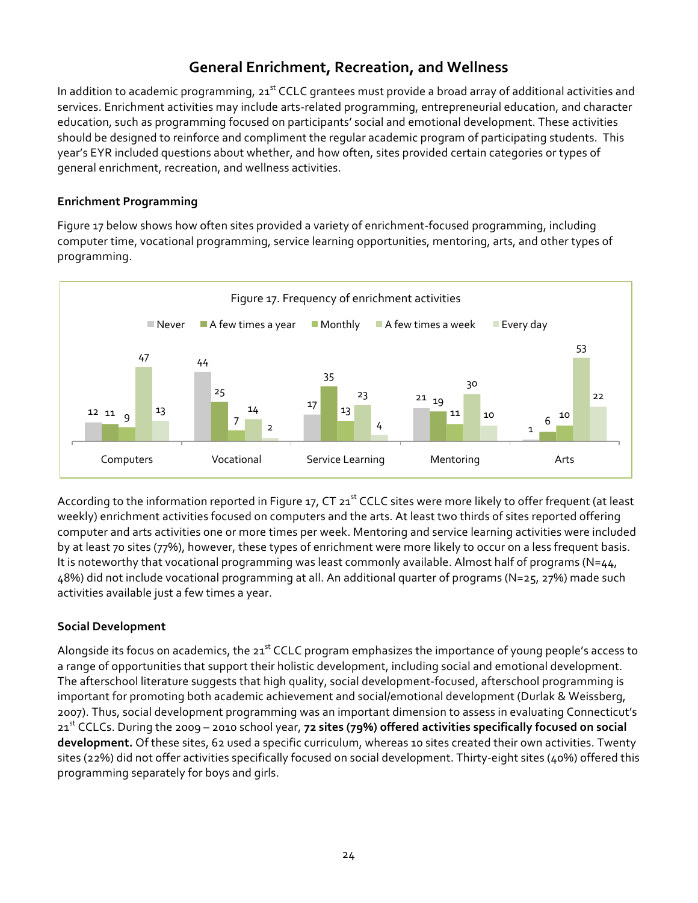## General Enrichment, Recreation, and Wellness

In addition to academic programming, 21st CCLC grantees must provide a broad array of additional activities and services. Enrichment activities may include arts-related programming, entrepreneurial education, and character education, such as programming focused on participants' social and emotional development. These activities should be designed to reinforce and compliment the regular academic program of participating students. This year's EYR included questions about whether, and how often, sites provided certain categories or types of general enrichment, recreation, and wellness activities.

### Enrichment Programming

Figure 17 below shows how often sites provided a variety of enrichment-focused programming, including computer time, vocational programming, service learning opportunities, mentoring, arts, and other types of programming.

Figure 17. Frequency of enrichment activities

| | Never | A few times a year | Monthly | A few times a week | Every day |
|---|---|---|---|---|---|
| Computers | 12 | 11 | 9 | 47 | 13 |
| Vocational | 44 | 25 | 7 | 14 | 2 |
| Service Learning | 17 | 35 | 13 | 23 | 4 |
| Mentoring | 21 | 19 | 11 | 30 | 10 |
| Arts | 1 | 6 | 10 | 53 | 22 |

According to the information reported in Figure 17, CT 21st CCLC sites were more likely to offer frequent (at least weekly) enrichment activities focused on computers and the arts. At least two thirds of sites reported offering computer and arts activities one or more times per week. Mentoring and service learning activities were included by at least 70 sites (77%), however, these types of enrichment were more likely to occur on a less frequent basis. It is noteworthy that vocational programming was least commonly available. Almost half of programs (N=44, 48%) did not include vocational programming at all. An additional quarter of programs (N=25, 27%) made such activities available just a few times a year.

### Social Development

Alongside its focus on academics, the 21st CCLC program emphasizes the importance of young people's access to a range of opportunities that support their holistic development, including social and emotional development. The afterschool literature suggests that high quality, social development-focused, afterschool programming is important for promoting both academic achievement and social/emotional development (Durlak & Weissberg, 2007). Thus, social development programming was an important dimension to assess in evaluating Connecticut's 21st CCLCs. During the 2009 – 2010 school year, **72 sites (79%) offered activities specifically focused on social development.** Of these sites, 62 used a specific curriculum, whereas 10 sites created their own activities. Twenty sites (22%) did not offer activities specifically focused on social development. Thirty-eight sites (40%) offered this programming separately for boys and girls.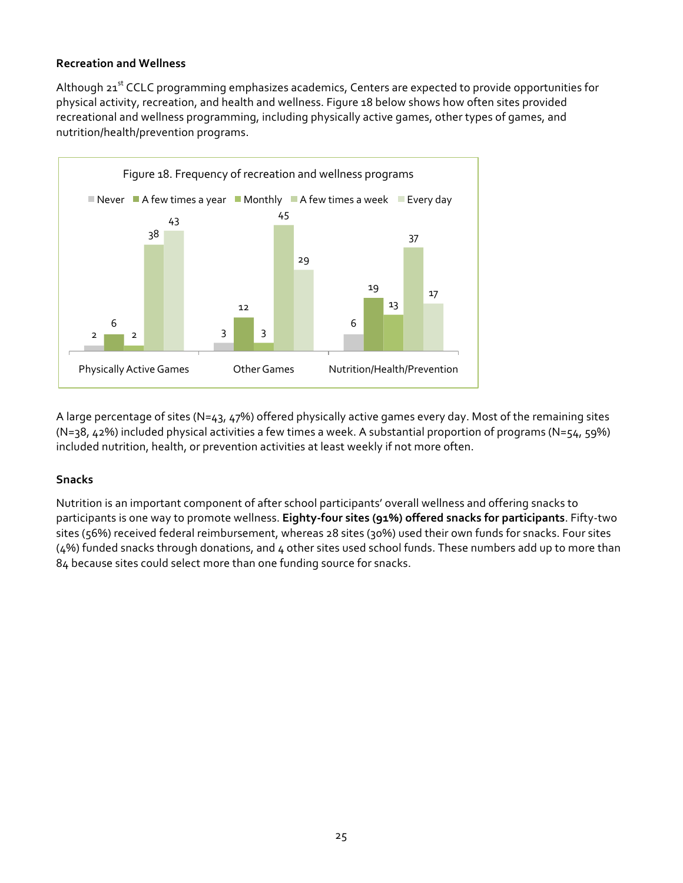### Recreation and Wellness

Although 21st CCLC programming emphasizes academics, Centers are expected to provide opportunities for physical activity, recreation, and health and wellness. Figure 18 below shows how often sites provided recreational and wellness programming, including physically active games, other types of games, and nutrition/health/prevention programs.

Figure 18. Frequency of recreation and wellness programs

| | Never | A few times a year | Monthly | A few times a week | Every day |
|---|---|---|---|---|---|
| Physically Active Games | 2 | 6 | 2 | 38 | 43 |
| Other Games | 3 | 12 | 3 | 45 | 29 |
| Nutrition/Health/Prevention | 6 | 19 | 13 | 37 | 17 |

A large percentage of sites (N=43, 47%) offered physically active games every day. Most of the remaining sites (N=38, 42%) included physical activities a few times a week. A substantial proportion of programs (N=54, 59%) included nutrition, health, or prevention activities at least weekly if not more often.

### Snacks

Nutrition is an important component of after school participants' overall wellness and offering snacks to participants is one way to promote wellness. **Eighty-four sites (91%) offered snacks for participants**. Fifty-two sites (56%) received federal reimbursement, whereas 28 sites (30%) used their own funds for snacks. Four sites (4%) funded snacks through donations, and 4 other sites used school funds. These numbers add up to more than 84 because sites could select more than one funding source for snacks.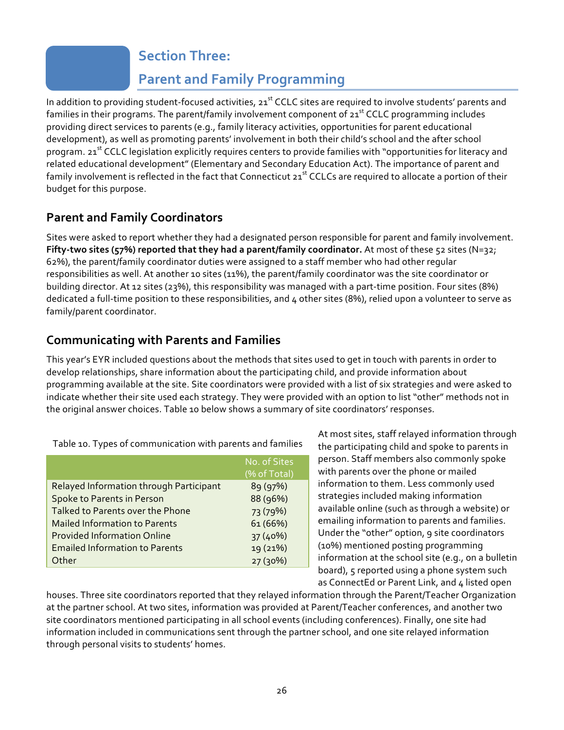# Section Three: Parent and Family Programming

In addition to providing student-focused activities, 21st CCLC sites are required to involve students' parents and families in their programs. The parent/family involvement component of 21st CCLC programming includes providing direct services to parents (e.g., family literacy activities, opportunities for parent educational development), as well as promoting parents' involvement in both their child's school and the after school program. 21st CCLC legislation explicitly requires centers to provide families with "opportunities for literacy and related educational development" (Elementary and Secondary Education Act). The importance of parent and family involvement is reflected in the fact that Connecticut 21st CCLCs are required to allocate a portion of their budget for this purpose.

## Parent and Family Coordinators

Sites were asked to report whether they had a designated person responsible for parent and family involvement. **Fifty-two sites (57%) reported that they had a parent/family coordinator.** At most of these 52 sites (N=32; 62%), the parent/family coordinator duties were assigned to a staff member who had other regular responsibilities as well. At another 10 sites (11%), the parent/family coordinator was the site coordinator or building director. At 12 sites (23%), this responsibility was managed with a part-time position. Four sites (8%) dedicated a full-time position to these responsibilities, and 4 other sites (8%), relied upon a volunteer to serve as family/parent coordinator.

## Communicating with Parents and Families

This year's EYR included questions about the methods that sites used to get in touch with parents in order to develop relationships, share information about the participating child, and provide information about programming available at the site. Site coordinators were provided with a list of six strategies and were asked to indicate whether their site used each strategy. They were provided with an option to list "other" methods not in the original answer choices. Table 10 below shows a summary of site coordinators' responses.

Table 10. Types of communication with parents and families

| | No. of Sites (% of Total) |
|---|---|
| Relayed Information through Participant | 89 (97%) |
| Spoke to Parents in Person | 88 (96%) |
| Talked to Parents over the Phone | 73 (79%) |
| Mailed Information to Parents | 61 (66%) |
| Provided Information Online | 37 (40%) |
| Emailed Information to Parents | 19 (21%) |
| Other | 27 (30%) |

At most sites, staff relayed information through the participating child and spoke to parents in person. Staff members also commonly spoke with parents over the phone or mailed information to them. Less commonly used strategies included making information available online (such as through a website) or emailing information to parents and families. Under the "other" option, 9 site coordinators (10%) mentioned posting programming information at the school site (e.g., on a bulletin board), 5 reported using a phone system such as ConnectEd or Parent Link, and 4 listed open houses. Three site coordinators reported that they relayed information through the Parent/Teacher Organization at the partner school. At two sites, information was provided at Parent/Teacher conferences, and another two site coordinators mentioned participating in all school events (including conferences). Finally, one site had information included in communications sent through the partner school, and one site relayed information through personal visits to students' homes.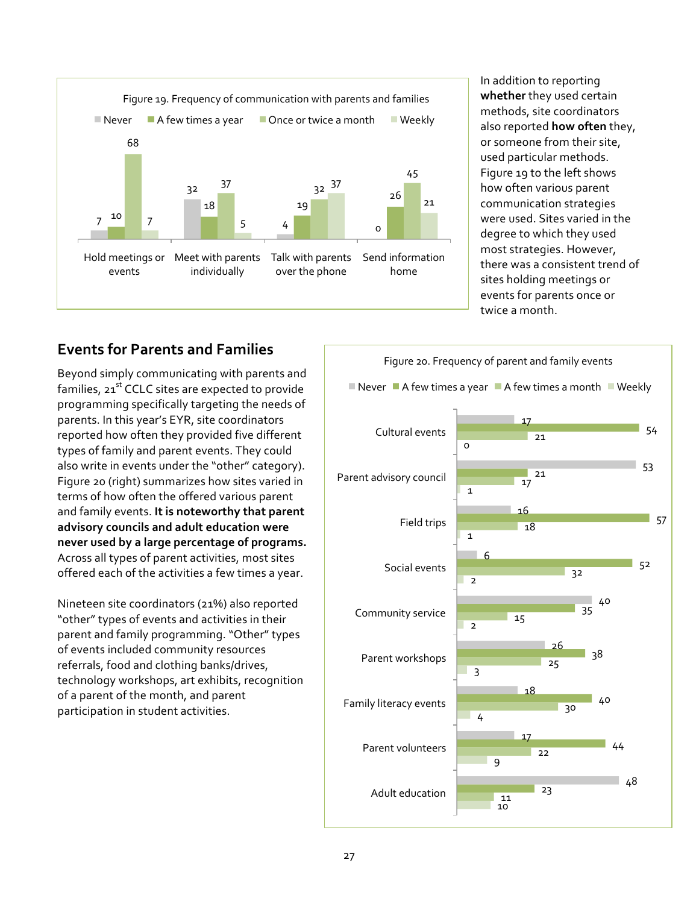| Figure 19. Frequency of communication with parents and families | Never | A few times a year | Once or twice a month | Weekly |
|---|---|---|---|---|
| Hold meetings or events | 7 | 10 | 68 | 7 |
| Meet with parents individually | 32 | 18 | 37 | 5 |
| Talk with parents over the phone | 4 | 19 | 32 | 37 |
| Send information home | 0 | 26 | 45 | 21 |

In addition to reporting **whether** they used certain methods, site coordinators also reported **how often** they, or someone from their site, used particular methods. Figure 19 to the left shows how often various parent communication strategies were used. Sites varied in the degree to which they used most strategies. However, there was a consistent trend of sites holding meetings or events for parents once or twice a month.

## Events for Parents and Families

Beyond simply communicating with parents and families, 21st CCLC sites are expected to provide programming specifically targeting the needs of parents. In this year's EYR, site coordinators reported how often they provided five different types of family and parent events. They could also write in events under the "other" category). Figure 20 (right) summarizes how sites varied in terms of how often the offered various parent and family events. **It is noteworthy that parent advisory councils and adult education were never used by a large percentage of programs.** Across all types of parent activities, most sites offered each of the activities a few times a year.

Nineteen site coordinators (21%) also reported "other" types of events and activities in their parent and family programming. "Other" types of events included community resources referrals, food and clothing banks/drives, technology workshops, art exhibits, recognition of a parent of the month, and parent participation in student activities.

| Figure 20. Frequency of parent and family events | Never | A few times a year | A few times a month | Weekly |
|---|---|---|---|---|
| Cultural events | 17 | 54 | 21 | 0 |
| Parent advisory council | 53 | 21 | 17 | 1 |
| Field trips | 16 | 57 | 18 | 1 |
| Social events | 6 | 52 | 32 | 2 |
| Community service | 40 | 35 | 15 | 2 |
| Parent workshops | 26 | 38 | 25 | 3 |
| Family literacy events | 18 | 40 | 30 | 4 |
| Parent volunteers | 17 | 44 | 22 | 9 |
| Adult education | 48 | 23 | 11 | 10 |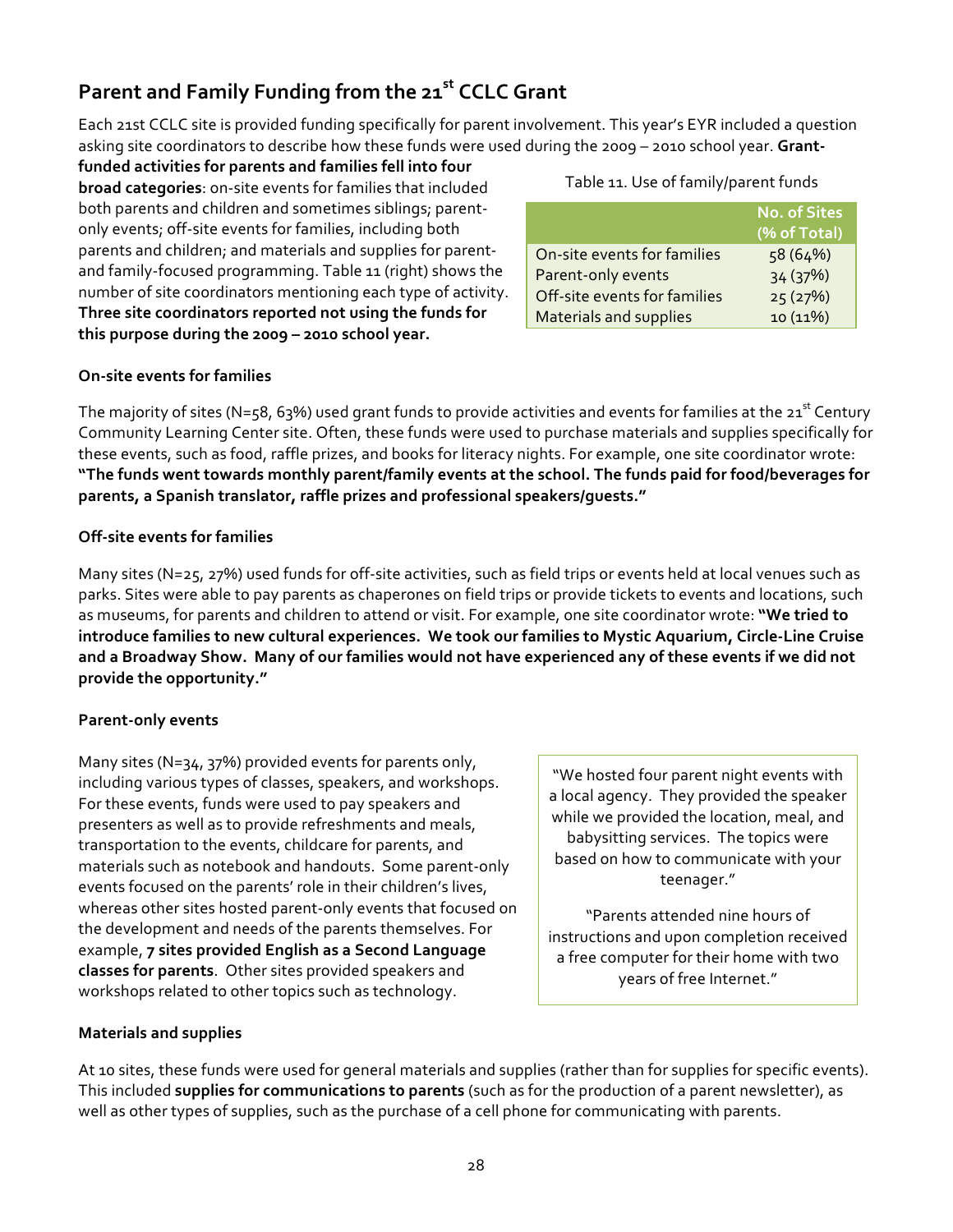## Parent and Family Funding from the 21st CCLC Grant

Each 21st CCLC site is provided funding specifically for parent involvement. This year's EYR included a question asking site coordinators to describe how these funds were used during the 2009 – 2010 school year. **Grant-funded activities for parents and families fell into four broad categories**: on-site events for families that included both parents and children and sometimes siblings; parent-only events; off-site events for families, including both parents and children; and materials and supplies for parent- and family-focused programming. Table 11 (right) shows the number of site coordinators mentioning each type of activity. **Three site coordinators reported not using the funds for this purpose during the 2009 – 2010 school year.**

Table 11. Use of family/parent funds

| | No. of Sites (% of Total) |
|---|---|
| On-site events for families | 58 (64%) |
| Parent-only events | 34 (37%) |
| Off-site events for families | 25 (27%) |
| Materials and supplies | 10 (11%) |

### On-site events for families

The majority of sites (N=58, 63%) used grant funds to provide activities and events for families at the 21st Century Community Learning Center site. Often, these funds were used to purchase materials and supplies specifically for these events, such as food, raffle prizes, and books for literacy nights. For example, one site coordinator wrote: **"The funds went towards monthly parent/family events at the school. The funds paid for food/beverages for parents, a Spanish translator, raffle prizes and professional speakers/guests."**

### Off-site events for families

Many sites (N=25, 27%) used funds for off-site activities, such as field trips or events held at local venues such as parks. Sites were able to pay parents as chaperones on field trips or provide tickets to events and locations, such as museums, for parents and children to attend or visit. For example, one site coordinator wrote: **"We tried to introduce families to new cultural experiences. We took our families to Mystic Aquarium, Circle-Line Cruise and a Broadway Show. Many of our families would not have experienced any of these events if we did not provide the opportunity."**

### Parent-only events

Many sites (N=34, 37%) provided events for parents only, including various types of classes, speakers, and workshops. For these events, funds were used to pay speakers and presenters as well as to provide refreshments and meals, transportation to the events, childcare for parents, and materials such as notebook and handouts. Some parent-only events focused on the parents' role in their children's lives, whereas other sites hosted parent-only events that focused on the development and needs of the parents themselves. For example, **7 sites provided English as a Second Language classes for parents**. Other sites provided speakers and workshops related to other topics such as technology.

> "We hosted four parent night events with a local agency. They provided the speaker while we provided the location, meal, and babysitting services. The topics were based on how to communicate with your teenager."
>
> "Parents attended nine hours of instructions and upon completion received a free computer for their home with two years of free Internet."

### Materials and supplies

At 10 sites, these funds were used for general materials and supplies (rather than for supplies for specific events). This included **supplies for communications to parents** (such as for the production of a parent newsletter), as well as other types of supplies, such as the purchase of a cell phone for communicating with parents.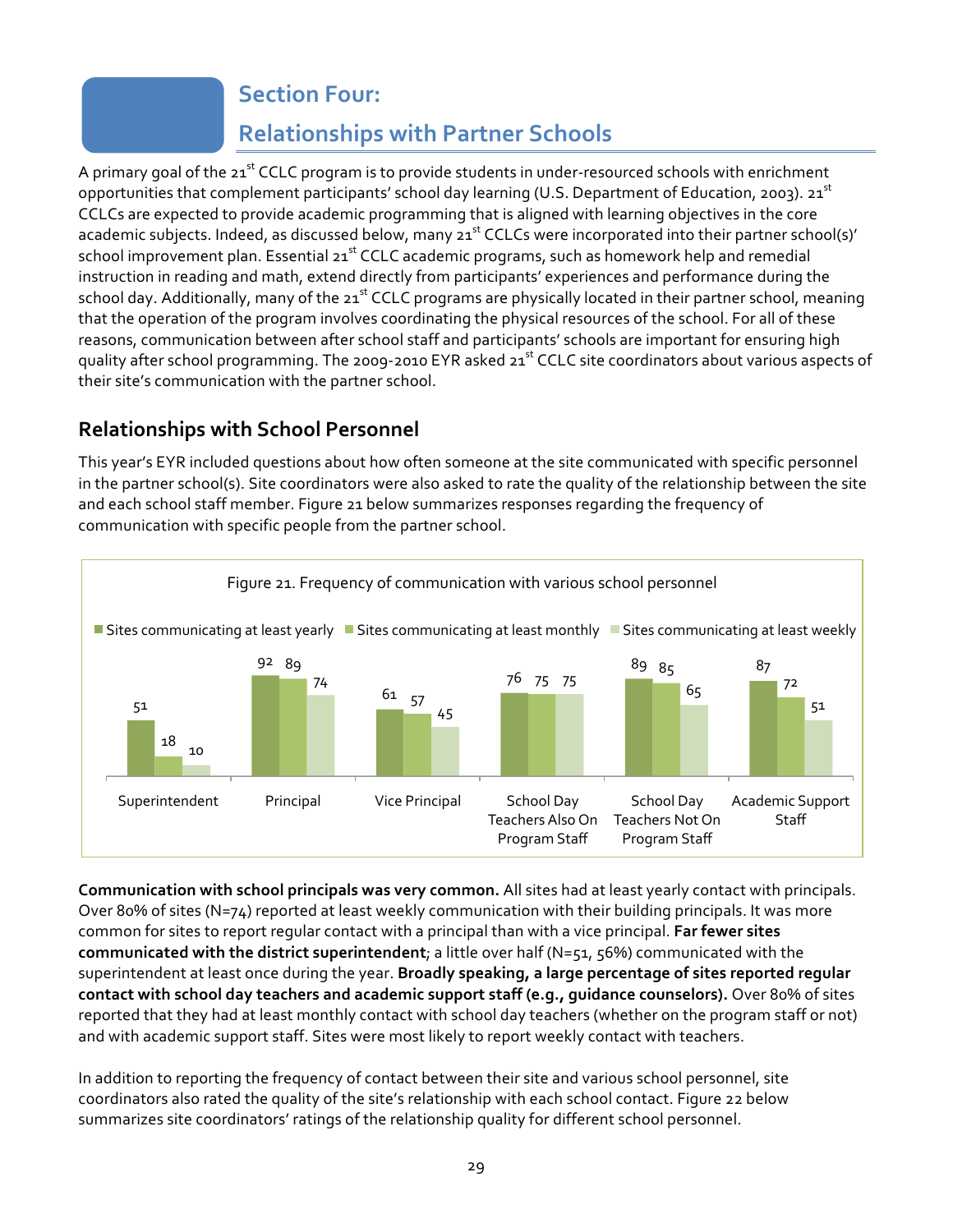# Section Four:

# Relationships with Partner Schools

A primary goal of the 21st CCLC program is to provide students in under-resourced schools with enrichment opportunities that complement participants' school day learning (U.S. Department of Education, 2003). 21st CCLCs are expected to provide academic programming that is aligned with learning objectives in the core academic subjects. Indeed, as discussed below, many 21st CCLCs were incorporated into their partner school(s)' school improvement plan. Essential 21st CCLC academic programs, such as homework help and remedial instruction in reading and math, extend directly from participants' experiences and performance during the school day. Additionally, many of the 21st CCLC programs are physically located in their partner school, meaning that the operation of the program involves coordinating the physical resources of the school. For all of these reasons, communication between after school staff and participants' schools are important for ensuring high quality after school programming. The 2009-2010 EYR asked 21st CCLC site coordinators about various aspects of their site's communication with the partner school.

## Relationships with School Personnel

This year's EYR included questions about how often someone at the site communicated with specific personnel in the partner school(s). Site coordinators were also asked to rate the quality of the relationship between the site and each school staff member. Figure 21 below summarizes responses regarding the frequency of communication with specific people from the partner school.

Figure 21. Frequency of communication with various school personnel

| | Sites communicating at least yearly | Sites communicating at least monthly | Sites communicating at least weekly |
|---|---|---|---|
| Superintendent | 51 | 18 | 10 |
| Principal | 92 | 89 | 74 |
| Vice Principal | 61 | 57 | 45 |
| School Day Teachers Also On Program Staff | 76 | 75 | 75 |
| School Day Teachers Not On Program Staff | 89 | 85 | 65 |
| Academic Support Staff | 87 | 72 | 51 |

**Communication with school principals was very common.** All sites had at least yearly contact with principals. Over 80% of sites (N=74) reported at least weekly communication with their building principals. It was more common for sites to report regular contact with a principal than with a vice principal. **Far fewer sites communicated with the district superintendent**; a little over half (N=51, 56%) communicated with the superintendent at least once during the year. **Broadly speaking, a large percentage of sites reported regular contact with school day teachers and academic support staff (e.g., guidance counselors).** Over 80% of sites reported that they had at least monthly contact with school day teachers (whether on the program staff or not) and with academic support staff. Sites were most likely to report weekly contact with teachers.

In addition to reporting the frequency of contact between their site and various school personnel, site coordinators also rated the quality of the site's relationship with each school contact. Figure 22 below summarizes site coordinators' ratings of the relationship quality for different school personnel.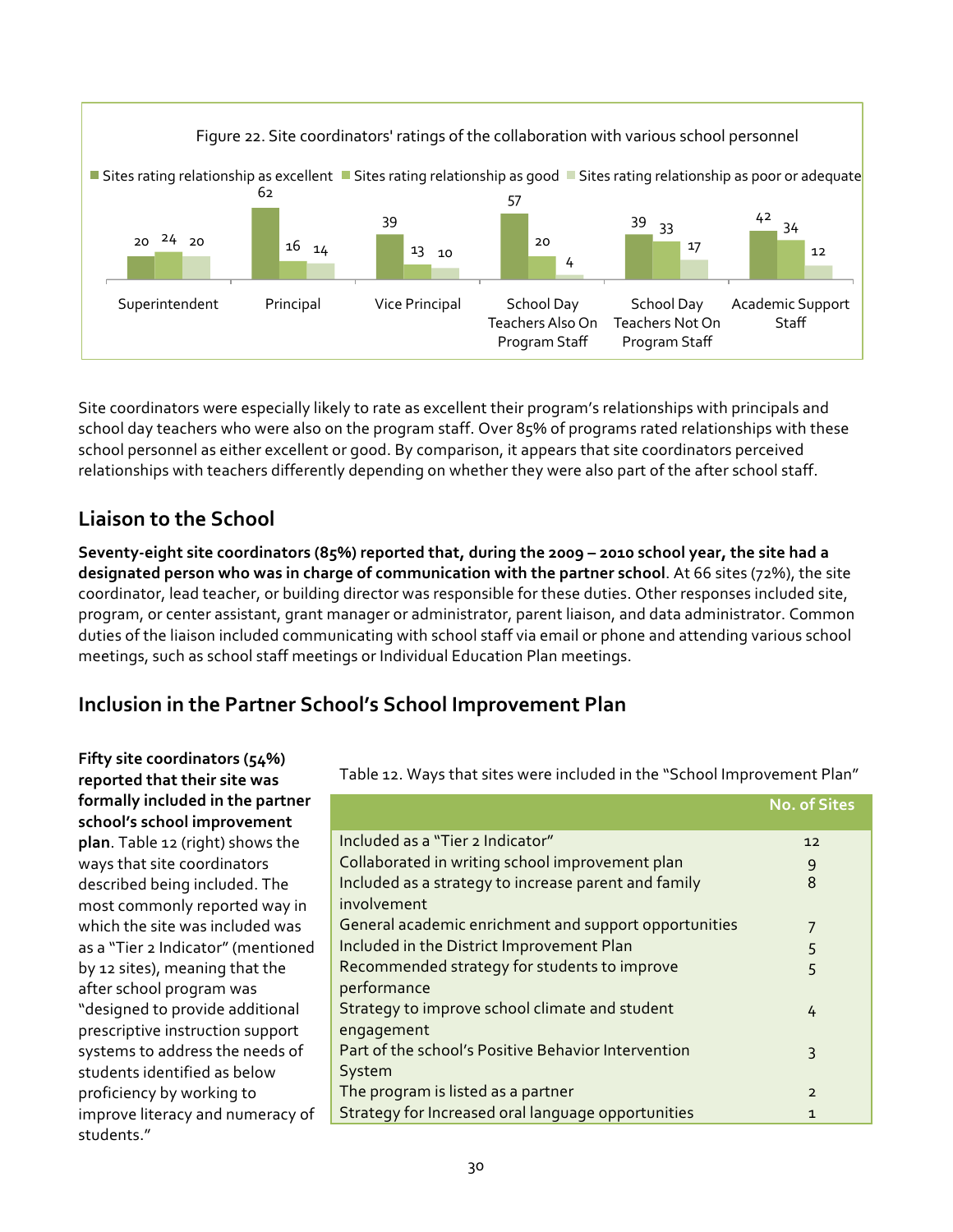Figure 22. Site coordinators' ratings of the collaboration with various school personnel

| | Sites rating relationship as excellent | Sites rating relationship as good | Sites rating relationship as poor or adequate |
|---|---|---|---|
| Superintendent | 20 | 24 | 20 |
| Principal | 62 | 16 | 14 |
| Vice Principal | 39 | 13 | 10 |
| School Day Teachers Also On Program Staff | 57 | 20 | 4 |
| School Day Teachers Not On Program Staff | 39 | 33 | 17 |
| Academic Support Staff | 42 | 34 | 12 |

Site coordinators were especially likely to rate as excellent their program's relationships with principals and school day teachers who were also on the program staff. Over 85% of programs rated relationships with these school personnel as either excellent or good. By comparison, it appears that site coordinators perceived relationships with teachers differently depending on whether they were also part of the after school staff.

## Liaison to the School

**Seventy-eight site coordinators (85%) reported that, during the 2009 – 2010 school year, the site had a designated person who was in charge of communication with the partner school**. At 66 sites (72%), the site coordinator, lead teacher, or building director was responsible for these duties. Other responses included site, program, or center assistant, grant manager or administrator, parent liaison, and data administrator. Common duties of the liaison included communicating with school staff via email or phone and attending various school meetings, such as school staff meetings or Individual Education Plan meetings.

## Inclusion in the Partner School's School Improvement Plan

**Fifty site coordinators (54%) reported that their site was formally included in the partner school's school improvement plan**. Table 12 (right) shows the ways that site coordinators described being included. The most commonly reported way in which the site was included was as a "Tier 2 Indicator" (mentioned by 12 sites), meaning that the after school program was "designed to provide additional prescriptive instruction support systems to address the needs of students identified as below proficiency by working to improve literacy and numeracy of students."

Table 12. Ways that sites were included in the "School Improvement Plan"

| | No. of Sites |
|---|---|
| Included as a "Tier 2 Indicator" | 12 |
| Collaborated in writing school improvement plan | 9 |
| Included as a strategy to increase parent and family involvement | 8 |
| General academic enrichment and support opportunities | 7 |
| Included in the District Improvement Plan | 5 |
| Recommended strategy for students to improve performance | 5 |
| Strategy to improve school climate and student engagement | 4 |
| Part of the school's Positive Behavior Intervention System | 3 |
| The program is listed as a partner | 2 |
| Strategy for Increased oral language opportunities | 1 |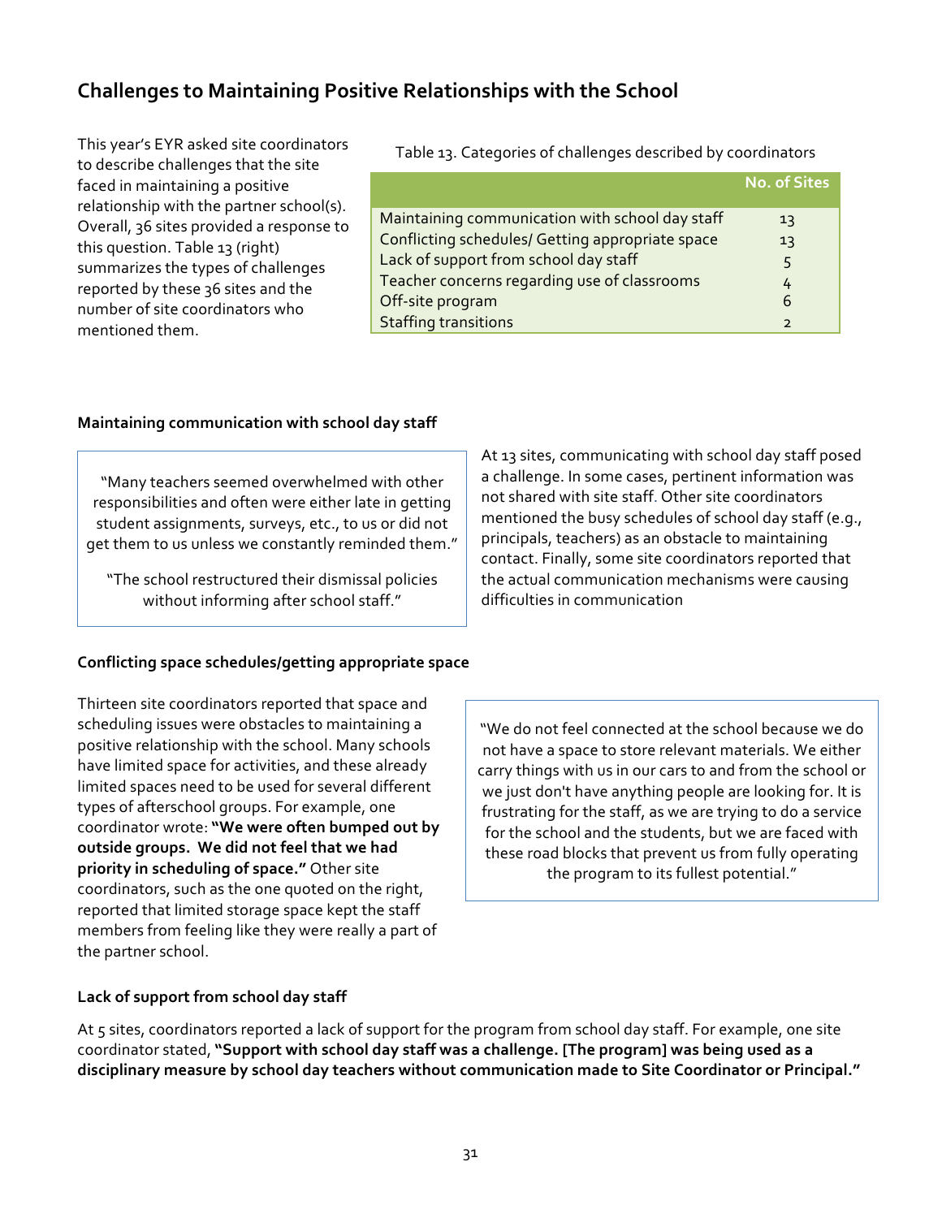## Challenges to Maintaining Positive Relationships with the School

This year's EYR asked site coordinators to describe challenges that the site faced in maintaining a positive relationship with the partner school(s). Overall, 36 sites provided a response to this question. Table 13 (right) summarizes the types of challenges reported by these 36 sites and the number of site coordinators who mentioned them.

Table 13. Categories of challenges described by coordinators

| | No. of Sites |
|---|---|
| Maintaining communication with school day staff | 13 |
| Conflicting schedules/ Getting appropriate space | 13 |
| Lack of support from school day staff | 5 |
| Teacher concerns regarding use of classrooms | 4 |
| Off-site program | 6 |
| Staffing transitions | 2 |

### Maintaining communication with school day staff

> "Many teachers seemed overwhelmed with other responsibilities and often were either late in getting student assignments, surveys, etc., to us or did not get them to us unless we constantly reminded them."
>
> "The school restructured their dismissal policies without informing after school staff."

At 13 sites, communicating with school day staff posed a challenge. In some cases, pertinent information was not shared with site staff. Other site coordinators mentioned the busy schedules of school day staff (e.g., principals, teachers) as an obstacle to maintaining contact. Finally, some site coordinators reported that the actual communication mechanisms were causing difficulties in communication

### Conflicting space schedules/getting appropriate space

Thirteen site coordinators reported that space and scheduling issues were obstacles to maintaining a positive relationship with the school. Many schools have limited space for activities, and these already limited spaces need to be used for several different types of afterschool groups. For example, one coordinator wrote: **"We were often bumped out by outside groups. We did not feel that we had priority in scheduling of space."** Other site coordinators, such as the one quoted on the right, reported that limited storage space kept the staff members from feeling like they were really a part of the partner school.

> "We do not feel connected at the school because we do not have a space to store relevant materials. We either carry things with us in our cars to and from the school or we just don't have anything people are looking for. It is frustrating for the staff, as we are trying to do a service for the school and the students, but we are faced with these road blocks that prevent us from fully operating the program to its fullest potential."

### Lack of support from school day staff

At 5 sites, coordinators reported a lack of support for the program from school day staff. For example, one site coordinator stated, **"Support with school day staff was a challenge. [The program] was being used as a disciplinary measure by school day teachers without communication made to Site Coordinator or Principal."**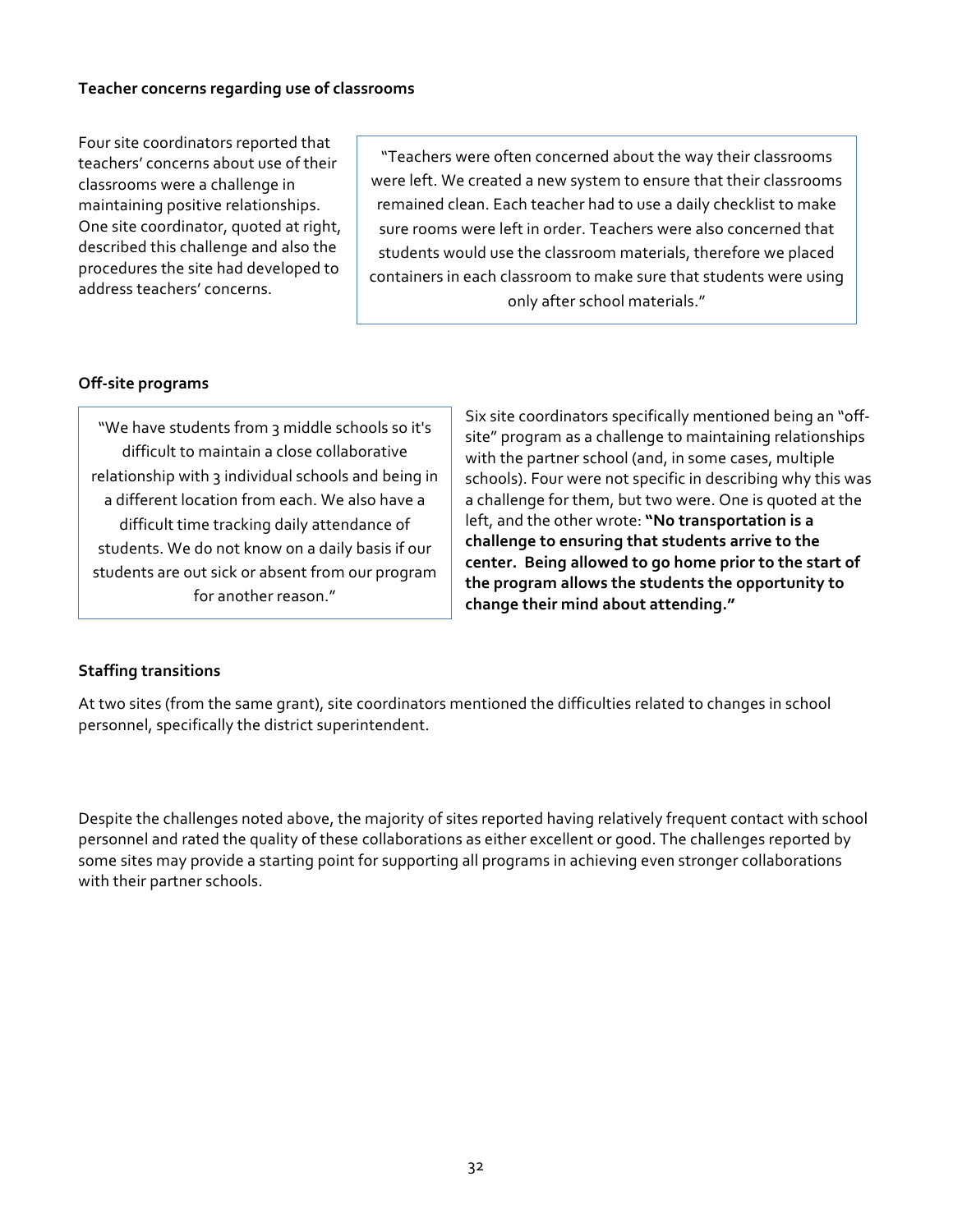### Teacher concerns regarding use of classrooms

Four site coordinators reported that teachers' concerns about use of their classrooms were a challenge in maintaining positive relationships. One site coordinator, quoted at right, described this challenge and also the procedures the site had developed to address teachers' concerns.

> "Teachers were often concerned about the way their classrooms were left. We created a new system to ensure that their classrooms remained clean. Each teacher had to use a daily checklist to make sure rooms were left in order. Teachers were also concerned that students would use the classroom materials, therefore we placed containers in each classroom to make sure that students were using only after school materials."

### Off-site programs

Six site coordinators specifically mentioned being an "off-site" program as a challenge to maintaining relationships with the partner school (and, in some cases, multiple schools). Four were not specific in describing why this was a challenge for them, but two were. One is quoted at the left, and the other wrote: **"No transportation is a challenge to ensuring that students arrive to the center. Being allowed to go home prior to the start of the program allows the students the opportunity to change their mind about attending."**

> "We have students from 3 middle schools so it's difficult to maintain a close collaborative relationship with 3 individual schools and being in a different location from each. We also have a difficult time tracking daily attendance of students. We do not know on a daily basis if our students are out sick or absent from our program for another reason."

### Staffing transitions

At two sites (from the same grant), site coordinators mentioned the difficulties related to changes in school personnel, specifically the district superintendent.

Despite the challenges noted above, the majority of sites reported having relatively frequent contact with school personnel and rated the quality of these collaborations as either excellent or good. The challenges reported by some sites may provide a starting point for supporting all programs in achieving even stronger collaborations with their partner schools.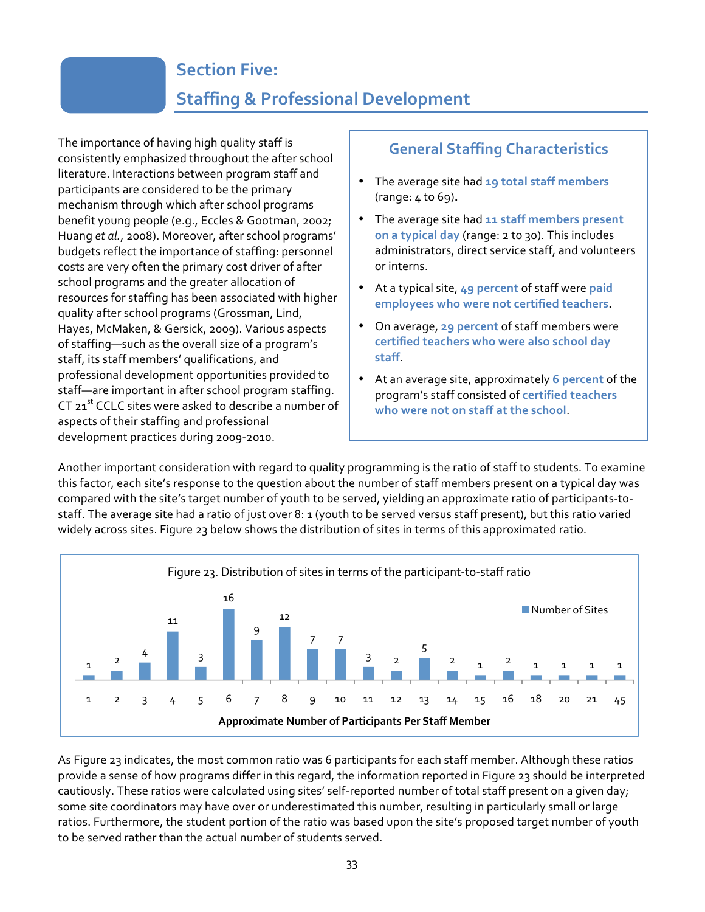# Section Five: Staffing & Professional Development

The importance of having high quality staff is consistently emphasized throughout the after school literature. Interactions between program staff and participants are considered to be the primary mechanism through which after school programs benefit young people (e.g., Eccles & Gootman, 2002; Huang *et al.*, 2008). Moreover, after school programs' budgets reflect the importance of staffing: personnel costs are very often the primary cost driver of after school programs and the greater allocation of resources for staffing has been associated with higher quality after school programs (Grossman, Lind, Hayes, McMaken, & Gersick, 2009). Various aspects of staffing—such as the overall size of a program's staff, its staff members' qualifications, and professional development opportunities provided to staff—are important in after school program staffing. CT 21st CCLC sites were asked to describe a number of aspects of their staffing and professional development practices during 2009-2010.

## General Staffing Characteristics

- The average site had **19 total staff members** (range: 4 to 69).
- The average site had **11 staff members present on a typical day** (range: 2 to 30). This includes administrators, direct service staff, and volunteers or interns.
- At a typical site, **49 percent** of staff were **paid employees who were not certified teachers**.
- On average, **29 percent** of staff members were **certified teachers who were also school day staff**.
- At an average site, approximately **6 percent** of the program's staff consisted of **certified teachers who were not on staff at the school**.

Another important consideration with regard to quality programming is the ratio of staff to students. To examine this factor, each site's response to the question about the number of staff members present on a typical day was compared with the site's target number of youth to be served, yielding an approximate ratio of participants-to-staff. The average site had a ratio of just over 8: 1 (youth to be served versus staff present), but this ratio varied widely across sites. Figure 23 below shows the distribution of sites in terms of this approximated ratio.

Figure 23. Distribution of sites in terms of the participant-to-staff ratio

| Approximate Number of Participants Per Staff Member | Number of Sites |
|---|---|
| 1 | 1 |
| 2 | 2 |
| 3 | 4 |
| 4 | 11 |
| 5 | 3 |
| 6 | 16 |
| 7 | 9 |
| 8 | 12 |
| 9 | 7 |
| 10 | 7 |
| 11 | 3 |
| 12 | 2 |
| 13 | 5 |
| 14 | 2 |
| 15 | 1 |
| 16 | 2 |
| 18 | 1 |
| 20 | 1 |
| 21 | 1 |
| 45 | 1 |

As Figure 23 indicates, the most common ratio was 6 participants for each staff member. Although these ratios provide a sense of how programs differ in this regard, the information reported in Figure 23 should be interpreted cautiously. These ratios were calculated using sites' self-reported number of total staff present on a given day; some site coordinators may have over or underestimated this number, resulting in particularly small or large ratios. Furthermore, the student portion of the ratio was based upon the site's proposed target number of youth to be served rather than the actual number of students served.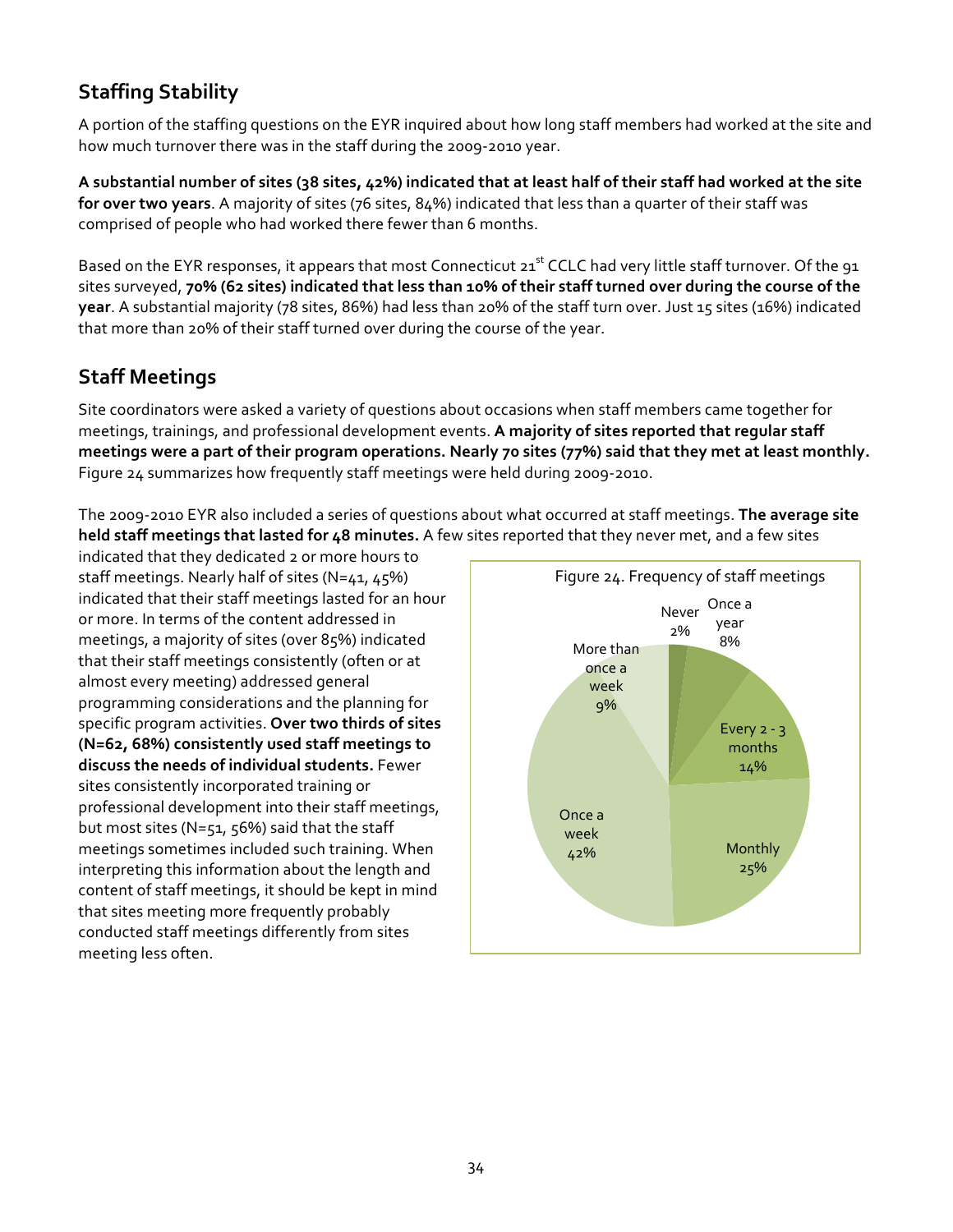## Staffing Stability

A portion of the staffing questions on the EYR inquired about how long staff members had worked at the site and how much turnover there was in the staff during the 2009-2010 year.

**A substantial number of sites (38 sites, 42%) indicated that at least half of their staff had worked at the site for over two years**. A majority of sites (76 sites, 84%) indicated that less than a quarter of their staff was comprised of people who had worked there fewer than 6 months.

Based on the EYR responses, it appears that most Connecticut 21st CCLC had very little staff turnover. Of the 91 sites surveyed, **70% (62 sites) indicated that less than 10% of their staff turned over during the course of the year**. A substantial majority (78 sites, 86%) had less than 20% of the staff turn over. Just 15 sites (16%) indicated that more than 20% of their staff turned over during the course of the year.

## Staff Meetings

Site coordinators were asked a variety of questions about occasions when staff members came together for meetings, trainings, and professional development events. **A majority of sites reported that regular staff meetings were a part of their program operations. Nearly 70 sites (77%) said that they met at least monthly.** Figure 24 summarizes how frequently staff meetings were held during 2009-2010.

The 2009-2010 EYR also included a series of questions about what occurred at staff meetings. **The average site held staff meetings that lasted for 48 minutes.** A few sites reported that they never met, and a few sites indicated that they dedicated 2 or more hours to staff meetings. Nearly half of sites (N=41, 45%) indicated that their staff meetings lasted for an hour or more. In terms of the content addressed in meetings, a majority of sites (over 85%) indicated that their staff meetings consistently (often or at almost every meeting) addressed general programming considerations and the planning for specific program activities. **Over two thirds of sites (N=62, 68%) consistently used staff meetings to discuss the needs of individual students.** Fewer sites consistently incorporated training or professional development into their staff meetings, but most sites (N=51, 56%) said that the staff meetings sometimes included such training. When interpreting this information about the length and content of staff meetings, it should be kept in mind that sites meeting more frequently probably conducted staff meetings differently from sites meeting less often.

Figure 24. Frequency of staff meetings

| Frequency | Percent |
|---|---|
| Never | 2% |
| Once a year | 8% |
| Every 2 - 3 months | 14% |
| Monthly | 25% |
| Once a week | 42% |
| More than once a week | 9% |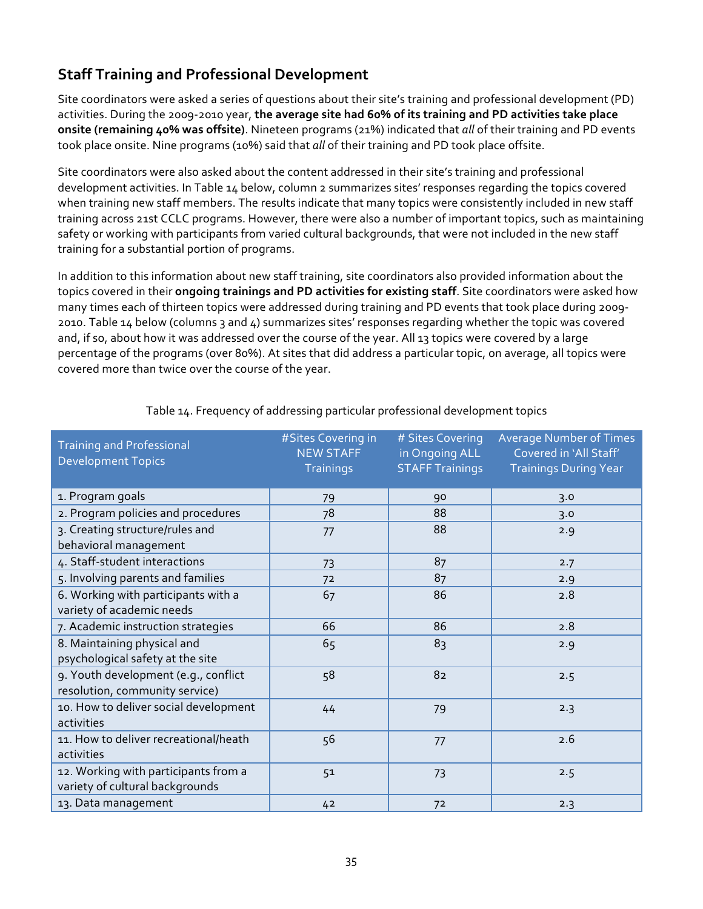## Staff Training and Professional Development

Site coordinators were asked a series of questions about their site's training and professional development (PD) activities. During the 2009-2010 year, **the average site had 60% of its training and PD activities take place onsite (remaining 40% was offsite)**. Nineteen programs (21%) indicated that *all* of their training and PD events took place onsite. Nine programs (10%) said that *all* of their training and PD took place offsite.

Site coordinators were also asked about the content addressed in their site's training and professional development activities. In Table 14 below, column 2 summarizes sites' responses regarding the topics covered when training new staff members. The results indicate that many topics were consistently included in new staff training across 21st CCLC programs. However, there were also a number of important topics, such as maintaining safety or working with participants from varied cultural backgrounds, that were not included in the new staff training for a substantial portion of programs.

In addition to this information about new staff training, site coordinators also provided information about the topics covered in their **ongoing trainings and PD activities for existing staff**. Site coordinators were asked how many times each of thirteen topics were addressed during training and PD events that took place during 2009-2010. Table 14 below (columns 3 and 4) summarizes sites' responses regarding whether the topic was covered and, if so, about how it was addressed over the course of the year. All 13 topics were covered by a large percentage of the programs (over 80%). At sites that did address a particular topic, on average, all topics were covered more than twice over the course of the year.

Table 14. Frequency of addressing particular professional development topics

| Training and Professional Development Topics | #Sites Covering in NEW STAFF Trainings | # Sites Covering in Ongoing ALL STAFF Trainings | Average Number of Times Covered in 'All Staff' Trainings During Year |
|---|---|---|---|
| 1. Program goals | 79 | 90 | 3.0 |
| 2. Program policies and procedures | 78 | 88 | 3.0 |
| 3. Creating structure/rules and behavioral management | 77 | 88 | 2.9 |
| 4. Staff-student interactions | 73 | 87 | 2.7 |
| 5. Involving parents and families | 72 | 87 | 2.9 |
| 6. Working with participants with a variety of academic needs | 67 | 86 | 2.8 |
| 7. Academic instruction strategies | 66 | 86 | 2.8 |
| 8. Maintaining physical and psychological safety at the site | 65 | 83 | 2.9 |
| 9. Youth development (e.g., conflict resolution, community service) | 58 | 82 | 2.5 |
| 10. How to deliver social development activities | 44 | 79 | 2.3 |
| 11. How to deliver recreational/heath activities | 56 | 77 | 2.6 |
| 12. Working with participants from a variety of cultural backgrounds | 51 | 73 | 2.5 |
| 13. Data management | 42 | 72 | 2.3 |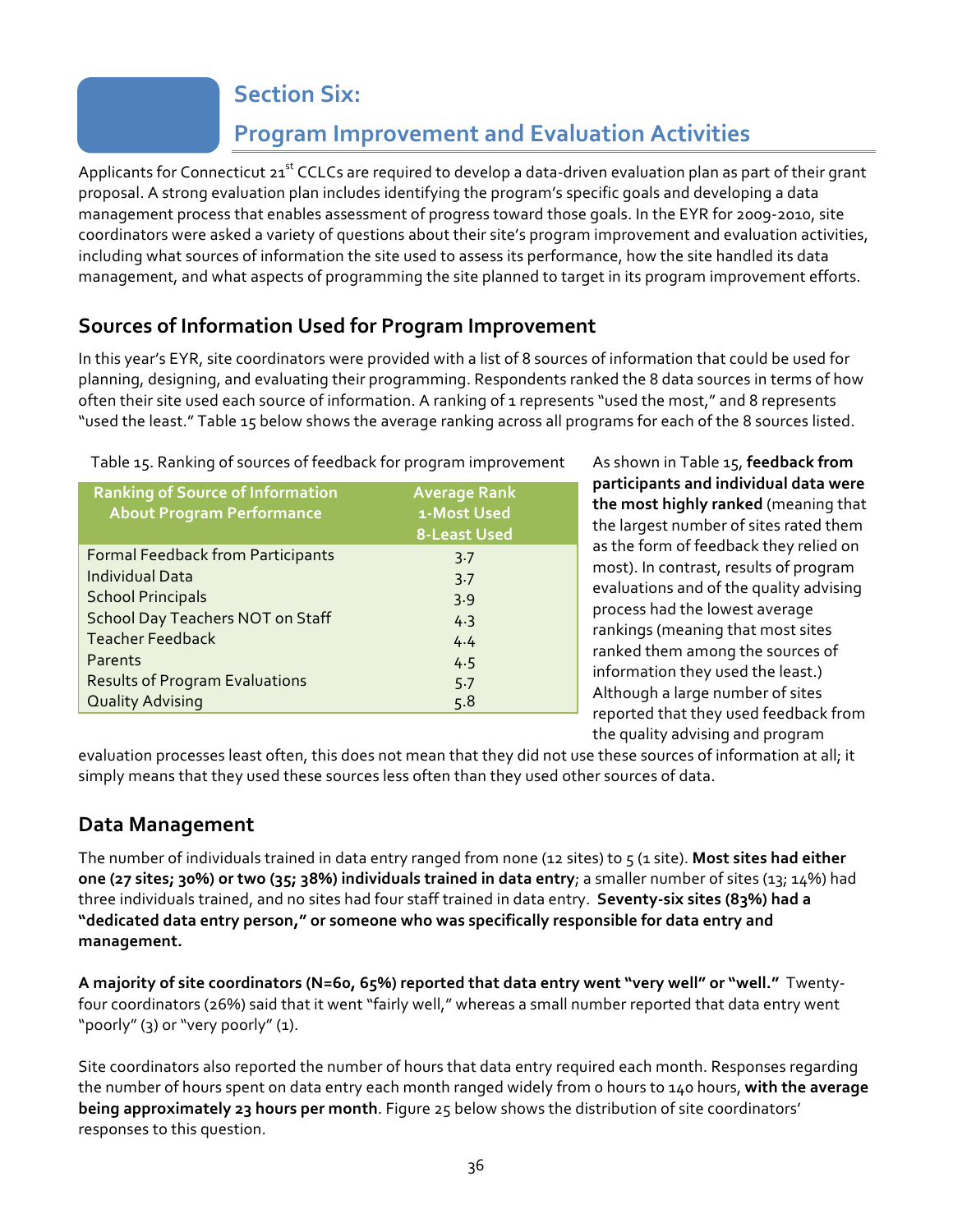# Section Six:

# Program Improvement and Evaluation Activities

Applicants for Connecticut 21st CCLCs are required to develop a data-driven evaluation plan as part of their grant proposal. A strong evaluation plan includes identifying the program's specific goals and developing a data management process that enables assessment of progress toward those goals. In the EYR for 2009-2010, site coordinators were asked a variety of questions about their site's program improvement and evaluation activities, including what sources of information the site used to assess its performance, how the site handled its data management, and what aspects of programming the site planned to target in its program improvement efforts.

## Sources of Information Used for Program Improvement

In this year's EYR, site coordinators were provided with a list of 8 sources of information that could be used for planning, designing, and evaluating their programming. Respondents ranked the 8 data sources in terms of how often their site used each source of information. A ranking of 1 represents "used the most," and 8 represents "used the least." Table 15 below shows the average ranking across all programs for each of the 8 sources listed.

Table 15. Ranking of sources of feedback for program improvement

| Ranking of Source of Information About Program Performance | Average Rank 1-Most Used 8-Least Used |
|---|---|
| Formal Feedback from Participants | 3.7 |
| Individual Data | 3.7 |
| School Principals | 3.9 |
| School Day Teachers NOT on Staff | 4.3 |
| Teacher Feedback | 4.4 |
| Parents | 4.5 |
| Results of Program Evaluations | 5.7 |
| Quality Advising | 5.8 |

As shown in Table 15, **feedback from participants and individual data were the most highly ranked** (meaning that the largest number of sites rated them as the form of feedback they relied on most). In contrast, results of program evaluations and of the quality advising process had the lowest average rankings (meaning that most sites ranked them among the sources of information they used the least.) Although a large number of sites reported that they used feedback from the quality advising and program evaluation processes least often, this does not mean that they did not use these sources of information at all; it simply means that they used these sources less often than they used other sources of data.

## Data Management

The number of individuals trained in data entry ranged from none (12 sites) to 5 (1 site). **Most sites had either one (27 sites; 30%) or two (35; 38%) individuals trained in data entry**; a smaller number of sites (13; 14%) had three individuals trained, and no sites had four staff trained in data entry. **Seventy-six sites (83%) had a "dedicated data entry person," or someone who was specifically responsible for data entry and management.**

**A majority of site coordinators (N=60, 65%) reported that data entry went "very well" or "well."** Twenty-four coordinators (26%) said that it went "fairly well," whereas a small number reported that data entry went "poorly" (3) or "very poorly" (1).

Site coordinators also reported the number of hours that data entry required each month. Responses regarding the number of hours spent on data entry each month ranged widely from 0 hours to 140 hours, **with the average being approximately 23 hours per month**. Figure 25 below shows the distribution of site coordinators' responses to this question.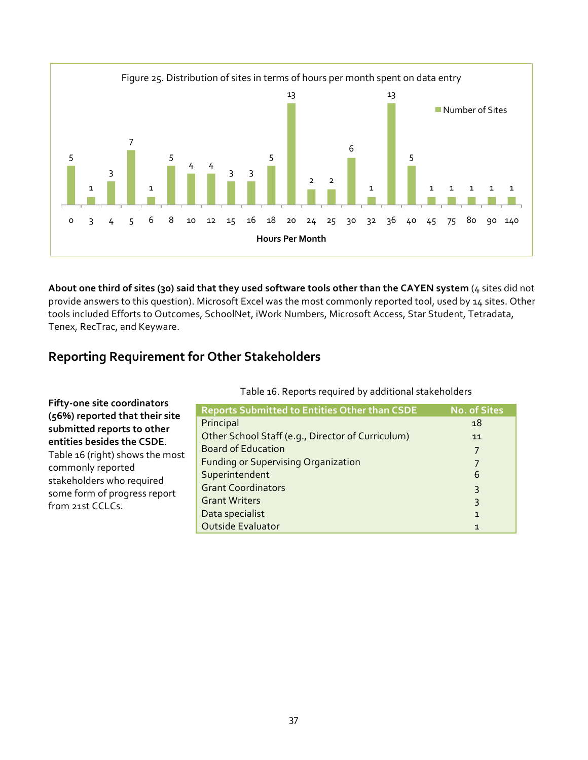Figure 25. Distribution of sites in terms of hours per month spent on data entry

| Hours Per Month | Number of Sites |
|---|---|
| 0 | 5 |
| 3 | 1 |
| 4 | 3 |
| 5 | 7 |
| 6 | 1 |
| 8 | 5 |
| 10 | 4 |
| 12 | 4 |
| 15 | 3 |
| 16 | 3 |
| 18 | 5 |
| 20 | 13 |
| 24 | 2 |
| 25 | 2 |
| 30 | 6 |
| 32 | 1 |
| 36 | 13 |
| 40 | 5 |
| 45 | 1 |
| 75 | 1 |
| 80 | 1 |
| 90 | 1 |
| 140 | 1 |

**About one third of sites (30) said that they used software tools other than the CAYEN system** (4 sites did not provide answers to this question). Microsoft Excel was the most commonly reported tool, used by 14 sites. Other tools included Efforts to Outcomes, SchoolNet, iWork Numbers, Microsoft Access, Star Student, Tetradata, Tenex, RecTrac, and Keyware.

## Reporting Requirement for Other Stakeholders

**Fifty-one site coordinators (56%) reported that their site submitted reports to other entities besides the CSDE**. Table 16 (right) shows the most commonly reported stakeholders who required some form of progress report from 21st CCLCs.

Table 16. Reports required by additional stakeholders

| Reports Submitted to Entities Other than CSDE | No. of Sites |
|---|---|
| Principal | 18 |
| Other School Staff (e.g., Director of Curriculum) | 11 |
| Board of Education | 7 |
| Funding or Supervising Organization | 7 |
| Superintendent | 6 |
| Grant Coordinators | 3 |
| Grant Writers | 3 |
| Data specialist | 1 |
| Outside Evaluator | 1 |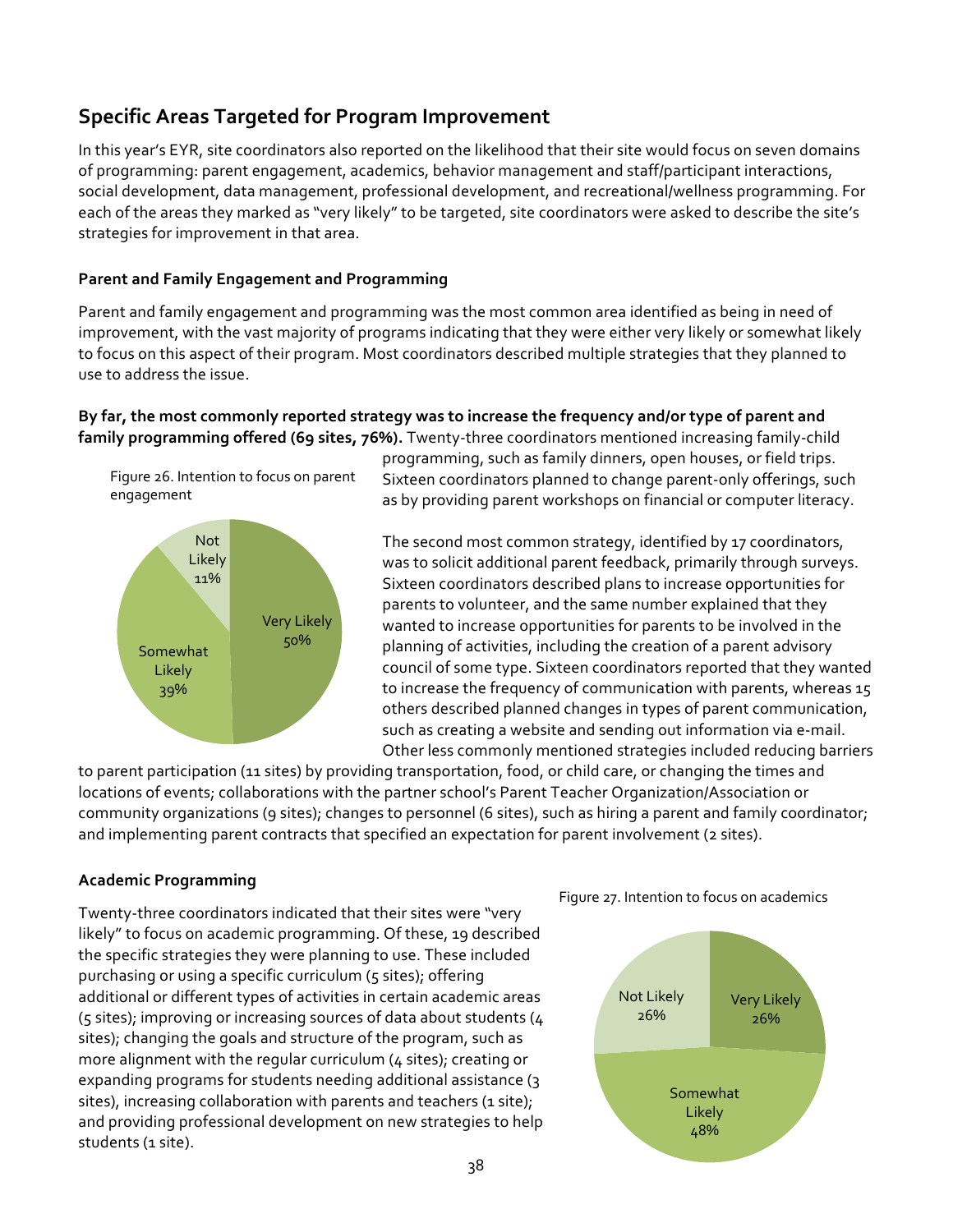## Specific Areas Targeted for Program Improvement

In this year's EYR, site coordinators also reported on the likelihood that their site would focus on seven domains of programming: parent engagement, academics, behavior management and staff/participant interactions, social development, data management, professional development, and recreational/wellness programming. For each of the areas they marked as "very likely" to be targeted, site coordinators were asked to describe the site's strategies for improvement in that area.

### Parent and Family Engagement and Programming

Parent and family engagement and programming was the most common area identified as being in need of improvement, with the vast majority of programs indicating that they were either very likely or somewhat likely to focus on this aspect of their program. Most coordinators described multiple strategies that they planned to use to address the issue.

**By far, the most commonly reported strategy was to increase the frequency and/or type of parent and family programming offered (69 sites, 76%).** Twenty-three coordinators mentioned increasing family-child programming, such as family dinners, open houses, or field trips. Sixteen coordinators planned to change parent-only offerings, such as by providing parent workshops on financial or computer literacy.

Figure 26. Intention to focus on parent engagement

| Response | Percent |
| --- | --- |
| Very Likely | 50% |
| Somewhat Likely | 39% |
| Not Likely | 11% |

The second most common strategy, identified by 17 coordinators, was to solicit additional parent feedback, primarily through surveys. Sixteen coordinators described plans to increase opportunities for parents to volunteer, and the same number explained that they wanted to increase opportunities for parents to be involved in the planning of activities, including the creation of a parent advisory council of some type. Sixteen coordinators reported that they wanted to increase the frequency of communication with parents, whereas 15 others described planned changes in types of parent communication, such as creating a website and sending out information via e-mail. Other less commonly mentioned strategies included reducing barriers to parent participation (11 sites) by providing transportation, food, or child care, or changing the times and locations of events; collaborations with the partner school's Parent Teacher Organization/Association or community organizations (9 sites); changes to personnel (6 sites), such as hiring a parent and family coordinator; and implementing parent contracts that specified an expectation for parent involvement (2 sites).

### Academic Programming

Twenty-three coordinators indicated that their sites were "very likely" to focus on academic programming. Of these, 19 described the specific strategies they were planning to use. These included purchasing or using a specific curriculum (5 sites); offering additional or different types of activities in certain academic areas (5 sites); improving or increasing sources of data about students (4 sites); changing the goals and structure of the program, such as more alignment with the regular curriculum (4 sites); creating or expanding programs for students needing additional assistance (3 sites), increasing collaboration with parents and teachers (1 site); and providing professional development on new strategies to help students (1 site).

Figure 27. Intention to focus on academics

| Response | Percent |
| --- | --- |
| Very Likely | 26% |
| Somewhat Likely | 48% |
| Not Likely | 26% |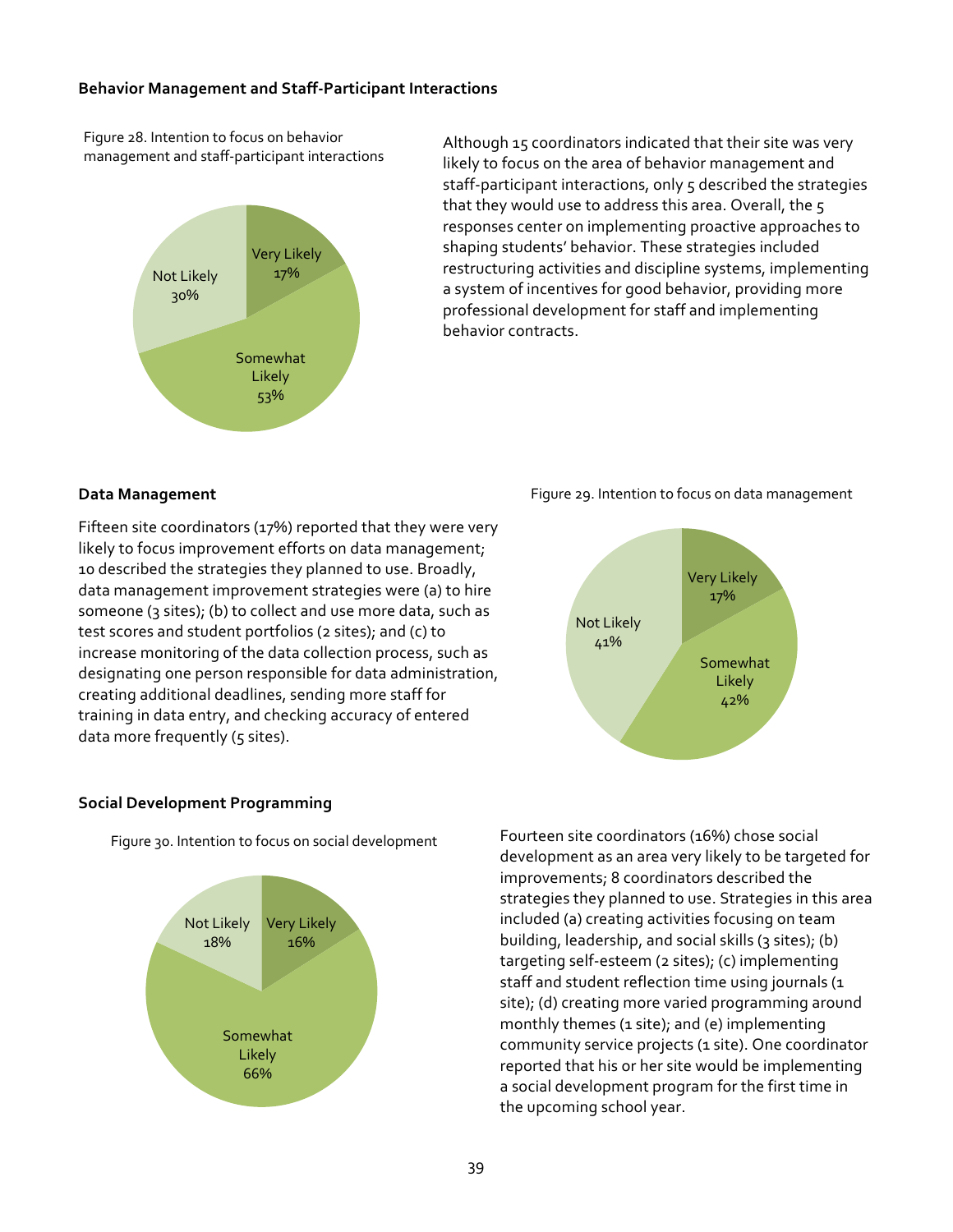### Behavior Management and Staff-Participant Interactions

Figure 28. Intention to focus on behavior management and staff-participant interactions

Although 15 coordinators indicated that their site was very likely to focus on the area of behavior management and staff-participant interactions, only 5 described the strategies that they would use to address this area. Overall, the 5 responses center on implementing proactive approaches to shaping students' behavior. These strategies included restructuring activities and discipline systems, implementing a system of incentives for good behavior, providing more professional development for staff and implementing behavior contracts.

### Data Management

Figure 29. Intention to focus on data management

Fifteen site coordinators (17%) reported that they were very likely to focus improvement efforts on data management; 10 described the strategies they planned to use. Broadly, data management improvement strategies were (a) to hire someone (3 sites); (b) to collect and use more data, such as test scores and student portfolios (2 sites); and (c) to increase monitoring of the data collection process, such as designating one person responsible for data administration, creating additional deadlines, sending more staff for training in data entry, and checking accuracy of entered data more frequently (5 sites).

### Social Development Programming

Figure 30. Intention to focus on social development

Fourteen site coordinators (16%) chose social development as an area very likely to be targeted for improvements; 8 coordinators described the strategies they planned to use. Strategies in this area included (a) creating activities focusing on team building, leadership, and social skills (3 sites); (b) targeting self-esteem (2 sites); (c) implementing staff and student reflection time using journals (1 site); (d) creating more varied programming around monthly themes (1 site); and (e) implementing community service projects (1 site). One coordinator reported that his or her site would be implementing a social development program for the first time in the upcoming school year.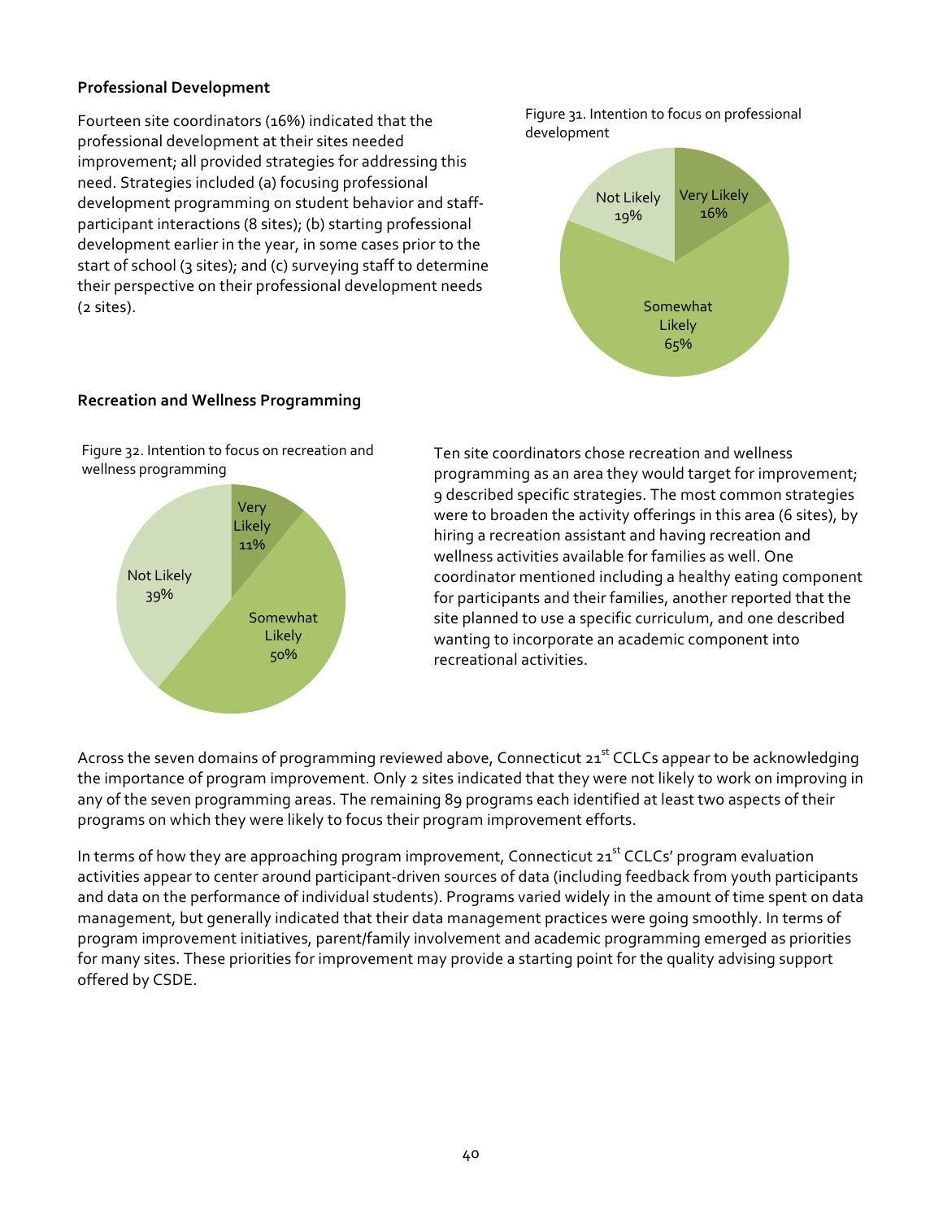### Professional Development

Fourteen site coordinators (16%) indicated that the professional development at their sites needed improvement; all provided strategies for addressing this need. Strategies included (a) focusing professional development programming on student behavior and staff-participant interactions (8 sites); (b) starting professional development earlier in the year, in some cases prior to the start of school (3 sites); and (c) surveying staff to determine their perspective on their professional development needs (2 sites).

Figure 31. Intention to focus on professional development

| Response | Percent |
|---|---|
| Very Likely | 16% |
| Somewhat Likely | 65% |
| Not Likely | 19% |

### Recreation and Wellness Programming

Figure 32. Intention to focus on recreation and wellness programming

| Response | Percent |
|---|---|
| Very Likely | 11% |
| Somewhat Likely | 50% |
| Not Likely | 39% |

Ten site coordinators chose recreation and wellness programming as an area they would target for improvement; 9 described specific strategies. The most common strategies were to broaden the activity offerings in this area (6 sites), by hiring a recreation assistant and having recreation and wellness activities available for families as well. One coordinator mentioned including a healthy eating component for participants and their families, another reported that the site planned to use a specific curriculum, and one described wanting to incorporate an academic component into recreational activities.

Across the seven domains of programming reviewed above, Connecticut 21st CCLCs appear to be acknowledging the importance of program improvement. Only 2 sites indicated that they were not likely to work on improving in any of the seven programming areas. The remaining 89 programs each identified at least two aspects of their programs on which they were likely to focus their program improvement efforts.

In terms of how they are approaching program improvement, Connecticut 21st CCLCs' program evaluation activities appear to center around participant-driven sources of data (including feedback from youth participants and data on the performance of individual students). Programs varied widely in the amount of time spent on data management, but generally indicated that their data management practices were going smoothly. In terms of program improvement initiatives, parent/family involvement and academic programming emerged as priorities for many sites. These priorities for improvement may provide a starting point for the quality advising support offered by CSDE.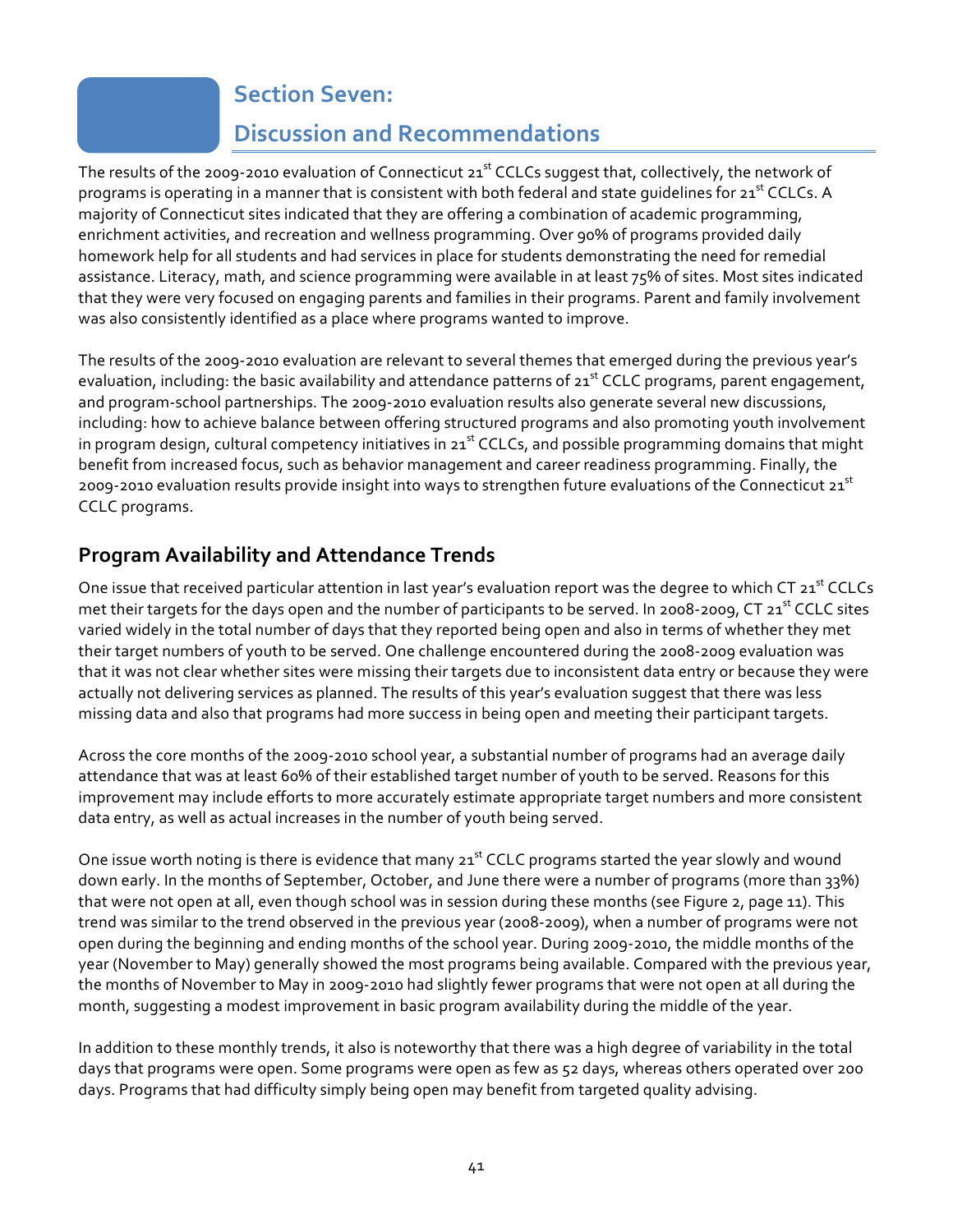# Section Seven: Discussion and Recommendations

The results of the 2009-2010 evaluation of Connecticut 21st CCLCs suggest that, collectively, the network of programs is operating in a manner that is consistent with both federal and state guidelines for 21st CCLCs. A majority of Connecticut sites indicated that they are offering a combination of academic programming, enrichment activities, and recreation and wellness programming. Over 90% of programs provided daily homework help for all students and had services in place for students demonstrating the need for remedial assistance. Literacy, math, and science programming were available in at least 75% of sites. Most sites indicated that they were very focused on engaging parents and families in their programs. Parent and family involvement was also consistently identified as a place where programs wanted to improve.

The results of the 2009-2010 evaluation are relevant to several themes that emerged during the previous year's evaluation, including: the basic availability and attendance patterns of 21st CCLC programs, parent engagement, and program-school partnerships. The 2009-2010 evaluation results also generate several new discussions, including: how to achieve balance between offering structured programs and also promoting youth involvement in program design, cultural competency initiatives in 21st CCLCs, and possible programming domains that might benefit from increased focus, such as behavior management and career readiness programming. Finally, the 2009-2010 evaluation results provide insight into ways to strengthen future evaluations of the Connecticut 21st CCLC programs.

## Program Availability and Attendance Trends

One issue that received particular attention in last year's evaluation report was the degree to which CT 21st CCLCs met their targets for the days open and the number of participants to be served. In 2008-2009, CT 21st CCLC sites varied widely in the total number of days that they reported being open and also in terms of whether they met their target numbers of youth to be served. One challenge encountered during the 2008-2009 evaluation was that it was not clear whether sites were missing their targets due to inconsistent data entry or because they were actually not delivering services as planned. The results of this year's evaluation suggest that there was less missing data and also that programs had more success in being open and meeting their participant targets.

Across the core months of the 2009-2010 school year, a substantial number of programs had an average daily attendance that was at least 60% of their established target number of youth to be served. Reasons for this improvement may include efforts to more accurately estimate appropriate target numbers and more consistent data entry, as well as actual increases in the number of youth being served.

One issue worth noting is there is evidence that many 21st CCLC programs started the year slowly and wound down early. In the months of September, October, and June there were a number of programs (more than 33%) that were not open at all, even though school was in session during these months (see Figure 2, page 11). This trend was similar to the trend observed in the previous year (2008-2009), when a number of programs were not open during the beginning and ending months of the school year. During 2009-2010, the middle months of the year (November to May) generally showed the most programs being available. Compared with the previous year, the months of November to May in 2009-2010 had slightly fewer programs that were not open at all during the month, suggesting a modest improvement in basic program availability during the middle of the year.

In addition to these monthly trends, it also is noteworthy that there was a high degree of variability in the total days that programs were open. Some programs were open as few as 52 days, whereas others operated over 200 days. Programs that had difficulty simply being open may benefit from targeted quality advising.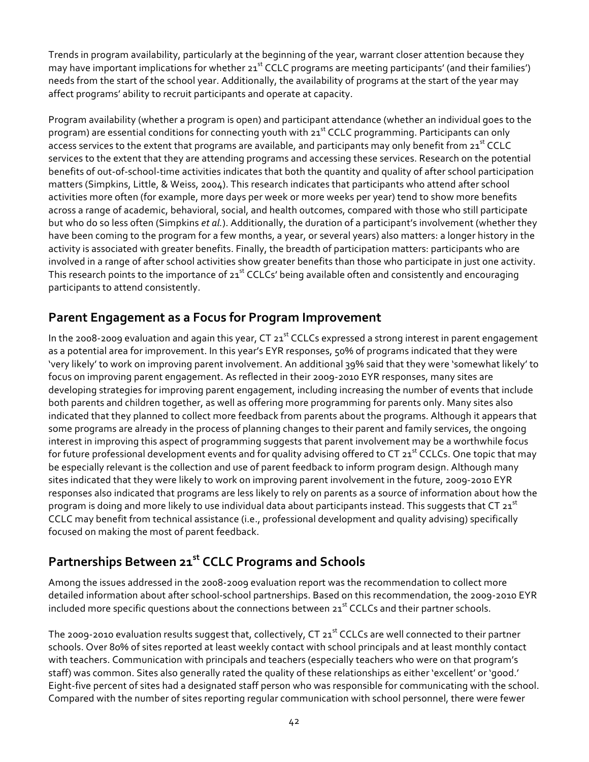Trends in program availability, particularly at the beginning of the year, warrant closer attention because they may have important implications for whether 21st CCLC programs are meeting participants' (and their families') needs from the start of the school year. Additionally, the availability of programs at the start of the year may affect programs' ability to recruit participants and operate at capacity.

Program availability (whether a program is open) and participant attendance (whether an individual goes to the program) are essential conditions for connecting youth with 21st CCLC programming. Participants can only access services to the extent that programs are available, and participants may only benefit from 21st CCLC services to the extent that they are attending programs and accessing these services. Research on the potential benefits of out-of-school-time activities indicates that both the quantity and quality of after school participation matters (Simpkins, Little, & Weiss, 2004). This research indicates that participants who attend after school activities more often (for example, more days per week or more weeks per year) tend to show more benefits across a range of academic, behavioral, social, and health outcomes, compared with those who still participate but who do so less often (Simpkins *et al.*). Additionally, the duration of a participant's involvement (whether they have been coming to the program for a few months, a year, or several years) also matters: a longer history in the activity is associated with greater benefits. Finally, the breadth of participation matters: participants who are involved in a range of after school activities show greater benefits than those who participate in just one activity. This research points to the importance of 21st CCLCs' being available often and consistently and encouraging participants to attend consistently.

## Parent Engagement as a Focus for Program Improvement

In the 2008-2009 evaluation and again this year, CT 21st CCLCs expressed a strong interest in parent engagement as a potential area for improvement. In this year's EYR responses, 50% of programs indicated that they were 'very likely' to work on improving parent involvement. An additional 39% said that they were 'somewhat likely' to focus on improving parent engagement. As reflected in their 2009-2010 EYR responses, many sites are developing strategies for improving parent engagement, including increasing the number of events that include both parents and children together, as well as offering more programming for parents only. Many sites also indicated that they planned to collect more feedback from parents about the programs. Although it appears that some programs are already in the process of planning changes to their parent and family services, the ongoing interest in improving this aspect of programming suggests that parent involvement may be a worthwhile focus for future professional development events and for quality advising offered to CT 21st CCLCs. One topic that may be especially relevant is the collection and use of parent feedback to inform program design. Although many sites indicated that they were likely to work on improving parent involvement in the future, 2009-2010 EYR responses also indicated that programs are less likely to rely on parents as a source of information about how the program is doing and more likely to use individual data about participants instead. This suggests that CT 21st CCLC may benefit from technical assistance (i.e., professional development and quality advising) specifically focused on making the most of parent feedback.

## Partnerships Between 21st CCLC Programs and Schools

Among the issues addressed in the 2008-2009 evaluation report was the recommendation to collect more detailed information about after school-school partnerships. Based on this recommendation, the 2009-2010 EYR included more specific questions about the connections between 21st CCLCs and their partner schools.

The 2009-2010 evaluation results suggest that, collectively, CT 21st CCLCs are well connected to their partner schools. Over 80% of sites reported at least weekly contact with school principals and at least monthly contact with teachers. Communication with principals and teachers (especially teachers who were on that program's staff) was common. Sites also generally rated the quality of these relationships as either 'excellent' or 'good.' Eight-five percent of sites had a designated staff person who was responsible for communicating with the school. Compared with the number of sites reporting regular communication with school personnel, there were fewer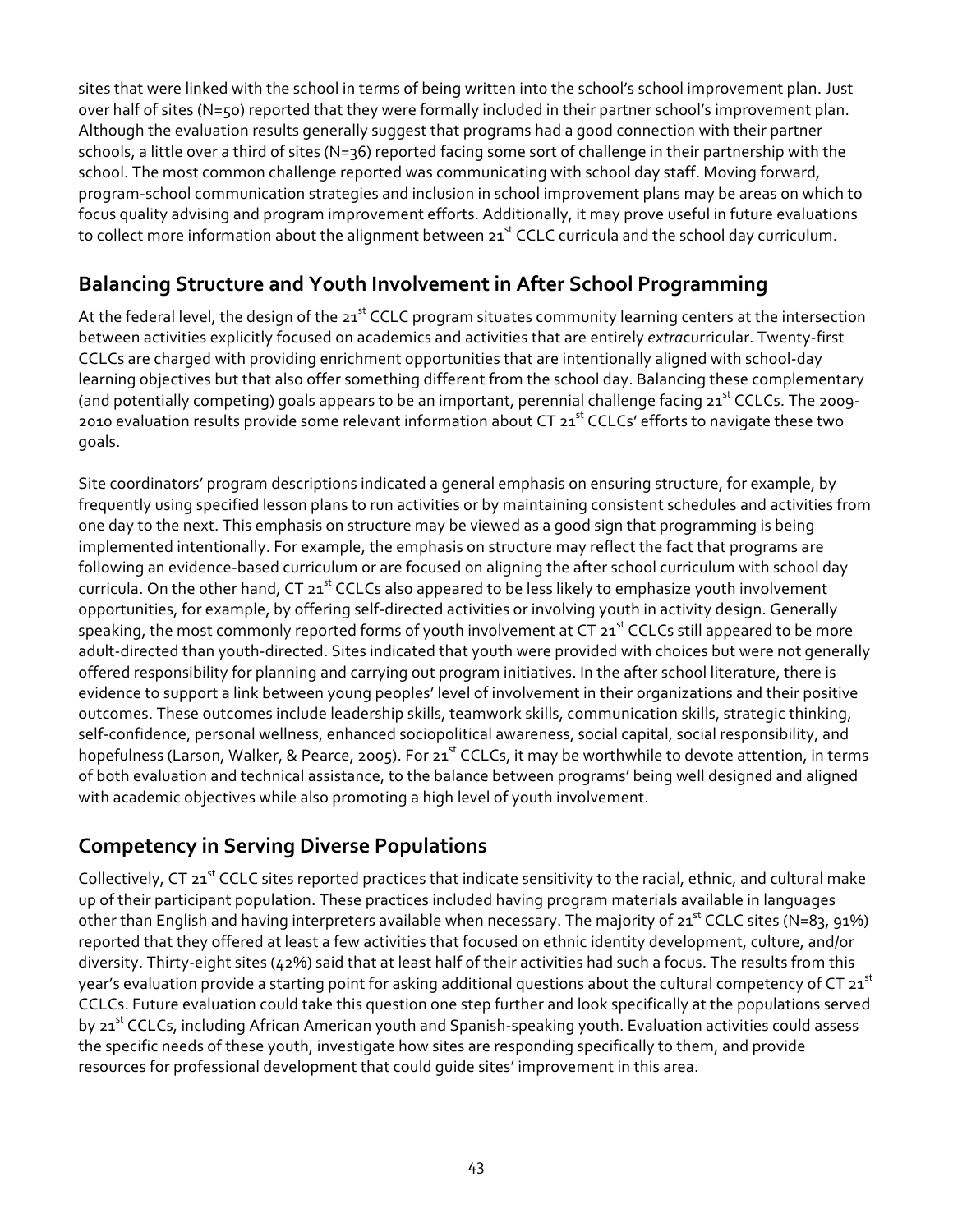sites that were linked with the school in terms of being written into the school's school improvement plan. Just over half of sites (N=50) reported that they were formally included in their partner school's improvement plan. Although the evaluation results generally suggest that programs had a good connection with their partner schools, a little over a third of sites (N=36) reported facing some sort of challenge in their partnership with the school. The most common challenge reported was communicating with school day staff. Moving forward, program-school communication strategies and inclusion in school improvement plans may be areas on which to focus quality advising and program improvement efforts. Additionally, it may prove useful in future evaluations to collect more information about the alignment between 21st CCLC curricula and the school day curriculum.

## Balancing Structure and Youth Involvement in After School Programming

At the federal level, the design of the 21st CCLC program situates community learning centers at the intersection between activities explicitly focused on academics and activities that are entirely *extra*curricular. Twenty-first CCLCs are charged with providing enrichment opportunities that are intentionally aligned with school-day learning objectives but that also offer something different from the school day. Balancing these complementary (and potentially competing) goals appears to be an important, perennial challenge facing 21st CCLCs. The 2009-2010 evaluation results provide some relevant information about CT 21st CCLCs' efforts to navigate these two goals.

Site coordinators' program descriptions indicated a general emphasis on ensuring structure, for example, by frequently using specified lesson plans to run activities or by maintaining consistent schedules and activities from one day to the next. This emphasis on structure may be viewed as a good sign that programming is being implemented intentionally. For example, the emphasis on structure may reflect the fact that programs are following an evidence-based curriculum or are focused on aligning the after school curriculum with school day curricula. On the other hand, CT 21st CCLCs also appeared to be less likely to emphasize youth involvement opportunities, for example, by offering self-directed activities or involving youth in activity design. Generally speaking, the most commonly reported forms of youth involvement at CT 21st CCLCs still appeared to be more adult-directed than youth-directed. Sites indicated that youth were provided with choices but were not generally offered responsibility for planning and carrying out program initiatives. In the after school literature, there is evidence to support a link between young peoples' level of involvement in their organizations and their positive outcomes. These outcomes include leadership skills, teamwork skills, communication skills, strategic thinking, self-confidence, personal wellness, enhanced sociopolitical awareness, social capital, social responsibility, and hopefulness (Larson, Walker, & Pearce, 2005). For 21st CCLCs, it may be worthwhile to devote attention, in terms of both evaluation and technical assistance, to the balance between programs' being well designed and aligned with academic objectives while also promoting a high level of youth involvement.

## Competency in Serving Diverse Populations

Collectively, CT 21st CCLC sites reported practices that indicate sensitivity to the racial, ethnic, and cultural make up of their participant population. These practices included having program materials available in languages other than English and having interpreters available when necessary. The majority of 21st CCLC sites (N=83, 91%) reported that they offered at least a few activities that focused on ethnic identity development, culture, and/or diversity. Thirty-eight sites (42%) said that at least half of their activities had such a focus. The results from this year's evaluation provide a starting point for asking additional questions about the cultural competency of CT 21st CCLCs. Future evaluation could take this question one step further and look specifically at the populations served by 21st CCLCs, including African American youth and Spanish-speaking youth. Evaluation activities could assess the specific needs of these youth, investigate how sites are responding specifically to them, and provide resources for professional development that could guide sites' improvement in this area.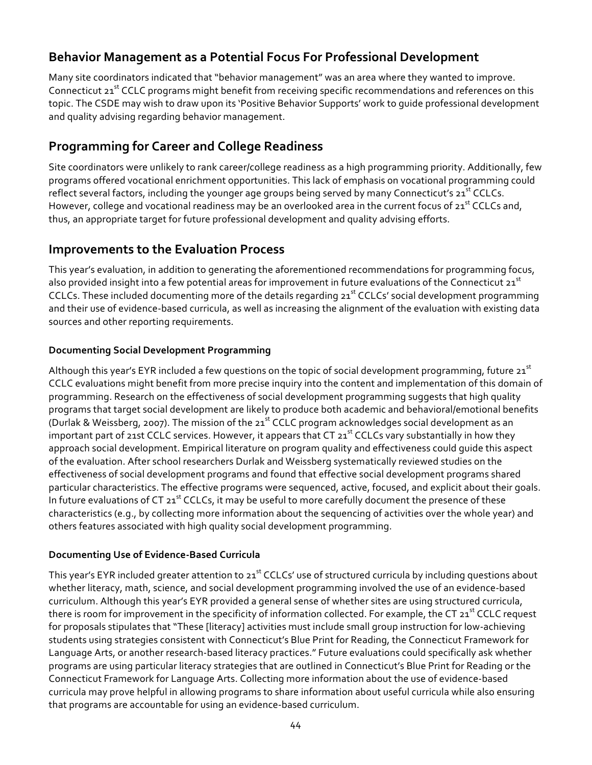## Behavior Management as a Potential Focus For Professional Development

Many site coordinators indicated that "behavior management" was an area where they wanted to improve. Connecticut 21st CCLC programs might benefit from receiving specific recommendations and references on this topic. The CSDE may wish to draw upon its 'Positive Behavior Supports' work to guide professional development and quality advising regarding behavior management.

## Programming for Career and College Readiness

Site coordinators were unlikely to rank career/college readiness as a high programming priority. Additionally, few programs offered vocational enrichment opportunities. This lack of emphasis on vocational programming could reflect several factors, including the younger age groups being served by many Connecticut's 21st CCLCs. However, college and vocational readiness may be an overlooked area in the current focus of 21st CCLCs and, thus, an appropriate target for future professional development and quality advising efforts.

## Improvements to the Evaluation Process

This year's evaluation, in addition to generating the aforementioned recommendations for programming focus, also provided insight into a few potential areas for improvement in future evaluations of the Connecticut 21st CCLCs. These included documenting more of the details regarding 21st CCLCs' social development programming and their use of evidence-based curricula, as well as increasing the alignment of the evaluation with existing data sources and other reporting requirements.

### Documenting Social Development Programming

Although this year's EYR included a few questions on the topic of social development programming, future 21st CCLC evaluations might benefit from more precise inquiry into the content and implementation of this domain of programming. Research on the effectiveness of social development programming suggests that high quality programs that target social development are likely to produce both academic and behavioral/emotional benefits (Durlak & Weissberg, 2007). The mission of the 21st CCLC program acknowledges social development as an important part of 21st CCLC services. However, it appears that CT 21st CCLCs vary substantially in how they approach social development. Empirical literature on program quality and effectiveness could guide this aspect of the evaluation. After school researchers Durlak and Weissberg systematically reviewed studies on the effectiveness of social development programs and found that effective social development programs shared particular characteristics. The effective programs were sequenced, active, focused, and explicit about their goals. In future evaluations of CT 21st CCLCs, it may be useful to more carefully document the presence of these characteristics (e.g., by collecting more information about the sequencing of activities over the whole year) and others features associated with high quality social development programming.

### Documenting Use of Evidence-Based Curricula

This year's EYR included greater attention to 21st CCLCs' use of structured curricula by including questions about whether literacy, math, science, and social development programming involved the use of an evidence-based curriculum. Although this year's EYR provided a general sense of whether sites are using structured curricula, there is room for improvement in the specificity of information collected. For example, the CT 21st CCLC request for proposals stipulates that "These [literacy] activities must include small group instruction for low-achieving students using strategies consistent with Connecticut's Blue Print for Reading, the Connecticut Framework for Language Arts, or another research-based literacy practices." Future evaluations could specifically ask whether programs are using particular literacy strategies that are outlined in Connecticut's Blue Print for Reading or the Connecticut Framework for Language Arts. Collecting more information about the use of evidence-based curricula may prove helpful in allowing programs to share information about useful curricula while also ensuring that programs are accountable for using an evidence-based curriculum.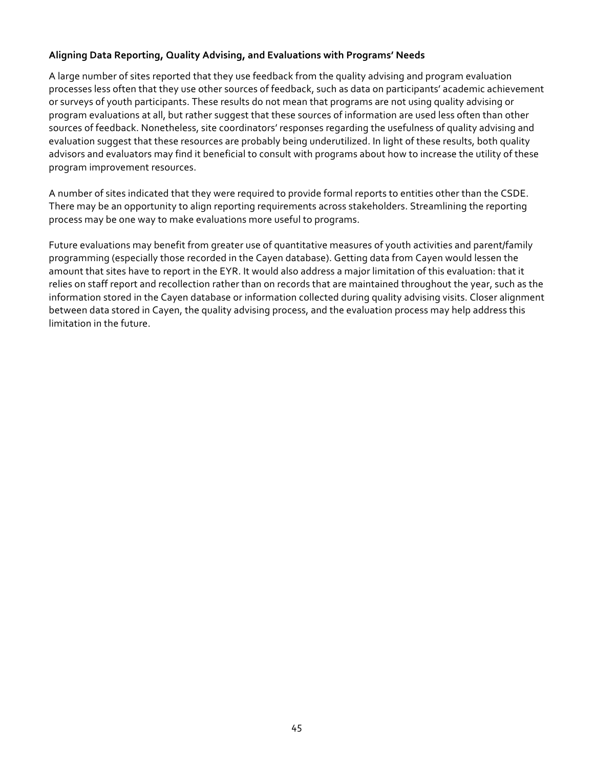**Aligning Data Reporting, Quality Advising, and Evaluations with Programs' Needs**

A large number of sites reported that they use feedback from the quality advising and program evaluation processes less often that they use other sources of feedback, such as data on participants' academic achievement or surveys of youth participants. These results do not mean that programs are not using quality advising or program evaluations at all, but rather suggest that these sources of information are used less often than other sources of feedback. Nonetheless, site coordinators' responses regarding the usefulness of quality advising and evaluation suggest that these resources are probably being underutilized. In light of these results, both quality advisors and evaluators may find it beneficial to consult with programs about how to increase the utility of these program improvement resources.

A number of sites indicated that they were required to provide formal reports to entities other than the CSDE. There may be an opportunity to align reporting requirements across stakeholders. Streamlining the reporting process may be one way to make evaluations more useful to programs.

Future evaluations may benefit from greater use of quantitative measures of youth activities and parent/family programming (especially those recorded in the Cayen database). Getting data from Cayen would lessen the amount that sites have to report in the EYR. It would also address a major limitation of this evaluation: that it relies on staff report and recollection rather than on records that are maintained throughout the year, such as the information stored in the Cayen database or information collected during quality advising visits. Closer alignment between data stored in Cayen, the quality advising process, and the evaluation process may help address this limitation in the future.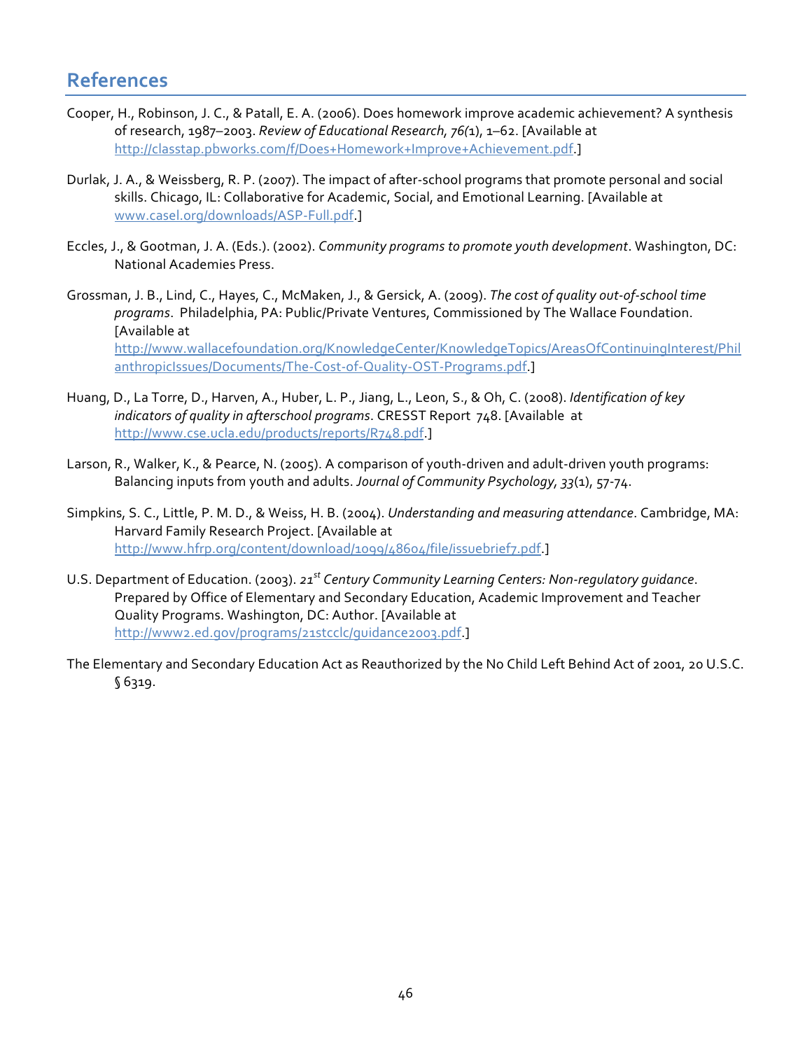## References

Cooper, H., Robinson, J. C., & Patall, E. A. (2006). Does homework improve academic achievement? A synthesis of research, 1987–2003. *Review of Educational Research, 76(*1), 1–62. [Available at http://classtap.pbworks.com/f/Does+Homework+Improve+Achievement.pdf.]

Durlak, J. A., & Weissberg, R. P. (2007). The impact of after-school programs that promote personal and social skills. Chicago, IL: Collaborative for Academic, Social, and Emotional Learning. [Available at www.casel.org/downloads/ASP-Full.pdf.]

Eccles, J., & Gootman, J. A. (Eds.). (2002). *Community programs to promote youth development*. Washington, DC: National Academies Press.

Grossman, J. B., Lind, C., Hayes, C., McMaken, J., & Gersick, A. (2009). *The cost of quality out-of-school time programs*. Philadelphia, PA: Public/Private Ventures, Commissioned by The Wallace Foundation. [Available at http://www.wallacefoundation.org/KnowledgeCenter/KnowledgeTopics/AreasOfContinuingInterest/PhilanthropicIssues/Documents/The-Cost-of-Quality-OST-Programs.pdf.]

Huang, D., La Torre, D., Harven, A., Huber, L. P., Jiang, L., Leon, S., & Oh, C. (2008). *Identification of key indicators of quality in afterschool programs*. CRESST Report 748. [Available at http://www.cse.ucla.edu/products/reports/R748.pdf.]

Larson, R., Walker, K., & Pearce, N. (2005). A comparison of youth-driven and adult-driven youth programs: Balancing inputs from youth and adults. *Journal of Community Psychology, 33*(1), 57-74.

Simpkins, S. C., Little, P. M. D., & Weiss, H. B. (2004). *Understanding and measuring attendance*. Cambridge, MA: Harvard Family Research Project. [Available at http://www.hfrp.org/content/download/1099/48604/file/issuebrief7.pdf.]

U.S. Department of Education. (2003). *21st Century Community Learning Centers: Non-regulatory guidance*. Prepared by Office of Elementary and Secondary Education, Academic Improvement and Teacher Quality Programs. Washington, DC: Author. [Available at http://www2.ed.gov/programs/21stcclc/guidance2003.pdf.]

The Elementary and Secondary Education Act as Reauthorized by the No Child Left Behind Act of 2001, 20 U.S.C. § 6319.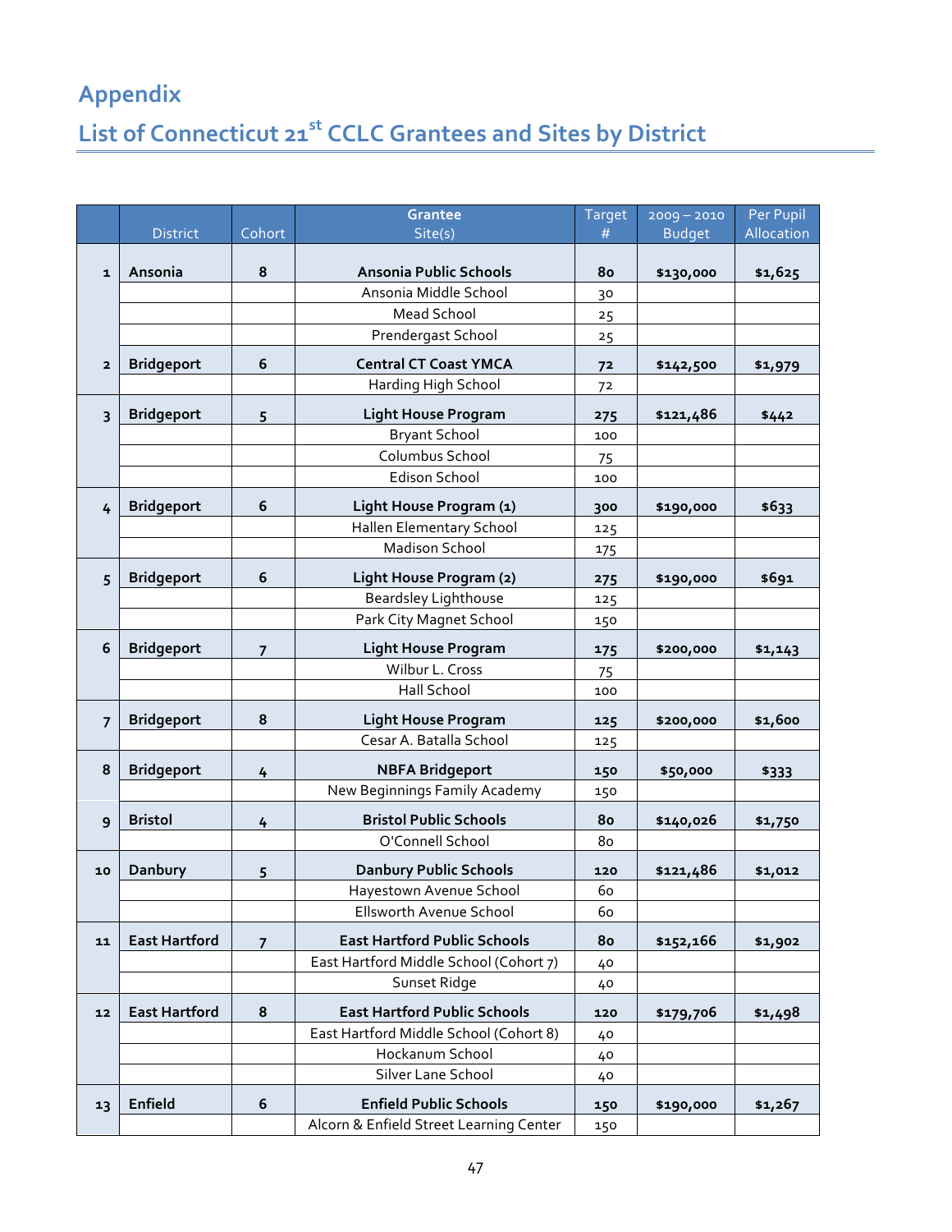# Appendix

## List of Connecticut 21st CCLC Grantees and Sites by District

| | District | Cohort | Grantee Site(s) | Target # | 2009 – 2010 Budget | Per Pupil Allocation |
|---|---|---|---|---|---|---|
| 1 | **Ansonia** | **8** | **Ansonia Public Schools** | **80** | **$130,000** | **$1,625** |
| | | | Ansonia Middle School | 30 | | |
| | | | Mead School | 25 | | |
| | | | Prendergast School | 25 | | |
| 2 | **Bridgeport** | **6** | **Central CT Coast YMCA** | **72** | **$142,500** | **$1,979** |
| | | | Harding High School | 72 | | |
| 3 | **Bridgeport** | **5** | **Light House Program** | **275** | **$121,486** | **$442** |
| | | | Bryant School | 100 | | |
| | | | Columbus School | 75 | | |
| | | | Edison School | 100 | | |
| 4 | **Bridgeport** | **6** | **Light House Program (1)** | **300** | **$190,000** | **$633** |
| | | | Hallen Elementary School | 125 | | |
| | | | Madison School | 175 | | |
| 5 | **Bridgeport** | **6** | **Light House Program (2)** | **275** | **$190,000** | **$691** |
| | | | Beardsley Lighthouse | 125 | | |
| | | | Park City Magnet School | 150 | | |
| 6 | **Bridgeport** | **7** | **Light House Program** | **175** | **$200,000** | **$1,143** |
| | | | Wilbur L. Cross | 75 | | |
| | | | Hall School | 100 | | |
| 7 | **Bridgeport** | **8** | **Light House Program** | **125** | **$200,000** | **$1,600** |
| | | | Cesar A. Batalla School | 125 | | |
| 8 | **Bridgeport** | **4** | **NBFA Bridgeport** | **150** | **$50,000** | **$333** |
| | | | New Beginnings Family Academy | 150 | | |
| 9 | **Bristol** | **4** | **Bristol Public Schools** | **80** | **$140,026** | **$1,750** |
| | | | O'Connell School | 80 | | |
| 10 | **Danbury** | **5** | **Danbury Public Schools** | **120** | **$121,486** | **$1,012** |
| | | | Hayestown Avenue School | 60 | | |
| | | | Ellsworth Avenue School | 60 | | |
| 11 | **East Hartford** | **7** | **East Hartford Public Schools** | **80** | **$152,166** | **$1,902** |
| | | | East Hartford Middle School (Cohort 7) | 40 | | |
| | | | Sunset Ridge | 40 | | |
| 12 | **East Hartford** | **8** | **East Hartford Public Schools** | **120** | **$179,706** | **$1,498** |
| | | | East Hartford Middle School (Cohort 8) | 40 | | |
| | | | Hockanum School | 40 | | |
| | | | Silver Lane School | 40 | | |
| 13 | **Enfield** | **6** | **Enfield Public Schools** | **150** | **$190,000** | **$1,267** |
| | | | Alcorn & Enfield Street Learning Center | 150 | | |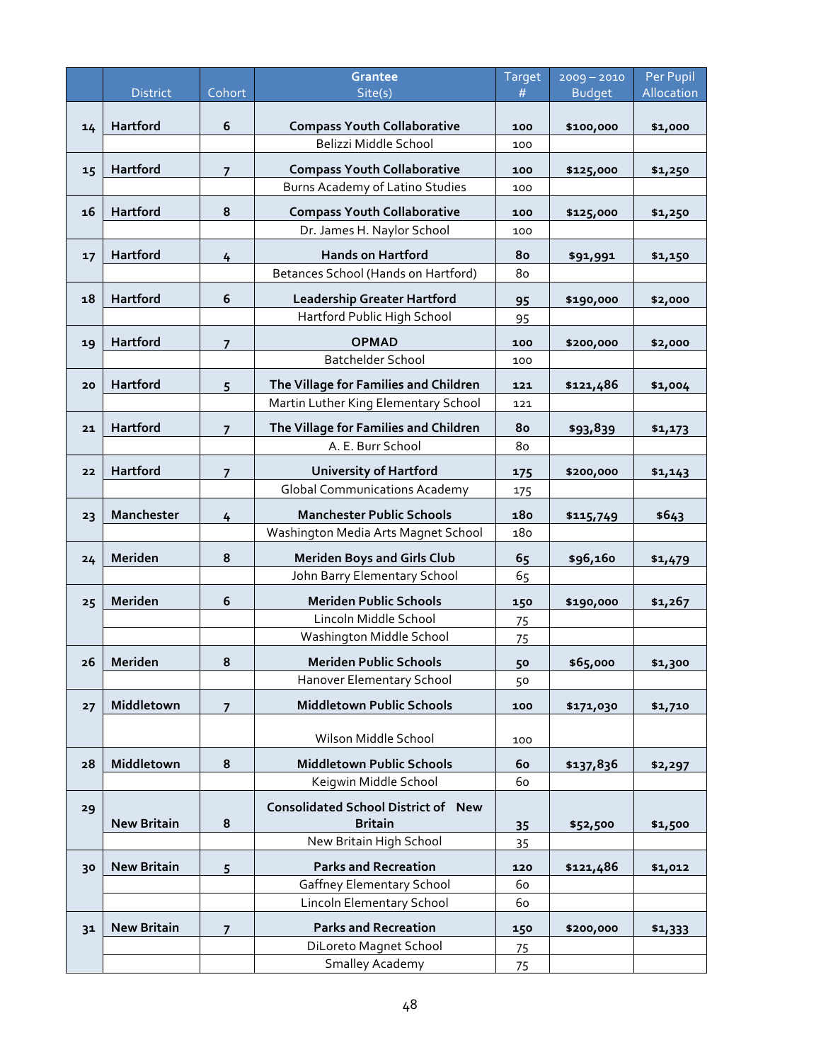| | District | Cohort | Grantee Site(s) | Target # | 2009 – 2010 Budget | Per Pupil Allocation |
|---|---|---|---|---|---|---|
| 14 | Hartford | 6 | **Compass Youth Collaborative** | 100 | $100,000 | $1,000 |
| | | | Belizzi Middle School | 100 | | |
| 15 | Hartford | 7 | **Compass Youth Collaborative** | 100 | $125,000 | $1,250 |
| | | | Burns Academy of Latino Studies | 100 | | |
| 16 | Hartford | 8 | **Compass Youth Collaborative** | 100 | $125,000 | $1,250 |
| | | | Dr. James H. Naylor School | 100 | | |
| 17 | Hartford | 4 | **Hands on Hartford** | 80 | $91,991 | $1,150 |
| | | | Betances School (Hands on Hartford) | 80 | | |
| 18 | Hartford | 6 | **Leadership Greater Hartford** | 95 | $190,000 | $2,000 |
| | | | Hartford Public High School | 95 | | |
| 19 | Hartford | 7 | **OPMAD** | 100 | $200,000 | $2,000 |
| | | | Batchelder School | 100 | | |
| 20 | Hartford | 5 | **The Village for Families and Children** | 121 | $121,486 | $1,004 |
| | | | Martin Luther King Elementary School | 121 | | |
| 21 | Hartford | 7 | **The Village for Families and Children** | 80 | $93,839 | $1,173 |
| | | | A. E. Burr School | 80 | | |
| 22 | Hartford | 7 | **University of Hartford** | 175 | $200,000 | $1,143 |
| | | | Global Communications Academy | 175 | | |
| 23 | Manchester | 4 | **Manchester Public Schools** | 180 | $115,749 | $643 |
| | | | Washington Media Arts Magnet School | 180 | | |
| 24 | Meriden | 8 | **Meriden Boys and Girls Club** | 65 | $96,160 | $1,479 |
| | | | John Barry Elementary School | 65 | | |
| 25 | Meriden | 6 | **Meriden Public Schools** | 150 | $190,000 | $1,267 |
| | | | Lincoln Middle School | 75 | | |
| | | | Washington Middle School | 75 | | |
| 26 | Meriden | 8 | **Meriden Public Schools** | 50 | $65,000 | $1,300 |
| | | | Hanover Elementary School | 50 | | |
| 27 | Middletown | 7 | **Middletown Public Schools** | 100 | $171,030 | $1,710 |
| | | | Wilson Middle School | 100 | | |
| 28 | Middletown | 8 | **Middletown Public Schools** | 60 | $137,836 | $2,297 |
| | | | Keigwin Middle School | 60 | | |
| 29 | New Britain | 8 | **Consolidated School District of New Britain** | 35 | $52,500 | $1,500 |
| | | | New Britain High School | 35 | | |
| 30 | New Britain | 5 | **Parks and Recreation** | 120 | $121,486 | $1,012 |
| | | | Gaffney Elementary School | 60 | | |
| | | | Lincoln Elementary School | 60 | | |
| 31 | New Britain | 7 | **Parks and Recreation** | 150 | $200,000 | $1,333 |
| | | | DiLoreto Magnet School | 75 | | |
| | | | Smalley Academy | 75 | | |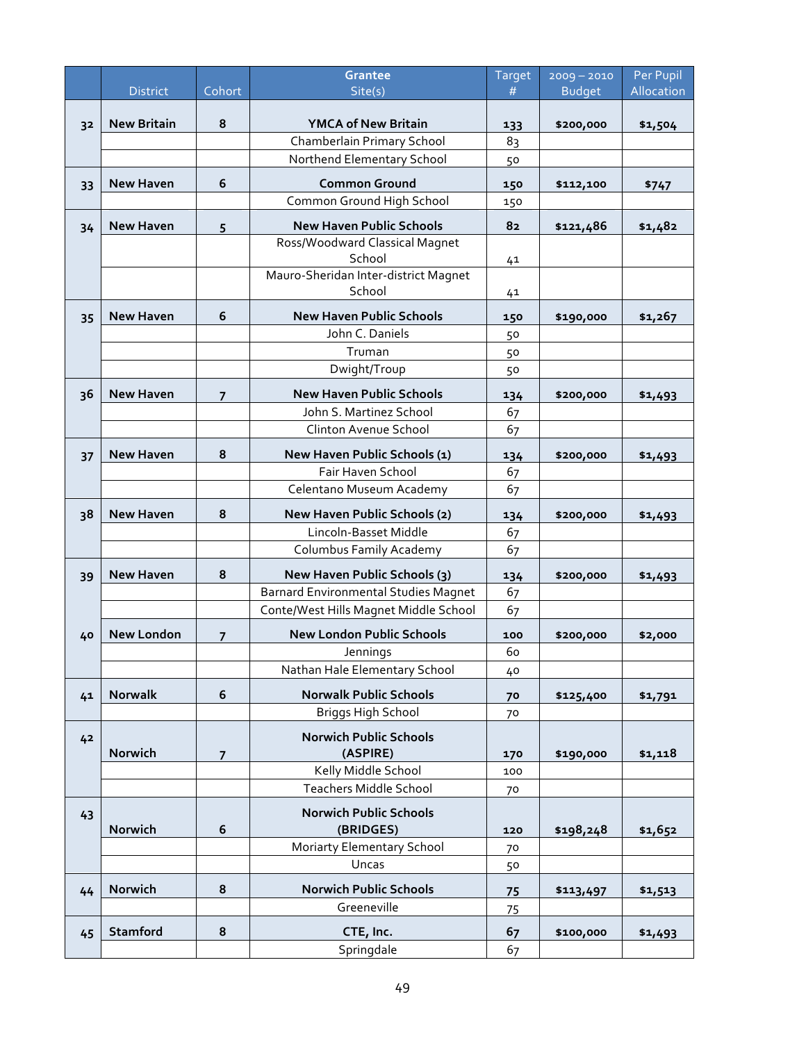| | District | Cohort | Grantee Site(s) | Target # | 2009 – 2010 Budget | Per Pupil Allocation |
|---|---|---|---|---|---|---|
| 32 | **New Britain** | **8** | **YMCA of New Britain** | **133** | **$200,000** | **$1,504** |
| | | | Chamberlain Primary School | 83 | | |
| | | | Northend Elementary School | 50 | | |
| 33 | **New Haven** | **6** | **Common Ground** | **150** | **$112,100** | **$747** |
| | | | Common Ground High School | 150 | | |
| 34 | **New Haven** | **5** | **New Haven Public Schools** | **82** | **$121,486** | **$1,482** |
| | | | Ross/Woodward Classical Magnet School | 41 | | |
| | | | Mauro-Sheridan Inter-district Magnet School | 41 | | |
| 35 | **New Haven** | **6** | **New Haven Public Schools** | **150** | **$190,000** | **$1,267** |
| | | | John C. Daniels | 50 | | |
| | | | Truman | 50 | | |
| | | | Dwight/Troup | 50 | | |
| 36 | **New Haven** | **7** | **New Haven Public Schools** | **134** | **$200,000** | **$1,493** |
| | | | John S. Martinez School | 67 | | |
| | | | Clinton Avenue School | 67 | | |
| 37 | **New Haven** | **8** | **New Haven Public Schools (1)** | **134** | **$200,000** | **$1,493** |
| | | | Fair Haven School | 67 | | |
| | | | Celentano Museum Academy | 67 | | |
| 38 | **New Haven** | **8** | **New Haven Public Schools (2)** | **134** | **$200,000** | **$1,493** |
| | | | Lincoln-Basset Middle | 67 | | |
| | | | Columbus Family Academy | 67 | | |
| 39 | **New Haven** | **8** | **New Haven Public Schools (3)** | **134** | **$200,000** | **$1,493** |
| | | | Barnard Environmental Studies Magnet | 67 | | |
| | | | Conte/West Hills Magnet Middle School | 67 | | |
| 40 | **New London** | **7** | **New London Public Schools** | **100** | **$200,000** | **$2,000** |
| | | | Jennings | 60 | | |
| | | | Nathan Hale Elementary School | 40 | | |
| 41 | **Norwalk** | **6** | **Norwalk Public Schools** | **70** | **$125,400** | **$1,791** |
| | | | Briggs High School | 70 | | |
| 42 | **Norwich** | **7** | **Norwich Public Schools (ASPIRE)** | **170** | **$190,000** | **$1,118** |
| | | | Kelly Middle School | 100 | | |
| | | | Teachers Middle School | 70 | | |
| 43 | **Norwich** | **6** | **Norwich Public Schools (BRIDGES)** | **120** | **$198,248** | **$1,652** |
| | | | Moriarty Elementary School | 70 | | |
| | | | Uncas | 50 | | |
| 44 | **Norwich** | **8** | **Norwich Public Schools** | **75** | **$113,497** | **$1,513** |
| | | | Greeneville | 75 | | |
| 45 | **Stamford** | **8** | **CTE, Inc.** | **67** | **$100,000** | **$1,493** |
| | | | Springdale | 67 | | |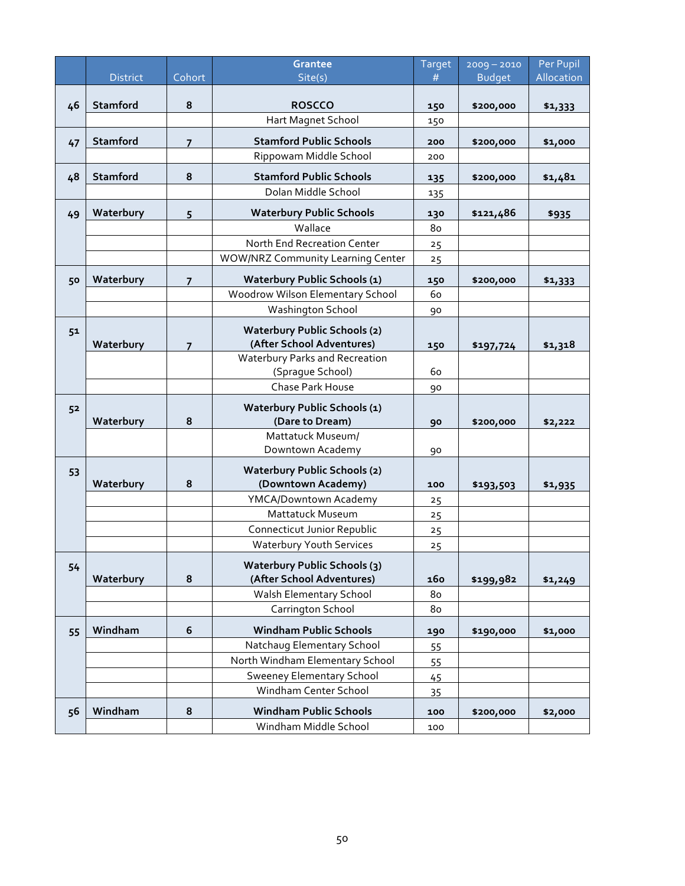| | District | Cohort | Grantee Site(s) | Target # | 2009 – 2010 Budget | Per Pupil Allocation |
|---|---|---|---|---|---|---|
| 46 | **Stamford** | **8** | **ROSCCO** | **150** | **$200,000** | **$1,333** |
| | | | Hart Magnet School | 150 | | |
| 47 | **Stamford** | **7** | **Stamford Public Schools** | **200** | **$200,000** | **$1,000** |
| | | | Rippowam Middle School | 200 | | |
| 48 | **Stamford** | **8** | **Stamford Public Schools** | **135** | **$200,000** | **$1,481** |
| | | | Dolan Middle School | 135 | | |
| 49 | **Waterbury** | **5** | **Waterbury Public Schools** | **130** | **$121,486** | **$935** |
| | | | Wallace | 80 | | |
| | | | North End Recreation Center | 25 | | |
| | | | WOW/NRZ Community Learning Center | 25 | | |
| 50 | **Waterbury** | **7** | **Waterbury Public Schools (1)** | **150** | **$200,000** | **$1,333** |
| | | | Woodrow Wilson Elementary School | 60 | | |
| | | | Washington School | 90 | | |
| 51 | **Waterbury** | **7** | **Waterbury Public Schools (2) (After School Adventures)** | **150** | **$197,724** | **$1,318** |
| | | | Waterbury Parks and Recreation (Sprague School) | 60 | | |
| | | | Chase Park House | 90 | | |
| 52 | **Waterbury** | **8** | **Waterbury Public Schools (1) (Dare to Dream)** | **90** | **$200,000** | **$2,222** |
| | | | Mattatuck Museum/ Downtown Academy | 90 | | |
| 53 | **Waterbury** | **8** | **Waterbury Public Schools (2) (Downtown Academy)** | **100** | **$193,503** | **$1,935** |
| | | | YMCA/Downtown Academy | 25 | | |
| | | | Mattatuck Museum | 25 | | |
| | | | Connecticut Junior Republic | 25 | | |
| | | | Waterbury Youth Services | 25 | | |
| 54 | **Waterbury** | **8** | **Waterbury Public Schools (3) (After School Adventures)** | **160** | **$199,982** | **$1,249** |
| | | | Walsh Elementary School | 80 | | |
| | | | Carrington School | 80 | | |
| 55 | **Windham** | **6** | **Windham Public Schools** | **190** | **$190,000** | **$1,000** |
| | | | Natchaug Elementary School | 55 | | |
| | | | North Windham Elementary School | 55 | | |
| | | | Sweeney Elementary School | 45 | | |
| | | | Windham Center School | 35 | | |
| 56 | **Windham** | **8** | **Windham Public Schools** | **100** | **$200,000** | **$2,000** |
| | | | Windham Middle School | 100 | | |